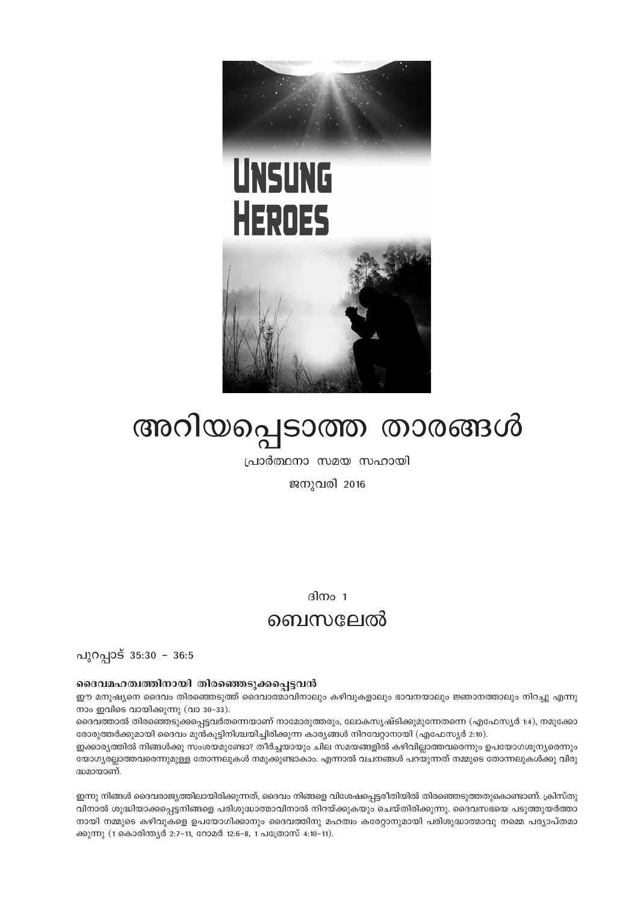UNSUNG HEROES

# അറിയപ്പെടാത്ത താരങ്ങൾ

പ്രാർത്ഥനാ സമയ സഹായി

ജനുവരി 2016

ദിനം 1

## ബെസലേൽ

പുറപ്പാട് 35:30 – 36:5

### ദൈവമഹത്വത്തിനായി തിരഞ്ഞെടുക്കപ്പെട്ടവൻ

ഈ മനുഷ്യനെ ദൈവം തിരഞ്ഞെടുത്ത് ദൈവാത്മാവിനാലും കഴിവുകളാലും ഭാവനയാലും ജ്ഞാനത്താലും നിറച്ചു എന്നു നാം ഇവിടെ വായിക്കുന്നു (വാ 30–33).

ദൈവത്താൽ തിരഞ്ഞെടുക്കപ്പെട്ടവർതന്നെയാണ് നാമോരുത്തരും, ലോകസൃഷ്ടിക്കുമുന്നേതന്നെ (എഫേസ്യർ 1:4), നമുക്കോരോരുത്തർക്കുമായി ദൈവം മുൻകൂട്ടിനിശ്ചയിച്ചിരിക്കുന്ന കാര്യങ്ങൾ നിറവേറ്റാനായി (എഫേസ്യർ 2:10).

ഇക്കാര്യത്തിൽ നിങ്ങൾക്കു സംശയമുണ്ടോ? തീർച്ചയായും ചില സമയങ്ങളിൽ കഴിവില്ലാത്തവരെന്നും ഉപയോഗശൂന്യരെന്നും യോഗ്യരല്ലാത്തവരെന്നുമുള്ള തോന്നലുകൾ നമുക്കുണ്ടാകാം. എന്നാൽ വചനങ്ങൾ പറയുന്നത് നമ്മുടെ തോന്നലുകൾക്കു വിരുദ്ധമായാണ്.

ഇന്നു നിങ്ങൾ ദൈവരാജ്യത്തിലായിരിക്കുന്നത്, ദൈവം നിങ്ങളെ വിശേഷപ്പെട്ടരീതിയിൽ തിരഞ്ഞെടുത്തതുകൊണ്ടാണ്. ക്രിസ്തുവിനാൽ ശുദ്ധിയാക്കപ്പെട്ടനിങ്ങളെ പരിശുദ്ധാത്മാവിനാൽ നിറയ്ക്കുകയും ചെയ്തിരിക്കുന്നു. ദൈവസഭയെ പടുത്തുയർത്താനായി നമ്മുടെ കഴിവുകളെ ഉപയോഗിക്കാനും ദൈവത്തിനു മഹത്വം കരേറ്റാനുമായി പരിശുദ്ധാത്മാവു നമ്മെ പര്യാപ്തമാക്കുന്നു (1 കൊരിന്ത്യർ 2:7–11, റോമർ 12:6–8, 1 പത്രോസ് 4:10–11).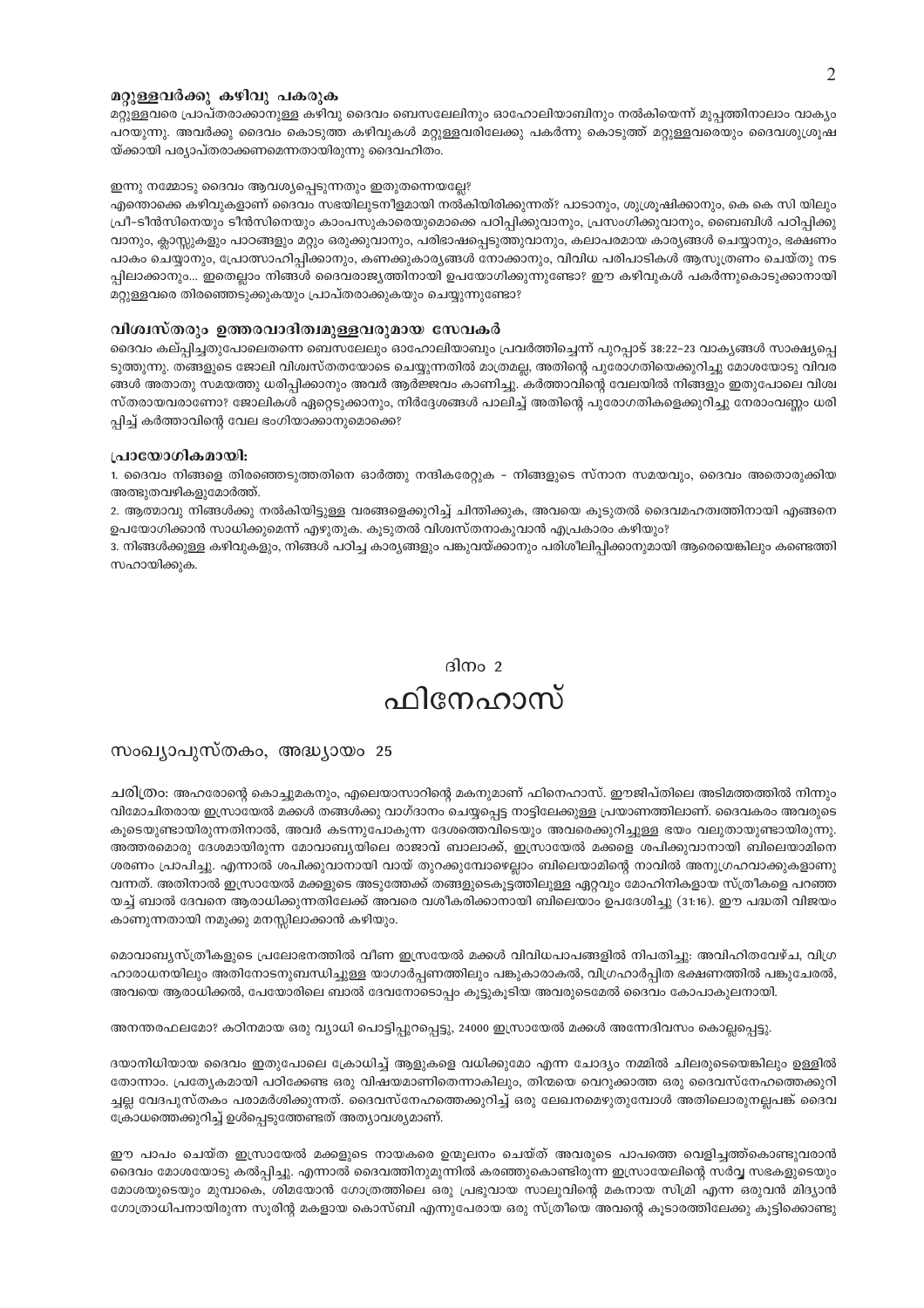### മറ്റുള്ളവർക്കു കഴിവു പകരുക

മറ്റുള്ളവരെ പ്രാപ്തരാക്കാനുള്ള കഴിവു ദൈവം ബെസലേലിനും ഓഹോലിയാബിനും നൽകിയെന്ന് മുപ്പത്തിനാലാം വാക്യം പറയുന്നു. അവർക്കു ദൈവം കൊടുത്ത കഴിവുകൾ മറ്റുള്ളവരിലേക്കു പകർന്നു കൊടുത്ത് മറ്റുള്ളവരെയും ദൈവശുശ്രൂഷയ്ക്കായി പര്യാപ്തരാക്കണമെന്നതായിരുന്നു ദൈവഹിതം.

ഇന്നു നമ്മോടു ദൈവം ആവശ്യപ്പെടുന്നതും ഇതുതന്നെയല്ലേ?

എന്തൊക്കെ കഴിവുകളാണ് ദൈവം സഭയിലൂടെനിങ്ങളായി നൽകിയിരിക്കുന്നത്? പാടാനും, ശുശ്രൂഷിക്കാനും, കെ കെ സി യിലും പ്രീ-ടീൻസിനെയും ടീൻസിനെയും കാംപസുകാരെയുമൊക്കെ പഠിപ്പിക്കുവാനും, പ്രസംഗിക്കുവാനും, ബൈബിൾ പഠിപ്പിക്കുവാനും, ക്ലാസ്സുകളും പാഠങ്ങളും മറ്റും ഒരുക്കുവാനും, പരിഭാഷപ്പെടുത്തുവാനും, കലാപരമായ കാര്യങ്ങൾ ചെയ്യാനും, ഭക്ഷണം പാകം ചെയ്യാനും, പ്രോത്സാഹിപ്പിക്കാനും, കണക്കുകാര്യങ്ങൾ നോക്കാനും, വിവിധ പരിപാടികൾ ആസൂത്രണം ചെയ്തു നടപ്പിലാക്കാനും... ഇതെല്ലാം നിങ്ങൾ ദൈവരാജ്യത്തിനായി ഉപയോഗിക്കുന്നുണ്ടോ? ഈ കഴിവുകൾ പകർന്നുകൊടുക്കാനായി മറ്റുള്ളവരെ തിരഞ്ഞെടുക്കുകയും പ്രാപ്തരാക്കുകയും ചെയ്യുന്നുണ്ടോ?

### വിശ്വസ്തരും ഉത്തരവാദിത്വമുള്ളവരുമായ സേവകർ

ദൈവം കല്പിച്ചതുപോലെതന്നെ ബെസലേലും ഓഹോലിയാബും പ്രവർത്തിച്ചെന്ന് പുറപ്പാട് 38:22-23 വാക്യങ്ങൾ സാക്ഷ്യപ്പെടുത്തുന്നു. തങ്ങളുടെ ജോലി വിശ്വസ്തതയോടെ ചെയ്യുന്നതിൽ മാത്രമല്ല, അതിന്റെ പുരോഗതിയെക്കുറിച്ചു മോശയോടു വിവരങ്ങൾ അതാതു സമയത്തു ധരിപ്പിക്കാനും അവർ ആർജ്ജവം കാണിച്ചു. കർത്താവിന്റെ വേലയിൽ നിങ്ങളും ഇതുപോലെ വിശ്വസ്തരായവരാണോ? ജോലികൾ ഏറ്റെടുക്കാനും, നിർദ്ദേശങ്ങൾ പാലിച്ച് അതിന്റെ പുരോഗതികളെക്കുറിച്ചു നേരാംവണ്ണം ധരിപ്പിച്ച് കർത്താവിന്റെ വേല ഭംഗിയാക്കാനുമൊക്കെ?

### പ്രായോഗികമായി:

1. ദൈവം നിങ്ങളെ തിരഞ്ഞെടുത്തതിനെ ഓർത്തു നന്ദികരേറ്റുക – നിങ്ങളുടെ സ്നാന സമയവും, ദൈവം അതൊരുക്കിയ അത്ഭുതവഴികളുമോർത്ത്.
2. ആത്മാവു നിങ്ങൾക്കു നൽകിയിട്ടുള്ള വരങ്ങളെക്കുറിച്ച് ചിന്തിക്കുക, അവയെ കൂടുതൽ ദൈവമഹത്വത്തിനായി എങ്ങനെ ഉപയോഗിക്കാൻ സാധിക്കുമെന്ന് എഴുതുക. കൂടുതൽ വിശ്വസ്തനാകുവാൻ എപ്രകാരം കഴിയും?
3. നിങ്ങൾക്കുള്ള കഴിവുകളും, നിങ്ങൾ പഠിച്ച കാര്യങ്ങളും പങ്കുവയ്ക്കാനും പരിശീലിപ്പിക്കാനുമായി ആരെയെങ്കിലും കണ്ടെത്തി സഹായിക്കുക.

## ദിനം 2

# ഫിനേഹാസ്

## സംഖ്യാപുസ്തകം, അദ്ധ്യായം 25

ചരിത്രം: അഹരോന്റെ കൊച്ചുമകനും, എലെയാസാറിന്റെ മകനുമാണ് ഫിനെഹാസ്. ഈജിപ്തിലെ അടിമത്തത്തിൽ നിന്നും വിമോചിതരായ ഇസ്രായേൽ മക്കൾ തങ്ങൾക്കു വാഗ്ദാനം ചെയ്യപ്പെട്ട നാട്ടിലേക്കുള്ള പ്രയാണത്തിലാണ്. ദൈവകരം അവരുടെ കൂടെയുണ്ടായിരുന്നതിനാൽ, അവർ കടന്നുപോകുന്ന ദേശത്തെവിടെയും അവരെക്കുറിച്ചുള്ള ഭയം വലുതായുണ്ടായിരുന്നു. അത്തരമൊരു ദേശമായിരുന്ന മോവാബ്യയിലെ രാജാവ് ബാലാക്ക്, ഇസ്രായേൽ മക്കളെ ശപിക്കുവാനായി ബിലെയാമിനെ ശരണം പ്രാപിച്ചു. എന്നാൽ ശപിക്കുവാനായി വായ് തുറക്കുമ്പോഴെല്ലാം ബിലെയാമിന്റെ നാവിൽ അനുഗ്രഹവാക്കുകളാണു വന്നത്. അതിനാൽ ഇസ്രായേൽ മക്കളുടെ അടുത്തേക്ക് തങ്ങളുടെകൂട്ടത്തിലുള്ള ഏറ്റവും മോഹിനികളായ സ്ത്രീകളെ പറഞ്ഞയച്ച് ബാൽ ദേവനെ ആരാധിക്കുന്നതിലേക്ക് അവരെ വശീകരിക്കാനായി ബിലെയാം ഉപദേശിച്ചു (31:16). ഈ പദ്ധതി വിജയം കാണുന്നതായി നമുക്കു മനസ്സിലാക്കാൻ കഴിയും.

മൊവാബ്യസ്ത്രീകളുടെ പ്രലോഭനത്തിൽ വീണ ഇസ്രയേൽ മക്കൾ വിവിധപാപങ്ങളിൽ നിപതിച്ചു: അവിഹിതവേഴ്ച, വിഗ്രഹാരാധനയിലും അതിനോടനുബന്ധിച്ചുള്ള യാഗാർപ്പണത്തിലും പങ്കുകാരാകൽ, വിഗ്രഹാർപ്പിത ഭക്ഷണത്തിൽ പങ്കുചേരൽ, അവയെ ആരാധിക്കൽ, പേയോരിലെ ബാൽ ദേവനോടൊപ്പം കൂട്ടുകൂടിയ അവരുടെമേൽ ദൈവം കോപാകുലനായി.

അനന്തരഫലമോ? കഠിനമായ ഒരു വ്യാധി പൊട്ടിപ്പുറപ്പെട്ടു, 24000 ഇസ്രായേൽ മക്കൾ അന്നേദിവസം കൊല്ലപ്പെട്ടു.

ദയാനിധിയായ ദൈവം ഇതുപോലെ ക്രോധിച്ച് ആളുകളെ വധിക്കുമോ എന്ന ചോദ്യം നമ്മിൽ ചിലരുടെയെങ്കിലും ഉള്ളിൽ തോന്നാം. പ്രത്യേകമായി പഠിക്കേണ്ട ഒരു വിഷയമാണിതെന്നാകിലും, തിന്മയെ വെറുക്കാത്ത ഒരു ദൈവസ്നേഹത്തെക്കുറിച്ചല്ല വേദപുസ്തകം പരാമർശിക്കുന്നത്. ദൈവസ്നേഹത്തെക്കുറിച്ച് ഒരു ലേഖനമെഴുതുമ്പോൾ അതിലൊരുനല്ലപങ്ക് ദൈവക്രോധത്തെക്കുറിച്ച് ഉൾപ്പെടുത്തേണ്ടത് അത്യാവശ്യമാണ്.

ഈ പാപം ചെയ്ത ഇസ്രായേൽ മക്കളുടെ നായകരെ ഉന്മൂലനം ചെയ്ത് അവരുടെ പാപത്തെ വെളിച്ചത്ത്കൊണ്ടുവരാൻ ദൈവം മോശയോടു കൽപ്പിച്ചു. എന്നാൽ ദൈവത്തിനുമുന്നിൽ കരഞ്ഞുകൊണ്ടിരുന്ന ഇസ്രായേലിന്റെ സർവ്വ സഭകളുടെയും മോശയുടെയും മുമ്പാകെ, ശിമയോൻ ഗോത്രത്തിലെ ഒരു പ്രഭുവായ സാലുവിന്റെ മകനായ സിമ്രി എന്ന ഒരുവൻ മിദ്യാൻ ഗോത്രാധിപനായിരുന്ന സൂരിന്റെ മകളായ കൊസ്ബി എന്നുപേരായ ഒരു സ്ത്രീയെ അവന്റെ കൂടാരത്തിലേക്കു കൂട്ടിക്കൊണ്ടു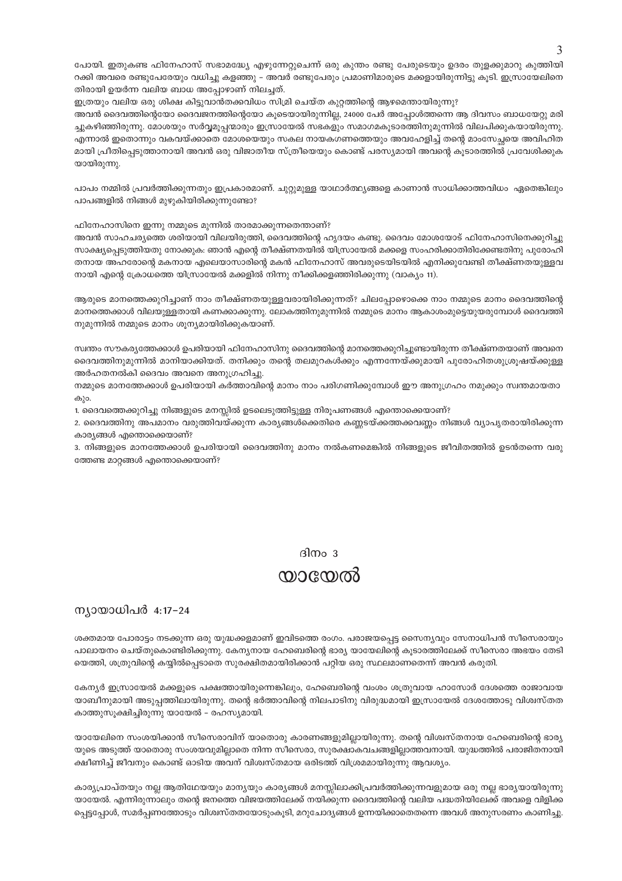പോയി. ഇതുകണ്ട ഫിനേഹാസ് സഭാമദ്ധ്യേ എഴുന്നേറ്റുചെന്ന് ഒരു കുന്തം രണ്ടു പേരുടെയും ഉദരം തുളക്കുമാറു കുത്തിയിറക്കി അവരെ രണ്ടുപേരേയും വധിച്ചു കളഞ്ഞു – അവർ രണ്ടുപേരും പ്രമാണിമാരുടെ മക്കളായിരുന്നിട്ടു കൂടി. ഇസ്രായേലിനെതിരായി ഉയർന്ന വലിയ ബാധ അപ്പോഴാണ് നിലച്ചത്.

ഇത്രയും വലിയ ഒരു ശിക്ഷ കിട്ടുവാൻതക്കവിധം സിമ്രി ചെയ്ത കുറ്റത്തിന്റെ ആഴമെന്തായിരുന്നു?

അവൻ ദൈവത്തിന്റെയോ ദൈവജനത്തിന്റെയോ കൂടെയായിരുന്നില്ല, 24000 പേർ അപ്പോൾത്തന്നെ ആ ദിവസം ബാധയേറ്റു മരിച്ചുകഴിഞ്ഞിരുന്നു. മോശയും സർവ്വമൂപ്പന്മാരും ഇസ്രായേൽ സഭകളും സമാഗമകൂടാരത്തിനുമുന്നിൽ വിലപിക്കുകയായിരുന്നു. എന്നാൽ ഇതൊന്നും വകവയ്ക്കാതെ മോശയെയും സകല നായകഗണത്തെയും അവഹേളിച്ച് തന്റെ മാംസേച്ഛയെ അവിഹിതമായി പ്രീതിപ്പെടുത്താനായി അവൻ ഒരു വിജാതീയ സ്ത്രീയെയും കൊണ്ട് പരസ്യമായി അവന്റെ കൂടാരത്തിൽ പ്രവേശിക്കുകയായിരുന്നു.

പാപം നമ്മിൽ പ്രവർത്തിക്കുന്നതും ഇപ്രകാരമാണ്. ചുറ്റുമുള്ള യാഥാർത്ഥ്യങ്ങളെ കാണാൻ സാധിക്കാത്തവിധം ഏതെങ്കിലും പാപങ്ങളിൽ നിങ്ങൾ മുഴുകിയിരിക്കുന്നുണ്ടോ?

ഫിനേഹാസിനെ ഇന്നു നമ്മുടെ മുന്നിൽ താരമാക്കുന്നതെന്താണ്?

അവൻ സാഹചര്യത്തെ ശരിയായി വിലയിരുത്തി, ദൈവത്തിന്റെ ഹൃദയം കണ്ടു. ദൈവം മോശയോട് ഫിനേഹാസിനെക്കുറിച്ചു സാക്ഷ്യപ്പെടുത്തിയതു നോക്കുക: ഞാൻ എന്റെ തീക്ഷ്ണതയിൽ യിസ്രായേൽ മക്കളെ സംഹരിക്കാതിരിക്കേണ്ടതിനു പുരോഹിതനായ അഹരോന്റെ മകനായ എലെയാസാരിന്റെ മകൻ ഫിനേഹാസ് അവരുടെയിടയിൽ എനിക്കുവേണ്ടി തീക്ഷ്ണതയുള്ളവനായി എന്റെ ക്രോധത്തെ യിസ്രായേൽ മക്കളിൽ നിന്നു നീക്കിക്കളഞ്ഞിരിക്കുന്നു (വാക്യം 11).

ആരുടെ മാനത്തെക്കുറിച്ചാണ് നാം തീക്ഷ്ണതയുള്ളവരായിരിക്കുന്നത്? ചിലപ്പോഴൊക്കെ നാം നമ്മുടെ മാനം ദൈവത്തിന്റെ മാനത്തെക്കാൾ വിലയുള്ളതായി കണക്കാക്കുന്നു. ലോകത്തിനുമുന്നിൽ നമ്മുടെ മാനം ആകാശംമുട്ടെയുയരുമ്പോൾ ദൈവത്തിനുമുന്നിൽ നമ്മുടെ മാനം ശൂന്യമായിരിക്കുകയാണ്.

സ്വന്തം സൗകര്യത്തേക്കാൾ ഉപരിയായി ഫിനേഹാസിനു ദൈവത്തിന്റെ മാനത്തെക്കുറിച്ചുണ്ടായിരുന്ന തീക്ഷ്ണതയാണ് അവനെ ദൈവത്തിനുമുന്നിൽ മാനിയാക്കിയത്. തനിക്കും തന്റെ തലമുറകൾക്കും എന്നന്നേയ്ക്കുമായി പുരോഹിതശുശ്രൂഷയ്ക്കുള്ള അർഹതനൽകി ദൈവം അവനെ അനുഗ്രഹിച്ചു.

നമ്മുടെ മാനത്തേക്കാൾ ഉപരിയായി കർത്താവിന്റെ മാനം നാം പരിഗണിക്കുമ്പോൾ ഈ അനുഗ്രഹം നമുക്കും സ്വന്തമായതാകും.

1. ദൈവത്തെക്കുറിച്ചു നിങ്ങളുടെ മനസ്സിൽ ഉടലെടുത്തിട്ടുള്ള നിരൂപണങ്ങൾ എന്തൊക്കെയാണ്?
2. ദൈവത്തിനു അപമാനം വരുത്തിവയ്ക്കുന്ന കാര്യങ്ങൾക്കെതിരെ കണ്ണടയ്ക്കത്തക്കവണ്ണം നിങ്ങൾ വ്യാപൃതരായിരിക്കുന്ന കാര്യങ്ങൾ എന്തൊക്കെയാണ്?
3. നിങ്ങളുടെ മാനത്തേക്കാൾ ഉപരിയായി ദൈവത്തിനു മാനം നൽകണമെങ്കിൽ നിങ്ങളുടെ ജീവിതത്തിൽ ഉടൻതന്നെ വരുത്തേണ്ട മാറ്റങ്ങൾ എന്തൊക്കെയാണ്?

## ദിനം 3
# യായേൽ

### ന്യായാധിപർ 4:17-24

ശക്തമായ പോരാട്ടം നടക്കുന്ന ഒരു യുദ്ധക്കളമാണ് ഇവിടത്തെ രംഗം. പരാജയപ്പെട്ട സൈന്യവും സേനാധിപൻ സീസെരായും പാലായനം ചെയ്തുകൊണ്ടിരിക്കുന്നു. കേന്യനായ ഹേബെരിന്റെ ഭാര്യ യായേലിന്റെ കൂടാരത്തിലേക്ക് സീസെരാ അഭയം തേടിയെത്തി, ശത്രുവിന്റെ കയ്യിൽപ്പെടാതെ സുരക്ഷിതമായിരിക്കാൻ പറ്റിയ ഒരു സ്ഥലമാണതെന്ന് അവൻ കരുതി.

കേന്യർ ഇസ്രായേൽ മക്കളുടെ പക്ഷത്തായിരുന്നെങ്കിലും, ഹേബെരിന്റെ വംശം ശത്രുവായ ഹാസോർ ദേശത്തെ രാജാവായ യാബീനുമായി അടുപ്പത്തിലായിരുന്നു. തന്റെ ഭർത്താവിന്റെ നിലപാടിനു വിരുദ്ധമായി ഇസ്രായേൽ ദേശത്തോടു വിശ്വസ്തത കാത്തുസൂക്ഷിച്ചിരുന്നു യായേൽ – രഹസ്യമായി.

യായേലിനെ സംശയിക്കാൻ സീസെരാവിന് യാതൊരു കാരണങ്ങളുമില്ലായിരുന്നു. തന്റെ വിശ്വസ്തനായ ഹേബെരിന്റെ ഭാര്യയുടെ അടുത്ത് യാതൊരു സംശയവുമില്ലാതെ നിന്ന സീസെരാ, സുരക്ഷാകവചങ്ങളില്ലാത്തവനായി. യുദ്ധത്തിൽ പരാജിതനായി ക്ഷീണിച്ച് ജീവനും കൊണ്ട് ഓടിയ അവന് വിശ്വസ്തമായ ഒരിടത്ത് വിശ്രമമായിരുന്നു ആവശ്യം.

കാര്യപ്രാപ്തയും നല്ല ആതിഥേയയും മാന്യയും കാര്യങ്ങൾ മനസ്സിലാക്കിപ്രവർത്തിക്കുന്നവളുമായ ഒരു നല്ല ഭാര്യയായിരുന്നു യായേൽ. എന്നിരുന്നാലും തന്റെ ജനത്തെ വിജയത്തിലേക്ക് നയിക്കുന്ന ദൈവത്തിന്റെ വലിയ പദ്ധതിയിലേക്ക് അവളെ വിളിക്കപ്പെട്ടപ്പോൾ, സമർപ്പണത്തോടും വിശ്വസ്തതയോടുംകൂടി, മറുചോദ്യങ്ങൾ ഉന്നയിക്കാതെതന്നെ അവൾ അനുസരണം കാണിച്ചു.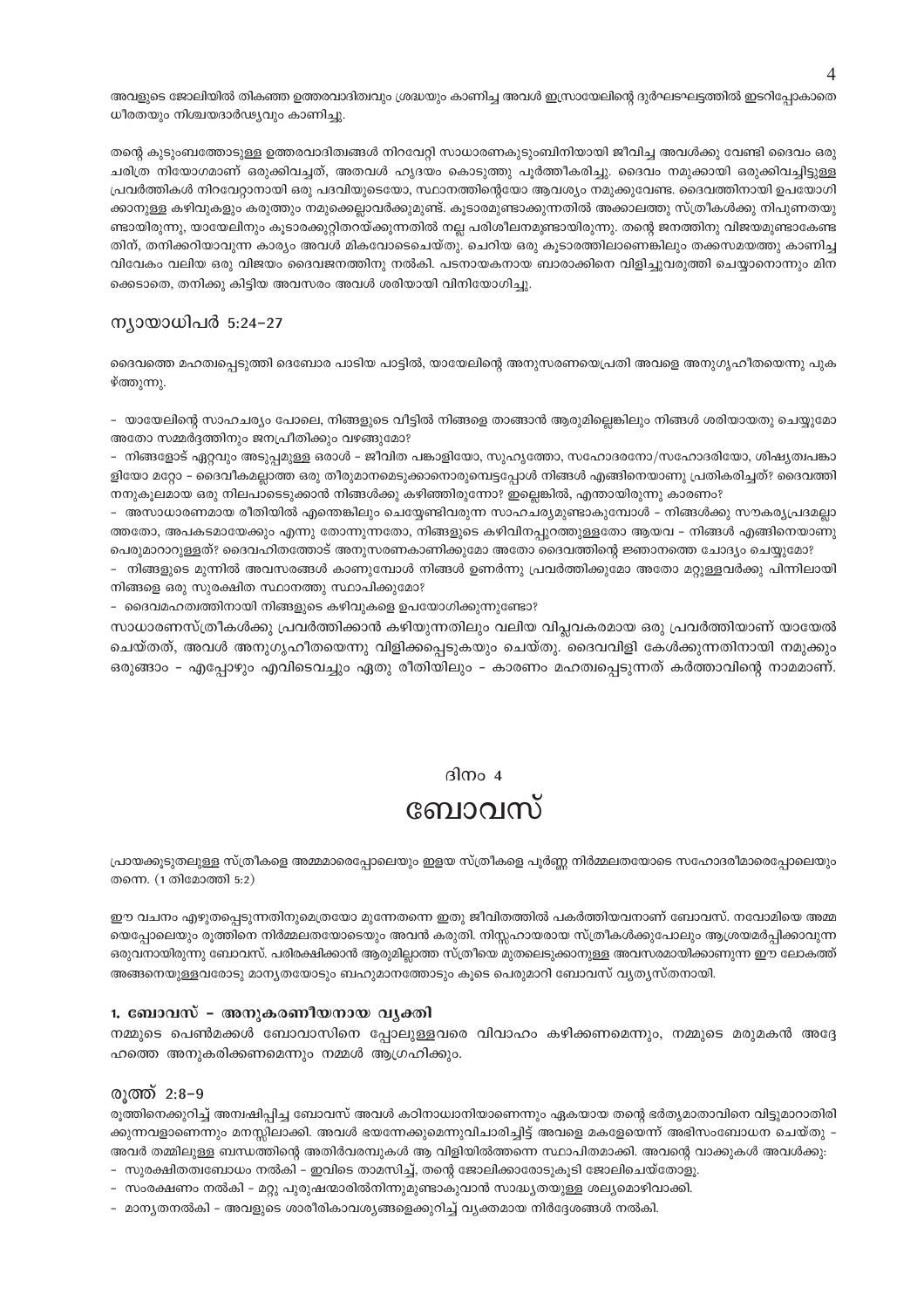അവളുടെ ജോലിയിൽ തികഞ്ഞ ഉത്തരവാദിത്വവും ശ്രദ്ധയും കാണിച്ച അവൾ ഇസ്രായേലിന്റെ ദുർഘടഘട്ടത്തിൽ ഇടറിപ്പോകാതെ ധീരതയും നിശ്ചയദാർഢ്യവും കാണിച്ചു.

തന്റെ കുടുംബത്തോടുള്ള ഉത്തരവാദിത്വങ്ങൾ നിറവേറ്റി സാധാരണകുടുംബിനിയായി ജീവിച്ച അവൾക്കു വേണ്ടി ദൈവം ഒരു ചരിത്ര നിയോഗമാണ് ഒരുക്കിവച്ചത്, അതവൾ ഹൃദയം കൊടുത്തു പൂർത്തീകരിച്ചു. ദൈവം നമുക്കായി ഒരുക്കിവച്ചിട്ടുള്ള പ്രവർത്തികൾ നിറവേറ്റാനായി ഒരു പദവിയുടെയോ, സ്ഥാനത്തിന്റെയോ ആവശ്യം നമുക്കുവേണ്ട. ദൈവത്തിനായി ഉപയോഗിക്കാനുള്ള കഴിവുകളും കരുത്തും നമുക്കെല്ലാവർക്കുമുണ്ട്. കൂടാരമുണ്ടാക്കുന്നതിൽ അക്കാലത്തു സ്ത്രീകൾക്കു നിപുണതയുണ്ടായിരുന്നു, യായേലിനും കൂടാരക്കുറ്റിതറയ്ക്കുന്നതിൽ നല്ല പരിശീലനമുണ്ടായിരുന്നു. തന്റെ ജനത്തിനു വിജയമുണ്ടാകേണ്ടതിന്, തനിക്കറിയാവുന്ന കാര്യം അവൾ മികവോടെചെയ്തു. ചെറിയ ഒരു കൂടാരത്തിലാണെങ്കിലും തക്കസമയത്തു കാണിച്ച വിവേകം വലിയ ഒരു വിജയം ദൈവജനത്തിനു നൽകി. പടനായകനായ ബാരാക്കിനെ വിളിച്ചുവരുത്തി ചെയ്യാനൊന്നും മിനക്കെടാതെ, തനിക്കു കിട്ടിയ അവസരം അവൾ ശരിയായി വിനിയോഗിച്ചു.

### ന്യായാധിപർ 5:24-27

ദൈവത്തെ മഹത്വപ്പെടുത്തി ദെബോര പാടിയ പാട്ടിൽ, യായേലിന്റെ അനുസരണയെപ്രതി അവളെ അനുഗൃഹീതയെന്നു പുകഴ്ത്തുന്നു.

- യായേലിന്റെ സാഹചര്യം പോലെ, നിങ്ങളുടെ വീട്ടിൽ നിങ്ങളെ താങ്ങാൻ ആരുമില്ലെങ്കിലും നിങ്ങൾ ശരിയായതു ചെയ്യുമോ അതോ സമ്മർദ്ദത്തിനും ജനപ്രീതിക്കും വഴങ്ങുമോ?
- നിങ്ങളോട് ഏറ്റവും അടുപ്പമുള്ള ഒരാൾ – ജീവിത പങ്കാളിയോ, സുഹൃത്തോ, സഹോദരനോ/സഹോദരിയോ, ശിഷ്യത്വപങ്കാളിയോ മറ്റോ – ദൈവികമല്ലാത്ത ഒരു തീരുമാനമെടുക്കാനൊരുമ്പെട്ടപ്പോൾ നിങ്ങൾ എങ്ങിനെയാണു പ്രതികരിച്ചത്? ദൈവത്തിനനുകൂലമായ ഒരു നിലപാടെടുക്കാൻ നിങ്ങൾക്കു കഴിഞ്ഞിരുന്നോ? ഇല്ലെങ്കിൽ, എന്തായിരുന്നു കാരണം?
- അസാധാരണമായ രീതിയിൽ എന്തെങ്കിലും ചെയ്യേണ്ടിവരുന്ന സാഹചര്യമുണ്ടാകുമ്പോൾ – നിങ്ങൾക്കു സൗകര്യപ്രദമല്ലാത്തതോ, അപകടമായേക്കും എന്നു തോന്നുന്നതോ, നിങ്ങളുടെ കഴിവിനപ്പുറത്തുള്ളതോ ആയവ – നിങ്ങൾ എങ്ങിനെയാണു പെരുമാറാറുള്ളത്? ദൈവഹിതത്തോട് അനുസരണകാണിക്കുമോ അതോ ദൈവത്തിന്റെ ജ്ഞാനത്തെ ചോദ്യം ചെയ്യുമോ?
- നിങ്ങളുടെ മുന്നിൽ അവസരങ്ങൾ കാണുമ്പോൾ നിങ്ങൾ ഉണർന്നു പ്രവർത്തിക്കുമോ അതോ മറ്റുള്ളവർക്കു പിന്നിലായി നിങ്ങളെ ഒരു സുരക്ഷിത സ്ഥാനത്തു സ്ഥാപിക്കുമോ?
- ദൈവമഹത്വത്തിനായി നിങ്ങളുടെ കഴിവുകളെ ഉപയോഗിക്കുന്നുണ്ടോ?

സാധാരണസ്ത്രീകൾക്കു പ്രവർത്തിക്കാൻ കഴിയുന്നതിലും വലിയ വിപ്ലവകരമായ ഒരു പ്രവർത്തിയാണ് യായേൽ ചെയ്തത്, അവൾ അനുഗൃഹീതയെന്നു വിളിക്കപ്പെടുകയും ചെയ്തു. ദൈവവിളി കേൾക്കുന്നതിനായി നമുക്കും ഒരുങ്ങാം – എപ്പോഴും എവിടെവച്ചും ഏതു രീതിയിലും – കാരണം മഹത്വപ്പെടുന്നത് കർത്താവിന്റെ നാമമാണ്.

ദിനം 4

# ബോവസ്

പ്രായക്കൂടുതലുള്ള സ്ത്രീകളെ അമ്മമാരെപ്പോലെയും ഇളയ സ്ത്രീകളെ പൂർണ്ണ നിർമ്മലതയോടെ സഹോദരിമാരെപ്പോലെയും തന്നെ. (1 തിമോത്തി 5:2)

ഈ വചനം എഴുതപ്പെടുന്നതിനുമെത്രയോ മുന്നേതന്നെ ഇതു ജീവിതത്തിൽ പകർത്തിയവനാണ് ബോവസ്. നവോമിയെ അമ്മയെപ്പോലെയും രൂത്തിനെ നിർമ്മലതയോടെയും അവൻ കരുതി. നിസ്സഹായരായ സ്ത്രീകൾക്കുപോലും ആശ്രയമർപ്പിക്കാവുന്ന ഒരുവനായിരുന്നു ബോവസ്. പരിരക്ഷിക്കാൻ ആരുമില്ലാത്ത സ്ത്രീയെ മുതലെടുക്കാനുള്ള അവസരമായിക്കാണുന്ന ഈ ലോകത്ത് അങ്ങനെയുള്ളവരോടു മാന്യതയോടും ബഹുമാനത്തോടും കൂടെ പെരുമാറി ബോവസ് വ്യത്യസ്തനായി.

### 1. ബോവസ് – അനുകരണീയനായ വ്യക്തി

നമ്മുടെ പെൺമക്കൾ ബോവാസിനെ പ്പോലുള്ളവരെ വിവാഹം കഴിക്കണമെന്നും, നമ്മുടെ മരുമകൻ അദ്ദേഹത്തെ അനുകരിക്കണമെന്നും നമ്മൾ ആഗ്രഹിക്കും.

### രൂത്ത് 2:8-9

രൂത്തിനെക്കുറിച്ച് അന്വഷിപ്പിച്ച ബോവസ് അവൾ കഠിനാധ്വാനിയാണെന്നും ഏകയായ തന്റെ ഭർതൃമാതാവിനെ വിട്ടുമാറാതിരിക്കുന്നവളാണെന്നും മനസ്സിലാക്കി. അവൾ ഭയന്നേക്കുമെന്നുവിചാരിച്ചിട്ട് അവളെ മകളേയെന്ന് അഭിസംബോധന ചെയ്തു – അവർ തമ്മിലുള്ള ബന്ധത്തിന്റെ അതിർവരമ്പുകൾ ആ വിളിയിൽത്തന്നെ സ്ഥാപിതമാക്കി. അവന്റെ വാക്കുകൾ അവൾക്കു:

- സുരക്ഷിതത്വബോധം നൽകി – ഇവിടെ താമസിച്ച്, തന്റെ ജോലിക്കാരോടുകൂടി ജോലിചെയ്തോളൂ.
- സംരക്ഷണം നൽകി – മറ്റു പുരുഷന്മാരിൽനിന്നുമുണ്ടാകുവാൻ സാദ്ധ്യതയുള്ള ശല്യമൊഴിവാക്കി.
- മാന്യതനൽകി – അവളുടെ ശാരീരികാവശ്യങ്ങളെക്കുറിച്ച് വ്യക്തമായ നിർദ്ദേശങ്ങൾ നൽകി.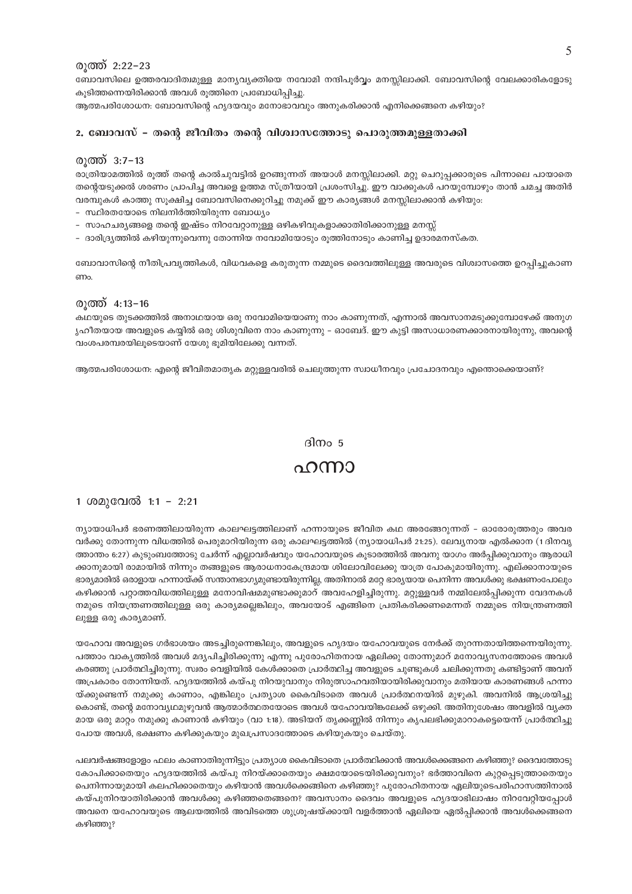### രൂത്ത് 2:22–23

ബോവസിലെ ഉത്തരവാദിത്വമുള്ള മാന്യവ്യക്തിയെ നവോമി നന്ദിപൂർവ്വം മനസ്സിലാക്കി. ബോവസിന്റെ വേലക്കാരികളോടു കൂടിത്തന്നെയിരിക്കാൻ അവൾ രൂത്തിനെ പ്രബോധിപ്പിച്ചു.

ആത്മപരിശോധന: ബോവസിന്റെ ഹൃദയവും മനോഭാവവും അനുകരിക്കാൻ എനിക്കെങ്ങനെ കഴിയും?

## 2. ബോവസ് – തന്റെ ജീവിതം തന്റെ വിശ്വാസത്തോടു പൊരുത്തമുള്ളതാക്കി

### രൂത്ത് 3:7–13

രാത്രിയാമത്തിൽ രൂത്ത് തന്റെ കാൽചുവട്ടിൽ ഉറങ്ങുന്നത് അയാൾ മനസ്സിലാക്കി. മറ്റു ചെറുപ്പക്കാരുടെ പിന്നാലെ പായാതെ തന്റെയടുക്കൽ ശരണം പ്രാപിച്ച അവളെ ഉത്തമ സ്ത്രീയായി പ്രശംസിച്ചു. ഈ വാക്കുകൾ പറയുമ്പോഴും താൻ ചമച്ച അതിർ വരമ്പുകൾ കാത്തു സൂക്ഷിച്ച ബോവസിനെക്കുറിച്ചു നമുക്ക് ഈ കാര്യങ്ങൾ മനസ്സിലാക്കാൻ കഴിയും:

- സ്ഥിരതയോടെ നിലനിർത്തിയിരുന്ന ബോധ്യം
- സാഹചര്യങ്ങളെ തന്റെ ഇഷ്ടം നിറവേറ്റാനുള്ള ഒഴികഴിവുകളാക്കാതിരിക്കാനുള്ള മനസ്സ്
- ദാരിദ്ര്യത്തിൽ കഴിയുന്നുവെന്നു തോന്നിയ നവോമിയോടും രൂത്തിനോടും കാണിച്ച ഉദാരമനസ്കത.

ബോവാസിന്റെ നീതിപ്രവൃത്തികൾ, വിധവകളെ കരുതുന്ന നമ്മുടെ ദൈവത്തിലുള്ള അവരുടെ വിശ്വാസത്തെ ഉറപ്പിച്ചുകാണണം.

### രൂത്ത് 4:13–16

കഥയുടെ തുടക്കത്തിൽ അനാഥയായ ഒരു നവോമിയെയാണു നാം കാണുന്നത്, എന്നാൽ അവസാനമടുക്കുമ്പോഴേക്ക് അനുഗൃഹീതയായ അവളുടെ കയ്യിൽ ഒരു ശിശുവിനെ നാം കാണുന്നു – ഓബേദ്. ഈ കുട്ടി അസാധാരണക്കാരനായിരുന്നു, അവന്റെ വംശപരമ്പരയിലൂടെയാണ് യേശു ഭൂമിയിലേക്കു വന്നത്.

ആത്മപരിശോധന: എന്റെ ജീവിതമാതൃക മറ്റുള്ളവരിൽ ചെലുത്തുന്ന സ്വാധീനവും പ്രചോദനവും എന്തൊക്കെയാണ്?

ദിനം 5

# ഹന്നാ

### 1 ശമുവേൽ 1:1 – 2:21

ന്യായാധിപർ ഭരണത്തിലായിരുന്ന കാലഘട്ടത്തിലാണ് ഹന്നായുടെ ജീവിത കഥ അരങ്ങേറുന്നത് – ഓരോരുത്തരും അവരവർക്കു തോന്നുന്ന വിധത്തിൽ പെരുമാറിയിരുന്ന ഒരു കാലഘട്ടത്തിൽ (ന്യായാധിപർ 21:25). ലേവ്യനായ എൽക്കാന (1 ദിനവൃത്താന്തം 6:27) കുടുംബത്തോടു ചേർന്ന് എല്ലാവർഷവും യഹോവയുടെ കൂടാരത്തിൽ അവനു യാഗം അർപ്പിക്കുവാനും ആരാധിക്കാനുമായി രാമായിൽ നിന്നും തങ്ങളുടെ ആരാധനാകേന്ദ്രമായ ശിലോവിലേക്കു യാത്ര പോകുമായിരുന്നു. എല്ക്കാനായുടെ ഭാര്യമാരിൽ ഒരാളായ ഹന്നായ്ക്ക് സന്താനഭാഗ്യമുണ്ടായിരുന്നില്ല, അതിനാൽ മറ്റേ ഭാര്യയായ പെനിന്ന അവൾക്കു ഭക്ഷണംപോലും കഴിക്കാൻ പറ്റാത്തവിധത്തിലുള്ള മനോവിഷമമുണ്ടാക്കുമാറ് അവഹേളിച്ചിരുന്നു. മറ്റുള്ളവർ നമ്മിലേൽപ്പിക്കുന്ന വേദനകൾ നമ്മുടെ നിയന്ത്രണത്തിലുള്ള ഒരു കാര്യമല്ലെങ്കിലും, അവയോട് എങ്ങിനെ പ്രതികരിക്കണമെന്നത് നമ്മുടെ നിയന്ത്രണത്തിലുള്ള ഒരു കാര്യമാണ്.

യഹോവ അവളുടെ ഗർഭാശയം അടച്ചിരുന്നെങ്കിലും, അവളുടെ ഹൃദയം യഹോവയുടെ നേർക്ക് തുറന്നതായിത്തന്നെയിരുന്നു. പത്താം വാക്യത്തിൽ അവൾ മദ്യപിച്ചിരിക്കുന്നു എന്നു പുരോഹിതനായ ഏലിക്കു തോന്നുമാറ് മനോവ്യസനത്തോടെ അവൾ കരഞ്ഞു പ്രാർത്ഥിച്ചിരുന്നു. സ്വരം വെളിയിൽ കേൾക്കാതെ പ്രാർത്ഥിച്ച അവളുടെ ചുണ്ടുകൾ ചലിക്കുന്നതു കണ്ടിട്ടാണ് അവന് അപ്രകാരം തോന്നിയത്. ഹൃദയത്തിൽ കയ്പു നിറയുവാനും നിരുത്സാഹവതിയായിരിക്കുവാനും മതിയായ കാരണങ്ങൾ ഹന്നായ്ക്കുണ്ടെന്ന് നമുക്കു കാണാം, എങ്കിലും പ്രത്യാശ കൈവിടാതെ അവൾ പ്രാർത്ഥനയിൽ മുഴുകി. അവനിൽ ആശ്രയിച്ചുകൊണ്ട്, തന്റെ മനോവ്യഥമുഴുവൻ ആത്മാർത്ഥതയോടെ അവൾ യഹോവയിങ്കലേക്ക് ഒഴുക്കി. അതിനുശേഷം അവളിൽ വ്യക്തമായ ഒരു മാറ്റം നമുക്കു കാണാൻ കഴിയും (വാ 1:18). അടിയന് തൃക്കണ്ണിൽ നിന്നും കൃപലഭിക്കുമാറാകട്ടെയെന്ന് പ്രാർത്ഥിച്ചു പോയ അവൾ, ഭക്ഷണം കഴിക്കുകയും മുഖപ്രസാദത്തോടെ കഴിയുകയും ചെയ്തു.

പലവർഷങ്ങളോളം ഫലം കാണാതിരുന്നിട്ടും പ്രത്യാശ കൈവിടാതെ പ്രാർത്ഥിക്കാൻ അവൾക്കെങ്ങനെ കഴിഞ്ഞു? ദൈവത്തോടു കോപിക്കാതെയും ഹൃദയത്തിൽ കയ്പു നിറയ്ക്കാതെയും ക്ഷമയോടെയിരിക്കുവാനും? ഭർത്താവിനെ കുറ്റപ്പെടുത്താതെയും പെനിന്നായുമായി കലഹിക്കാതെയും കഴിയാൻ അവൾക്കെങ്ങിനെ കഴിഞ്ഞു? പുരോഹിതനായ ഏലിയുടെപരിഹാസത്തിനാൽ കയ്പുനിറയാതിരിക്കാൻ അവൾക്കു കഴിഞ്ഞതെങ്ങനെ? അവസാനം ദൈവം അവളുടെ ഹൃദയാഭിലാഷം നിറവേറ്റിയപ്പോൾ അവനെ യഹോവയുടെ ആലയത്തിൽ അവിടത്തെ ശുശ്രൂഷയ്ക്കായി വളർത്താൻ ഏലിയെ ഏൽപ്പിക്കാൻ അവൾക്കെങ്ങനെ കഴിഞ്ഞു?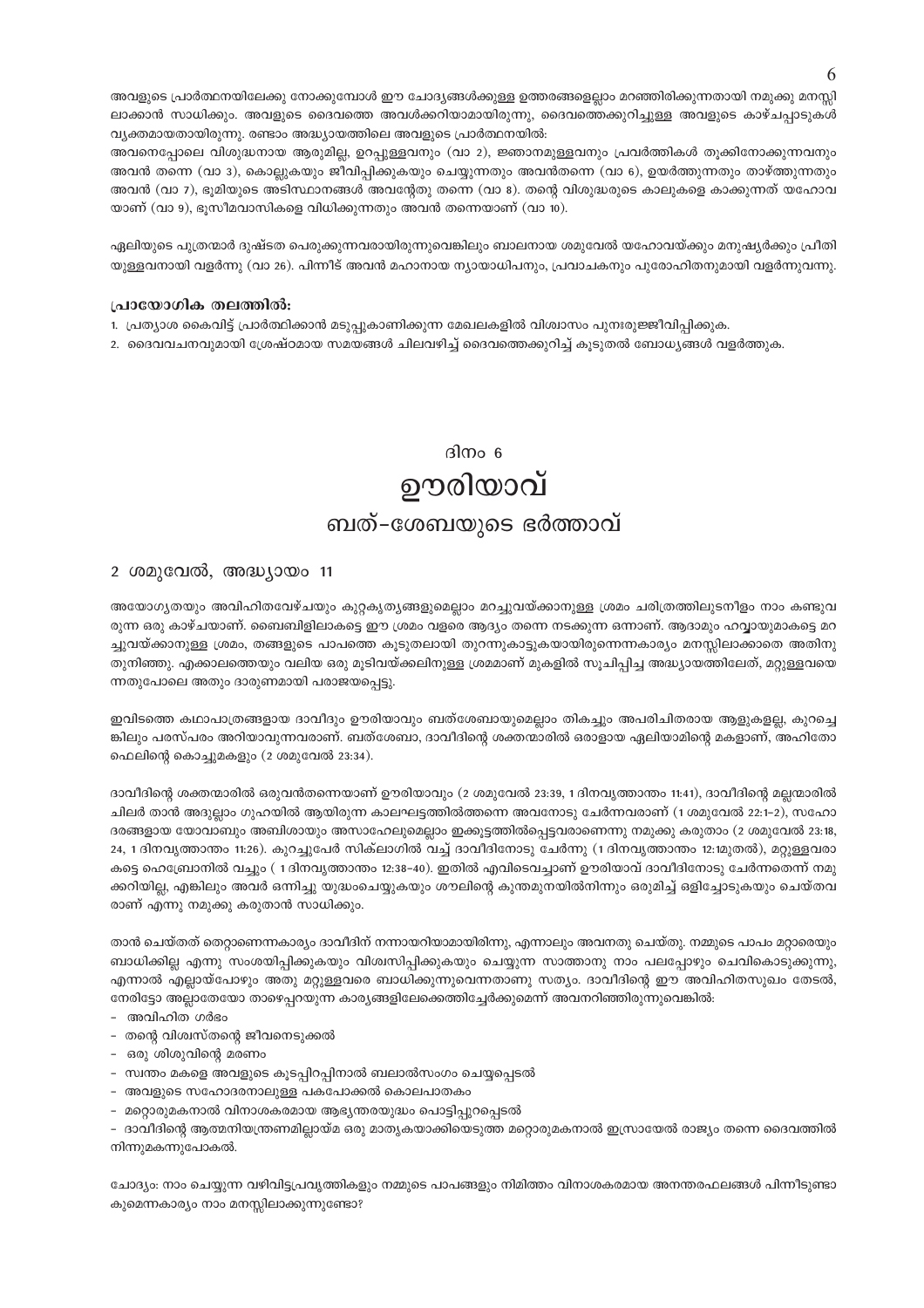അവളുടെ പ്രാർത്ഥനയിലേക്കു നോക്കുമ്പോൾ ഈ ചോദ്യങ്ങൾക്കുള്ള ഉത്തരങ്ങളെല്ലാം മറഞ്ഞിരിക്കുന്നതായി നമുക്കു മനസ്സിലാക്കാൻ സാധിക്കും. അവളുടെ ദൈവത്തെ അവൾക്കറിയാമായിരുന്നു, ദൈവത്തെക്കുറിച്ചുള്ള അവളുടെ കാഴ്ചപ്പാടുകൾ വ്യക്തമായതായിരുന്നു. രണ്ടാം അദ്ധ്യായത്തിലെ അവളുടെ പ്രാർത്ഥനയിൽ:

അവനെപ്പോലെ വിശുദ്ധനായ ആരുമില്ല, ഉറപ്പുള്ളവനും (വാ 2), ജ്ഞാനമുള്ളവനും പ്രവർത്തികൾ തൂക്കിനോക്കുന്നവനും അവൻ തന്നെ (വാ 3), കൊല്ലുകയും ജീവിപ്പിക്കുകയും ചെയ്യുന്നതും അവൻതന്നെ (വാ 6), ഉയർത്തുന്നതും താഴ്ത്തുന്നതും അവൻ (വാ 7), ഭൂമിയുടെ അടിസ്ഥാനങ്ങൾ അവന്റേതു തന്നെ (വാ 8). തന്റെ വിശുദ്ധരുടെ കാലുകളെ കാക്കുന്നത് യഹോവയാണ് (വാ 9), ഭൂസീമവാസികളെ വിധിക്കുന്നതും അവൻ തന്നെയാണ് (വാ 10).

ഏലിയുടെ പുത്രന്മാർ ദുഷ്ടത പെരുക്കുന്നവരായിരുന്നുവെങ്കിലും ബാലനായ ശമുവേൽ യഹോവയ്ക്കും മനുഷ്യർക്കും പ്രീതിയുള്ളവനായി വളർന്നു (വാ 26). പിന്നീട് അവൻ മഹാനായ ന്യായാധിപനും, പ്രവാചകനും പുരോഹിതനുമായി വളർന്നുവന്നു.

**പ്രായോഗിക തലത്തിൽ:**

1. പ്രത്യാശ കൈവിട്ട് പ്രാർത്ഥിക്കാൻ മടുപ്പുകാണിക്കുന്ന മേഖലകളിൽ വിശ്വാസം പുനഃരുജ്ജീവിപ്പിക്കുക.
2. ദൈവവചനവുമായി ശ്രേഷ്ഠമായ സമയങ്ങൾ ചിലവഴിച്ച് ദൈവത്തെക്കുറിച്ച് കൂടുതൽ ബോധ്യങ്ങൾ വളർത്തുക.

## ദിനം 6

# ഊരിയാവ്

## ബത്-ശേബയുടെ ഭർത്താവ്

### 2 ശമുവേൽ, അദ്ധ്യായം 11

അയോഗ്യതയും അവിഹിതവേഴ്ചയും കുറ്റകൃത്യങ്ങളുമെല്ലാം മറച്ചുവയ്ക്കാനുള്ള ശ്രമം ചരിത്രത്തിലുടനീളം നാം കണ്ടുവരുന്ന ഒരു കാഴ്ചയാണ്. ബൈബിളിലാകട്ടെ ഈ ശ്രമം വളരെ ആദ്യം തന്നെ നടക്കുന്ന ഒന്നാണ്. ആദാമും ഹവ്വായുമാകട്ടെ മറച്ചുവയ്ക്കാനുള്ള ശ്രമം, തങ്ങളുടെ പാപത്തെ കൂടുതലായി തുറന്നുകാട്ടുകയായിരുന്നെന്നകാര്യം മനസ്സിലാക്കാതെ അതിനു തുനിഞ്ഞു. എക്കാലത്തെയും വലിയ ഒരു മൂടിവയ്ക്കലിനുള്ള ശ്രമമാണ് മുകളിൽ സൂചിപ്പിച്ച അദ്ധ്യായത്തിലേത്, മറ്റുള്ളവയെന്നതുപോലെ അതും ദാരുണമായി പരാജയപ്പെട്ടു.

ഇവിടത്തെ കഥാപാത്രങ്ങളായ ദാവീദും ഊരിയാവും ബത്ശേബായുമെല്ലാം തികച്ചും അപരിചിതരായ ആളുകളല്ല, കുറച്ചെങ്കിലും പരസ്പരം അറിയാവുന്നവരാണ്. ബത്ശേബാ, ദാവീദിന്റെ ശക്തന്മാരിൽ ഒരാളായ ഏലിയാമിന്റെ മകളാണ്, അഹിതോഫെലിന്റെ കൊച്ചുമകളും (2 ശമുവേൽ 23:34).

ദാവീദിന്റെ ശക്തന്മാരിൽ ഒരുവൻതന്നെയാണ് ഊരിയാവും (2 ശമുവേൽ 23:39, 1 ദിനവൃത്താന്തം 11:41), ദാവീദിന്റെ മല്ലന്മാരിൽ ചിലർ താൻ അദുല്ലാം ഗുഹയിൽ ആയിരുന്ന കാലഘട്ടത്തിൽത്തന്നെ അവനോടു ചേർന്നവരാണ് (1 ശമുവേൽ 22:1-2), സഹോദരങ്ങളായ യോവാബും അബിശായും അസാഹേലുമെല്ലാം ഇക്കൂട്ടത്തിൽപ്പെട്ടവരാണെന്നു നമുക്കു കരുതാം (2 ശമുവേൽ 23:18, 24, 1 ദിനവൃത്താന്തം 11:26). കുറച്ചുപേർ സിക്ലാഗിൽ വച്ച് ദാവീദിനോടു ചേർന്നു (1 ദിനവൃത്താന്തം 12:1മുതൽ), മറ്റുള്ളവരാകട്ടെ ഹെബ്രോനിൽ വച്ചും ( 1 ദിനവൃത്താന്തം 12:38-40). ഇതിൽ എവിടെവച്ചാണ് ഊരിയാവ് ദാവീദിനോടു ചേർന്നതെന്ന് നമുക്കറിയില്ല, എങ്കിലും അവർ ഒന്നിച്ചു യുദ്ധംചെയ്യുകയും ശൗലിന്റെ കുന്തമുനയിൽനിന്നും ഒരുമിച്ച് ഒളിച്ചോടുകയും ചെയ്തവരാണ് എന്നു നമുക്കു കരുതാൻ സാധിക്കും.

താൻ ചെയ്തത് തെറ്റാണെന്നകാര്യം ദാവീദിന് നന്നായറിയാമായിരിന്നു, എന്നാലും അവനതു ചെയ്തു. നമ്മുടെ പാപം മറ്റാരെയും ബാധിക്കില്ല എന്നു സംശയിപ്പിക്കുകയും വിശ്വസിപ്പിക്കുകയും ചെയ്യുന്ന സാത്താനു നാം പലപ്പോഴും ചെവികൊടുക്കുന്നു, എന്നാൽ എല്ലായ്പോഴും അതു മറ്റുള്ളവരെ ബാധിക്കുന്നുവെന്നതാണു സത്യം. ദാവീദിന്റെ ഈ അവിഹിതസുഖം തേടൽ, നേരിട്ടോ അല്ലാതേയോ താഴെപ്പറയുന്ന കാര്യങ്ങളിലേക്കെത്തിച്ചേർക്കുമെന്ന് അവനറിഞ്ഞിരുന്നുവെങ്കിൽ:

- അവിഹിത ഗർഭം
- തന്റെ വിശ്വസ്തന്റെ ജീവനെടുക്കൽ
- ഒരു ശിശുവിന്റെ മരണം
- സ്വന്തം മകളെ അവളുടെ കൂടപ്പിറപ്പിനാൽ ബലാൽസംഗം ചെയ്യപ്പെടൽ
- അവളുടെ സഹോദരനാലുള്ള പകപോക്കൽ കൊലപാതകം
- മറ്റൊരുമകനാൽ വിനാശകരമായ ആഭ്യന്തരയുദ്ധം പൊട്ടിപ്പുറപ്പെടൽ
- ദാവീദിന്റെ ആത്മനിയന്ത്രണമില്ലായ്മ ഒരു മാതൃകയാക്കിയെടുത്ത മറ്റൊരുമകനാൽ ഇസ്രായേൽ രാജ്യം തന്നെ ദൈവത്തിൽ നിന്നുമകന്നുപോകൽ.

ചോദ്യം: നാം ചെയ്യുന്ന വഴിവിട്ടപ്രവൃത്തികളും നമ്മുടെ പാപങ്ങളും നിമിത്തം വിനാശകരമായ അനന്തരഫലങ്ങൾ പിന്നീടുണ്ടാകുമെന്നകാര്യം നാം മനസ്സിലാക്കുന്നുണ്ടോ?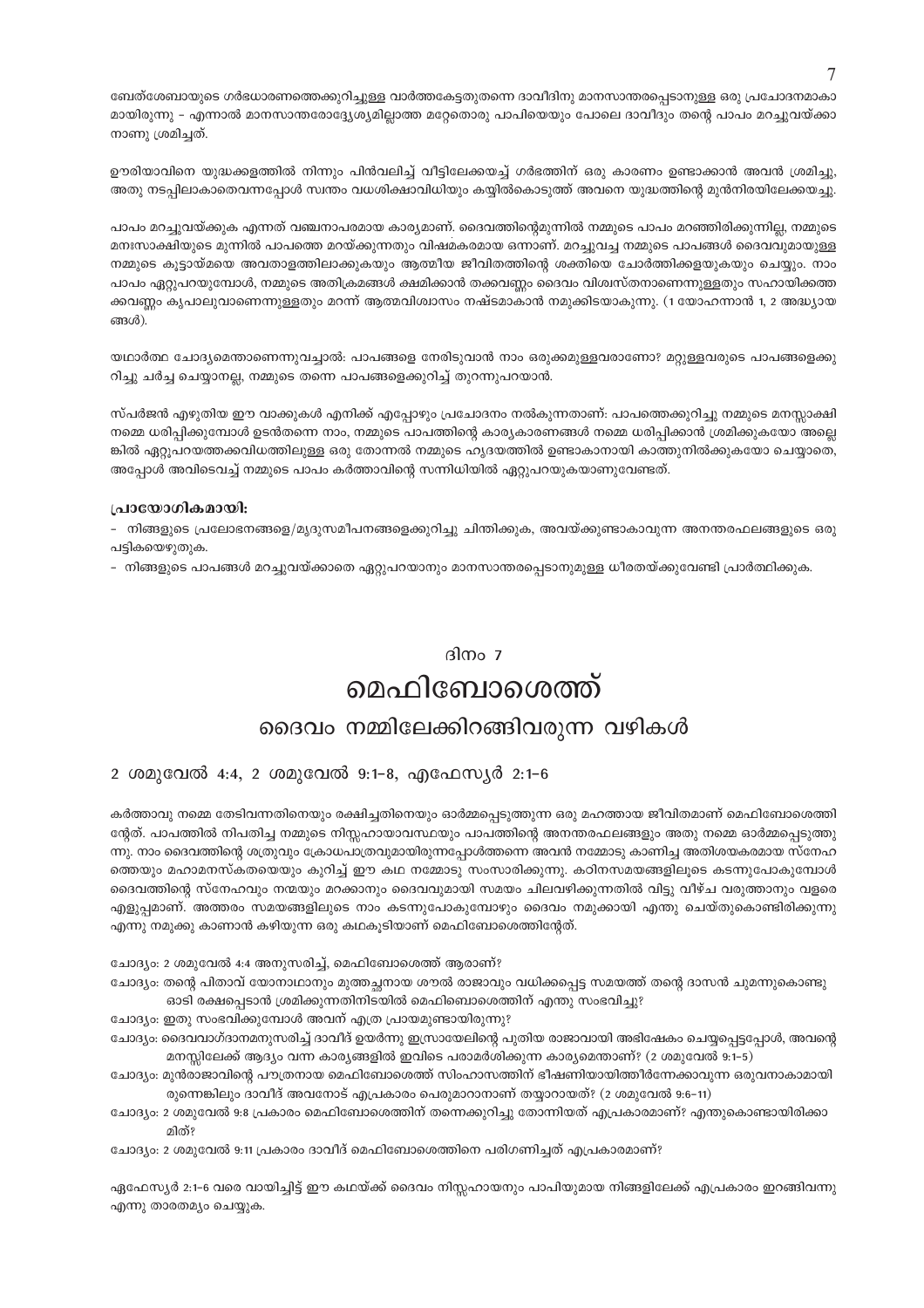ബേത്ശേബായുടെ ഗർഭധാരണത്തെക്കുറിച്ചുള്ള വാർത്തകേട്ടതുതന്നെ ദാവീദിനു മാനസാന്തരപ്പെടാനുള്ള ഒരു പ്രചോദനമാകാമായിരുന്നു - എന്നാൽ മാനസാന്തരോദ്ദേശ്യമില്ലാത്ത മറ്റേതൊരു പാപിയെയും പോലെ ദാവീദും തന്റെ പാപം മറച്ചുവയ്ക്കാനാണു ശ്രമിച്ചത്.

ഊരിയാവിനെ യുദ്ധക്കളത്തിൽ നിന്നും പിൻവലിച്ച് വീട്ടിലേക്കയച്ച് ഗർഭത്തിന് ഒരു കാരണം ഉണ്ടാക്കാൻ അവൻ ശ്രമിച്ചു, അതു നടപ്പിലാകാതെവന്നപ്പോൾ സ്വന്തം വധശിക്ഷാവിധിയും കയ്യിൽകൊടുത്ത് അവനെ യുദ്ധത്തിന്റെ മുൻനിരയിലേക്കയച്ചു.

പാപം മറച്ചുവയ്ക്കുക എന്നത് വഞ്ചനാപരമായ കാര്യമാണ്. ദൈവത്തിന്റെമുന്നിൽ നമ്മുടെ പാപം മറഞ്ഞിരിക്കുന്നില്ല, നമ്മുടെ മനഃസാക്ഷിയുടെ മുന്നിൽ പാപത്തെ മറയ്ക്കുന്നതും വിഷമകരമായ ഒന്നാണ്. മറച്ചുവച്ച നമ്മുടെ പാപങ്ങൾ ദൈവവുമായുള്ള നമ്മുടെ കൂട്ടായ്മയെ അവതാളത്തിലാക്കുകയും ആത്മീയ ജീവിതത്തിന്റെ ശക്തിയെ ചോർത്തിക്കളയുകയും ചെയ്യും. നാം പാപം ഏറ്റുപറയുമ്പോൾ, നമ്മുടെ അതിക്രമങ്ങൾ ക്ഷമിക്കാൻ തക്കവണ്ണം ദൈവം വിശ്വസ്തനാണെന്നുള്ളതും സഹായിക്കത്തക്കവണ്ണം കൃപാലുവാണെന്നുള്ളതും മറന്ന് ആത്മവിശ്വാസം നഷ്ടമാകാൻ നമുക്കിടയാകുന്നു. (1 യോഹന്നാൻ 1, 2 അദ്ധ്യായങ്ങൾ).

യഥാർത്ഥ ചോദ്യമെന്താണെന്നുവച്ചാൽ: പാപങ്ങളെ നേരിടുവാൻ നാം ഒരുക്കമുള്ളവരാണോ? മറ്റുള്ളവരുടെ പാപങ്ങളെക്കുറിച്ചു ചർച്ച ചെയ്യാനല്ല, നമ്മുടെ തന്നെ പാപങ്ങളെക്കുറിച്ച് തുറന്നുപറയാൻ.

സ്പർജൻ എഴുതിയ ഈ വാക്കുകൾ എനിക്ക് എപ്പോഴും പ്രചോദനം നൽകുന്നതാണ്: പാപത്തെക്കുറിച്ചു നമ്മുടെ മനസ്സാക്ഷി നമ്മെ ധരിപ്പിക്കുമ്പോൾ ഉടൻതന്നെ നാം, നമ്മുടെ പാപത്തിന്റെ കാര്യകാരണങ്ങൾ നമ്മെ ധരിപ്പിക്കാൻ ശ്രമിക്കുകയോ അല്ലെങ്കിൽ ഏറ്റുപറയത്തക്കവിധത്തിലുള്ള ഒരു തോന്നൽ നമ്മുടെ ഹൃദയത്തിൽ ഉണ്ടാകാനായി കാത്തുനിൽക്കുകയോ ചെയ്യാതെ, അപ്പോൾ അവിടെവച്ച് നമ്മുടെ പാപം കർത്താവിന്റെ സന്നിധിയിൽ ഏറ്റുപറയുകയാണുവേണ്ടത്.

**പ്രായോഗികമായി:**

- നിങ്ങളുടെ പ്രലോഭനങ്ങളെ/മൃദുസമീപനങ്ങളെക്കുറിച്ചു ചിന്തിക്കുക, അവയ്ക്കുണ്ടാകാവുന്ന അനന്തരഫലങ്ങളുടെ ഒരു പട്ടികയെഴുതുക.
- നിങ്ങളുടെ പാപങ്ങൾ മറച്ചുവയ്ക്കാതെ ഏറ്റുപറയാനും മാനസാന്തരപ്പെടാനുമുള്ള ധീരതയ്ക്കുവേണ്ടി പ്രാർത്ഥിക്കുക.

ദിനം 7

# മെഫിബോശെത്ത്

## ദൈവം നമ്മിലേക്കിറങ്ങിവരുന്ന വഴികൾ

### 2 ശമുവേൽ 4:4, 2 ശമുവേൽ 9:1–8, എഫേസ്യർ 2:1–6

കർത്താവു നമ്മെ തേടിവന്നതിനെയും രക്ഷിച്ചതിനെയും ഓർമ്മപ്പെടുത്തുന്ന ഒരു മഹത്തായ ജീവിതമാണ് മെഫിബോശെത്തിന്റേത്. പാപത്തിൽ നിപതിച്ച നമ്മുടെ നിസ്സഹായാവസ്ഥയും പാപത്തിന്റെ അനന്തരഫലങ്ങളും അതു നമ്മെ ഓർമ്മപ്പെടുത്തുന്നു. നാം ദൈവത്തിന്റെ ശത്രുവും ക്രോധപാത്രവുമായിരുന്നപ്പോൾത്തന്നെ അവൻ നമ്മോടു കാണിച്ച അതിശയകരമായ സ്നേഹത്തെയും മഹാമനസ്കതയെയും കുറിച്ച് ഈ കഥ നമ്മോടു സംസാരിക്കുന്നു. കഠിനസമയങ്ങളിലൂടെ കടന്നുപോകുമ്പോൾ ദൈവത്തിന്റെ സ്നേഹവും നന്മയും മറക്കാനും ദൈവവുമായി സമയം ചിലവഴിക്കുന്നതിൽ വിട്ടു വീഴ്ച വരുത്താനും വളരെ എളുപ്പമാണ്. അത്തരം സമയങ്ങളിലൂടെ നാം കടന്നുപോകുമ്പോഴും ദൈവം നമുക്കായി എന്തു ചെയ്തുകൊണ്ടിരിക്കുന്നു എന്നു നമുക്കു കാണാൻ കഴിയുന്ന ഒരു കഥകൂടിയാണ് മെഫിബോശെത്തിന്റേത്.

ചോദ്യം: 2 ശമുവേൽ 4:4 അനുസരിച്ച്, മെഫിബോശെത്ത് ആരാണ്?

ചോദ്യം: തന്റെ പിതാവ് യോനാഥാനും മുത്തച്ഛനായ ശൗൽ രാജാവും വധിക്കപ്പെട്ട സമയത്ത് തന്റെ ദാസൻ ചുമന്നുകൊണ്ടു ഓടി രക്ഷപ്പെടാൻ ശ്രമിക്കുന്നതിനിടയിൽ മെഫിബൊശെത്തിന് എന്തു സംഭവിച്ചു?

ചോദ്യം: ഇതു സംഭവിക്കുമ്പോൾ അവന് എത്ര പ്രായമുണ്ടായിരുന്നു?

ചോദ്യം: ദൈവവാഗ്ദാനമനുസരിച്ച് ദാവീദ് ഉയർന്നു ഇസ്രായേലിന്റെ പുതിയ രാജാവായി അഭിഷേകം ചെയ്യപ്പെട്ടപ്പോൾ, അവന്റെ മനസ്സിലേക്ക് ആദ്യം വന്ന കാര്യങ്ങളിൽ ഇവിടെ പരാമർശിക്കുന്ന കാര്യമെന്താണ്? (2 ശമുവേൽ 9:1–5)

ചോദ്യം: മുൻരാജാവിന്റെ പൗത്രനായ മെഫിബോശെത്ത് സിംഹാസനത്തിന് ഭീഷണിയായിത്തീർന്നേക്കാവുന്ന ഒരുവനാകാമായിരുന്നെങ്കിലും ദാവീദ് അവനോട് എപ്രകാരം പെരുമാറാനാണ് തയ്യാറായത്? (2 ശമുവേൽ 9:6–11)

ചോദ്യം: 2 ശമുവേൽ 9:8 പ്രകാരം മെഫിബോശെത്തിന് തന്നെക്കുറിച്ചു തോന്നിയത് എപ്രകാരമാണ്? എന്തുകൊണ്ടായിരിക്കാമിത്?

ചോദ്യം: 2 ശമുവേൽ 9:11 പ്രകാരം ദാവീദ് മെഫിബോശെത്തിനെ പരിഗണിച്ചത് എപ്രകാരമാണ്?

എഫേസ്യർ 2:1–6 വരെ വായിച്ചിട്ട് ഈ കഥയ്ക്ക് ദൈവം നിസ്സഹായനും പാപിയുമായ നിങ്ങളിലേക്ക് എപ്രകാരം ഇറങ്ങിവന്നു എന്നു താരതമ്യം ചെയ്യുക.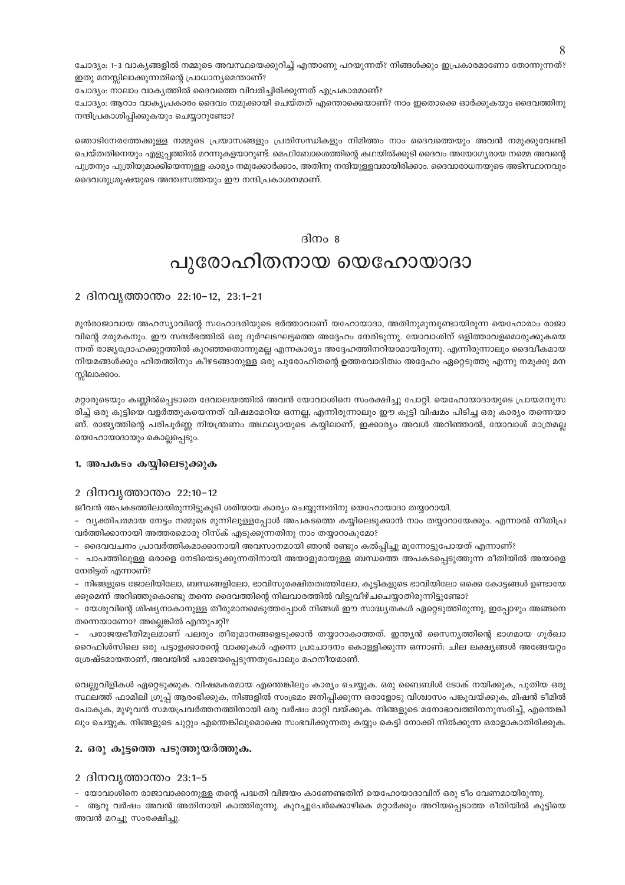ചോദ്യം: 1-3 വാക്യങ്ങളിൽ നമ്മുടെ അവസ്ഥയെക്കുറിച്ച് എന്താണു പറയുന്നത്? നിങ്ങൾക്കും ഇപ്രകാരമാണോ തോന്നുന്നത്? ഇതു മനസ്സിലാക്കുന്നതിന്റെ പ്രാധാന്യമെന്താണ്?

ചോദ്യം: നാലാം വാക്യത്തിൽ ദൈവത്തെ വിവരിച്ചിരിക്കുന്നത് എപ്രകാരമാണ്?

ചോദ്യം: ആറാം വാക്യപ്രകാരം ദൈവം നമുക്കായി ചെയ്തത് എന്തൊക്കെയാണ്? നാം ഇതൊക്കെ ഓർക്കുകയും ദൈവത്തിനു നന്ദിപ്രകാശിപ്പിക്കുകയും ചെയ്യാറുണ്ടോ?

ഞൊടിനേരത്തേക്കുള്ള നമ്മുടെ പ്രയാസങ്ങളും പ്രതിസന്ധികളും നിമിത്തം നാം ദൈവത്തെയും അവൻ നമുക്കുവേണ്ടി ചെയ്തതിനെയും എളുപ്പത്തിൽ മറന്നുകളയാറുണ്ട്. മെഫിബോശെത്തിന്റെ കഥയിൽക്കൂടി ദൈവം അയോഗ്യരായ നമ്മെ അവന്റെ പുത്രനും പുത്രിയുമാക്കിയെന്നുള്ള കാര്യം നമുക്കോർക്കാം, അതിനു നന്ദിയുള്ളവരായിരിക്കാം. ദൈവാരാധനയുടെ അടിസ്ഥാനവും ദൈവശുശ്രൂഷയുടെ അന്തഃസത്തയും ഈ നന്ദിപ്രകാശനമാണ്.

## ദിനം 8

# പുരോഹിതനായ യെഹോയാദാ

### 2 ദിനവൃത്താന്തം 22:10-12, 23:1-21

മുൻരാജാവായ അഹസ്യാവിന്റെ സഹോദരിയുടെ ഭർത്താവാണ് യഹോയാദാ, അതിനുമുമ്പുണ്ടായിരുന്ന യെഹോരാം രാജാവിന്റെ മരുമകനും. ഈ സന്ദർഭത്തിൽ ഒരു ദുർഘടഘട്ടത്തെ അദ്ദേഹം നേരിടുന്നു. യോവാശിന് ഒളിത്താവളമൊരുക്കുകയെന്നത് രാജ്യദ്രോഹക്കുറ്റത്തിൽ കുറഞ്ഞതൊന്നുമല്ല എന്നകാര്യം അദ്ദേഹത്തിനറിയാമായിരുന്നു. എന്നിരുന്നാലും ദൈവികമായ നിയമങ്ങൾക്കും ഹിതത്തിനും കീഴടങ്ങാനുള്ള ഒരു പുരോഹിതന്റെ ഉത്തരവാദിത്വം അദ്ദേഹം ഏറ്റെടുത്തു എന്നു നമുക്കു മനസ്സിലാക്കാം.

മറ്റാരുടെയും കണ്ണിൽപ്പെടാതെ ദേവാലയത്തിൽ അവൻ യോവാശിനെ സംരക്ഷിച്ചു പോറ്റി. യെഹോയാദായുടെ പ്രായമനുസരിച്ച് ഒരു കുട്ടിയെ വളർത്തുകയെന്നത് വിഷമമേറിയ ഒന്നല്ല, എന്നിരുന്നാലും ഈ കുട്ടി വിഷമം പിടിച്ച ഒരു കാര്യം തന്നെയാണ്. രാജ്യത്തിന്റെ പരിപൂർണ്ണ നിയന്ത്രണം അഥല്യായുടെ കയ്യിലാണ്, ഇക്കാര്യം അവൾ അറിഞ്ഞാൽ, യോവാശ് മാത്രമല്ല യെഹോയാദായും കൊല്ലപ്പെടും.

#### 1. അപകടം കയ്യിലെടുക്കുക

### 2 ദിനവൃത്താന്തം 22:10-12

ജീവൻ അപകടത്തിലായിരുന്നിട്ടുകൂടി ശരിയായ കാര്യം ചെയ്യുന്നതിനു യെഹോയാദാ തയ്യാറായി.

- വ്യക്തിപരമായ നേട്ടം നമ്മുടെ മുന്നിലുള്ളപ്പോൾ അപകടത്തെ കയ്യിലെടുക്കാൻ നാം തയ്യാറായേക്കും. എന്നാൽ നീതിപ്രവർത്തിക്കാനായി അത്തരമൊരു റിസ്ക് എടുക്കുന്നതിനു നാം തയ്യാറാകുമോ?
- ദൈവവചനം പ്രാവർത്തികമാക്കാനായി അവസാനമായി ഞാൻ രണ്ടും കൽപ്പിച്ചു മുന്നോട്ടുപോയത് എന്നാണ്?
- പാപത്തിലുള്ള ഒരാളെ നേടിയെടുക്കുന്നതിനായി അയാളുമായുള്ള ബന്ധത്തെ അപകടപ്പെടുത്തുന്ന രീതിയിൽ അയാളെ നേരിട്ടത് എന്നാണ്?
- നിങ്ങളുടെ ജോലിയിലോ, ബന്ധങ്ങളിലോ, ഭാവിസുരക്ഷിതത്വത്തിലോ, കുട്ടികളുടെ ഭാവിയിലോ ഒക്കെ കോട്ടങ്ങൾ ഉണ്ടായേക്കുമെന്ന് അറിഞ്ഞുകൊണ്ടു തന്നെ ദൈവത്തിന്റെ നിലവാരത്തിൽ വിട്ടുവീഴ്ചചെയ്യാതിരുന്നിട്ടുണ്ടോ?
- യേശുവിന്റെ ശിഷ്യനാകാനുള്ള തീരുമാനമെടുത്തപ്പോൾ നിങ്ങൾ ഈ സാദ്ധ്യതകൾ ഏറ്റെടുത്തിരുന്നു, ഇപ്പോഴും അങ്ങനെ തന്നെയാണോ? അല്ലെങ്കിൽ എന്തുപറ്റി?
- പരാജയഭീതിമൂലമാണ് പലരും തീരുമാനങ്ങളെടുക്കാൻ തയ്യാറാകാത്തത്. ഇന്ത്യൻ സൈന്യത്തിന്റെ ഭാഗമായ ഗൂർഖാ റൈഫിൾസിലെ ഒരു പട്ടാളക്കാരന്റെ വാക്കുകൾ എന്നെ പ്രചോദനം കൊള്ളിക്കുന്ന ഒന്നാണ്: ചില ലക്ഷ്യങ്ങൾ അങ്ങേയറ്റം ശ്രേഷ്ടമായതാണ്, അവയിൽ പരാജയപ്പെടുന്നതുപോലും മഹനീയമാണ്.

വെല്ലുവിളികൾ ഏറ്റെടുക്കുക. വിഷമകരമായ എന്തെങ്കിലും കാര്യം ചെയ്യുക. ഒരു ബൈബിൾ ടോക് നയിക്കുക, പുതിയ ഒരു സ്ഥലത്ത് ഫാമിലി ഗ്രൂപ്പ് ആരംഭിക്കുക, നിങ്ങളിൽ സംഭ്രമം ജനിപ്പിക്കുന്ന ഒരാളോടു വിശ്വാസം പങ്കുവയ്ക്കുക, മിഷൻ ടീമിൽ പോകുക, മുഴുവൻ സമയപ്രവർത്തനത്തിനായി ഒരു വർഷം മാറ്റി വയ്ക്കുക. നിങ്ങളുടെ മനോഭാവത്തിനനുസരിച്ച്, എന്തെങ്കിലും ചെയ്യുക. നിങ്ങളുടെ ചുറ്റും എന്തെങ്കിലുമൊക്കെ സംഭവിക്കുന്നതു കയ്യും കെട്ടി നോക്കി നിൽക്കുന്ന ഒരാളാകാതിരിക്കുക.

#### 2. ഒരു കൂട്ടത്തെ പടുത്തുയർത്തുക.

### 2 ദിനവൃത്താന്തം 23:1-5

- യോവാശിനെ രാജാവാക്കാനുള്ള തന്റെ പദ്ധതി വിജയം കാണേണ്ടതിന് യെഹോയാദാവിന് ഒരു ടീം വേണമായിരുന്നു.
- ആറു വർഷം അവൻ അതിനായി കാത്തിരുന്നു. കുറച്ചുപേർക്കൊഴികെ മറ്റാർക്കും അറിയപ്പെടാത്ത രീതിയിൽ കുട്ടിയെ അവൻ മറച്ചു സംരക്ഷിച്ചു.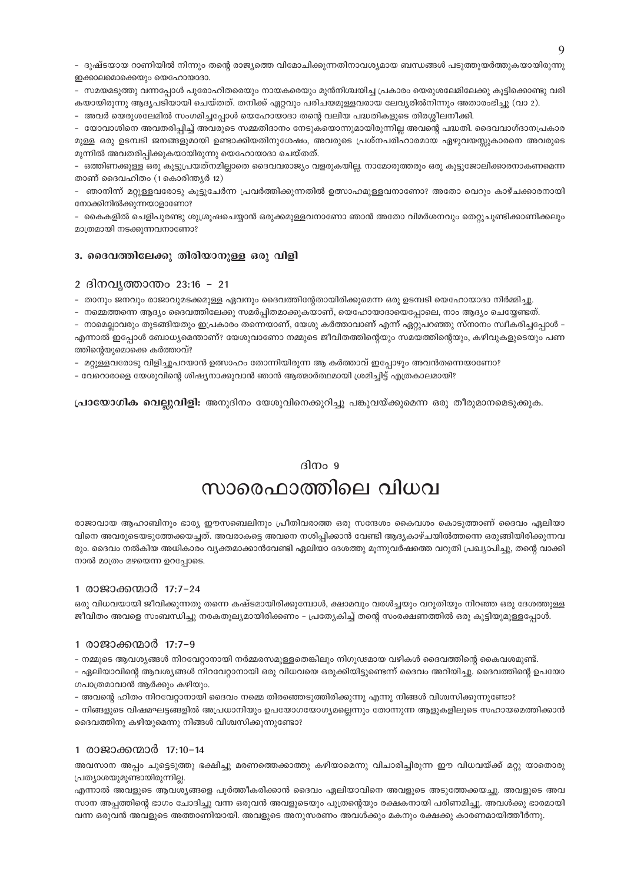- ദുഷ്ടയായ റാണിയിൽ നിന്നും തന്റെ രാജ്യത്തെ വിമോചിക്കുന്നതിനാവശ്യമായ ബന്ധങ്ങൾ പടുത്തുയർത്തുകയായിരുന്നു ഇക്കാലമൊക്കെയും യെഹോയാദാ.

- സമയമടുത്തു വന്നപ്പോൾ പുരോഹിതരെയും നായകരെയും മുൻനിശ്ചയിച്ച പ്രകാരം യെരുശലേമിലേക്കു കൂട്ടിക്കൊണ്ടു വരികയായിരുന്നു ആദ്യപടിയായി ചെയ്തത്. തനിക്ക് ഏറ്റവും പരിചയമുള്ളവരായ ലേവ്യരിൽനിന്നും അതാരംഭിച്ചു (വാ 2).

- അവർ യെരുശലേമിൽ സംഗമിച്ചപ്പോൾ യെഹോയാദാ തന്റെ വലിയ പദ്ധതികളുടെ തിരശ്ശീലനീക്കി.

- യോവാശിനെ അവതരിപ്പിച്ച് അവരുടെ സമ്മതിദാനം നേടുകയൊന്നുമായിരുന്നില്ല അവന്റെ പദ്ധതി. ദൈവവാഗ്ദാനപ്രകാരമുള്ള ഒരു ഉടമ്പടി ജനങ്ങളുമായി ഉണ്ടാക്കിയതിനുശേഷം, അവരുടെ പ്രശ്നപരിഹാരമായ ഏഴുവയസ്സുകാരനെ അവരുടെ മുന്നിൽ അവതരിപ്പിക്കുകയായിരുന്നു യെഹോയാദാ ചെയ്തത്.

- ഒത്തിണക്കമുള്ള ഒരു കൂട്ടുപ്രയത്നമില്ലാതെ ദൈവരാജ്യം വളരുകയില്ല. നാമോരുത്തരും ഒരു കൂട്ടുജോലിക്കാരനാകണമെന്നതാണ് ദൈവഹിതം (1 കൊരിന്ത്യർ 12)

- ഞാനിന്ന് മറ്റുള്ളവരോടു കൂട്ടുചേർന്ന പ്രവർത്തിക്കുന്നതിൽ ഉത്സാഹമുള്ളവനാണോ? അതോ വെറും കാഴ്ചക്കാരനായി നോക്കിനിൽക്കുന്നയാളാണോ?

- കൈകളിൽ ചെളിപുരണ്ടു ശുശ്രൂഷചെയ്യാൻ ഒരുക്കമുള്ളവനാണോ ഞാൻ അതോ വിമർശനവും തെറ്റുചൂണ്ടിക്കാണിക്കലും മാത്രമായി നടക്കുന്നവനാണോ?

### 3. ദൈവത്തിലേക്കു തിരിയാനുള്ള ഒരു വിളി

#### 2 ദിനവൃത്താന്തം 23:16 – 21

- താനും ജനവും രാജാവുമടക്കമുള്ള ഏവരും ദൈവത്തിന്റേതായിരിക്കുമെന്ന ഒരു ഉടമ്പടി യെഹോയാദാ നിർമ്മിച്ചു.

- നമ്മെത്തന്നെ ആദ്യം ദൈവത്തിലേക്കു സമർപ്പിതമാക്കുകയാണ്, യെഹോയാദായെപ്പോലെ, നാം ആദ്യം ചെയ്യേണ്ടത്.

- നാമെല്ലാവരും തുടങ്ങിയതും ഇപ്രകാരം തന്നെയാണ്, യേശു കർത്താവാണ് എന്ന് ഏറ്റുപറഞ്ഞു സ്നാനം സ്വീകരിച്ചപ്പോൾ – എന്നാൽ ഇപ്പോൾ ബോധ്യമെന്താണ്? യേശുവാണോ നമ്മുടെ ജീവിതത്തിന്റെയും സമയത്തിന്റെയും, കഴിവുകളുടെയും പണത്തിന്റെയുമൊക്കെ കർത്താവ്?

- മറ്റുള്ളവരോടു വിളിച്ചുപറയാൻ ഉത്സാഹം തോന്നിയിരുന്ന ആ കർത്താവ് ഇപ്പോഴും അവൻതന്നെയാണോ?

- വേറൊരാളെ യേശുവിന്റെ ശിഷ്യനാക്കുവാൻ ഞാൻ ആത്മാർത്ഥമായി ശ്രമിച്ചിട്ട് എത്രകാലമായി?

**പ്രായോഗിക വെല്ലുവിളി:** അനുദിനം യേശുവിനെക്കുറിച്ചു പങ്കുവയ്ക്കുമെന്ന ഒരു തീരുമാനമെടുക്കുക.

## ദിനം 9

# സാരെഫാത്തിലെ വിധവ

രാജാവായ ആഹാബിനും ഭാര്യ ഈസബെലിനും പ്രീതിവരാത്ത ഒരു സന്ദേശം കൈവശം കൊടുത്താണ് ദൈവം ഏലിയാവിനെ അവരുടെയടുത്തേക്കയച്ചത്. അവരാകട്ടെ അവനെ നശിപ്പിക്കാൻ വേണ്ടി ആദ്യകാഴ്ചയിൽത്തന്നെ ഒരുങ്ങിയിരിക്കുന്നവരും. ദൈവം നൽകിയ അധികാരം വ്യക്തമാക്കാൻവേണ്ടി ഏലിയാ ദേശത്തു മൂന്നുവർഷത്തെ വറുതി പ്രഖ്യാപിച്ചു, തന്റെ വാക്കിനാൽ മാത്രം മഴയെന്ന ഉറപ്പോടെ.

#### 1 രാജാക്കന്മാർ 17:7–24

ഒരു വിധവയായി ജീവിക്കുന്നതു തന്നെ കഷ്ടമായിരിക്കുമ്പോൾ, ക്ഷാമവും വരൾച്ചയും വറുതിയും നിറഞ്ഞ ഒരു ദേശത്തുള്ള ജീവിതം അവളെ സംബന്ധിച്ചു നരകതുല്യമായിരിക്കണം – പ്രത്യേകിച്ച് തന്റെ സംരക്ഷണത്തിൽ ഒരു കുട്ടിയുമുള്ളപ്പോൾ.

#### 1 രാജാക്കന്മാർ 17:7–9

- നമ്മുടെ ആവശ്യങ്ങൾ നിറവേറ്റാനായി നർമ്മരസമുള്ളതെങ്കിലും നിഗൂഢമായ വഴികൾ ദൈവത്തിന്റെ കൈവശമുണ്ട്.

- ഏലിയാവിന്റെ ആവശ്യങ്ങൾ നിറവേറ്റാനായി ഒരു വിധവയെ ഒരുക്കിയിട്ടുണ്ടെന്ന് ദൈവം അറിയിച്ചു. ദൈവത്തിന്റെ ഉപയോഗപാത്രമാവാൻ ആർക്കും കഴിയും.

- അവന്റെ ഹിതം നിറവേറ്റാനായി ദൈവം നമ്മെ തിരഞ്ഞെടുത്തിരിക്കുന്നു എന്നു നിങ്ങൾ വിശ്വസിക്കുന്നുണ്ടോ?

- നിങ്ങളുടെ വിഷമഘട്ടങ്ങളിൽ അപ്രധാനിയും ഉപയോഗയോഗ്യമല്ലെന്നും തോന്നുന്ന ആളുകളിലൂടെ സഹായമെത്തിക്കാൻ ദൈവത്തിനു കഴിയുമെന്നു നിങ്ങൾ വിശ്വസിക്കുന്നുണ്ടോ?

#### 1 രാജാക്കന്മാർ 17:10–14

അവസാന അപ്പം ചുട്ടെടുത്തു ഭക്ഷിച്ചു മരണത്തെക്കാത്തു കഴിയാമെന്നു വിചാരിച്ചിരുന്ന ഈ വിധവയ്ക്ക് മറ്റു യാതൊരു പ്രത്യാശയുമുണ്ടായിരുന്നില്ല.

എന്നാൽ അവളുടെ ആവശ്യങ്ങളെ പൂർത്തീകരിക്കാൻ ദൈവം ഏലിയാവിനെ അവളുടെ അടുത്തേക്കയച്ചു. അവളുടെ അവസാന അപ്പത്തിന്റെ ഭാഗം ചോദിച്ചു വന്ന ഒരുവൻ അവളുടെയും പുത്രന്റെയും രക്ഷകനായി പരിണമിച്ചു. അവൾക്കു ഭാരമായി വന്ന ഒരുവൻ അവളുടെ അത്താണിയായി. അവളുടെ അനുസരണം അവൾക്കും മകനും രക്ഷക്കു കാരണമായിത്തീർന്നു.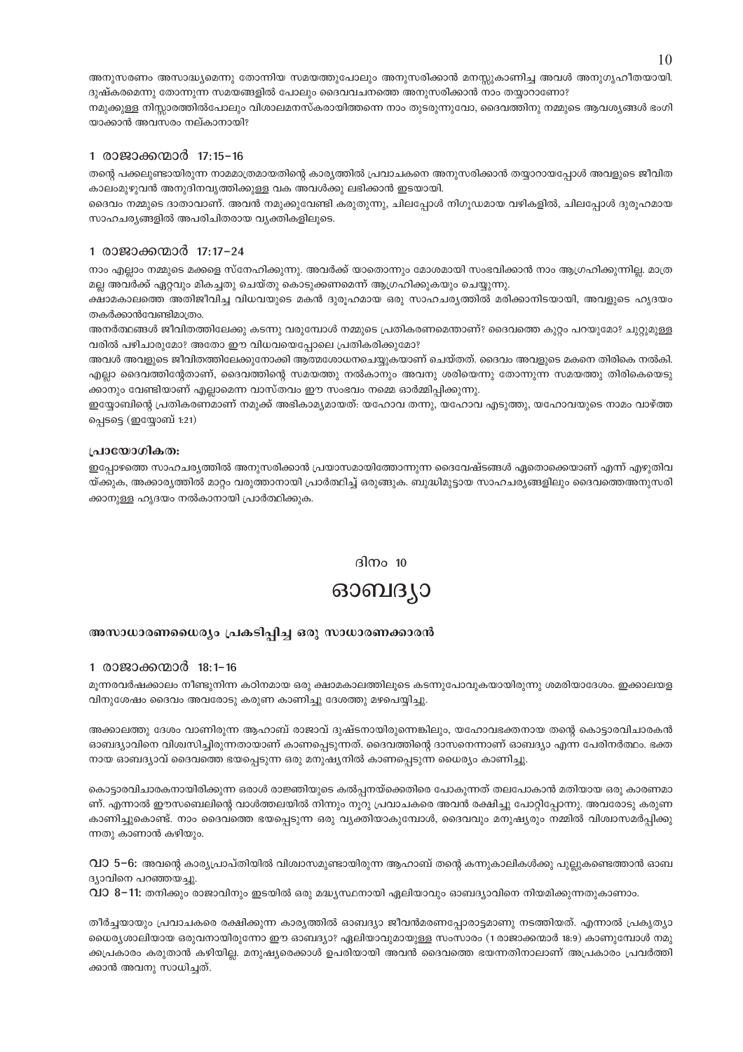അനുസരണം അസാദ്ധ്യമെന്നു തോന്നിയ സമയത്തുപോലും അനുസരിക്കാൻ മനസ്സുകാണിച്ച അവൾ അനുഗൃഹീതയായി. ദുഷ്കരമെന്നു തോന്നുന്ന സമയങ്ങളിൽ പോലും ദൈവവചനത്തെ അനുസരിക്കാൻ നാം തയ്യാറാണോ?

നമുക്കുള്ള നിസ്സാരത്തിൽപോലും വിശാലമനസ്കരായിത്തന്നെ നാം തുടരുന്നുവോ, ദൈവത്തിനു നമ്മുടെ ആവശ്യങ്ങൾ ഭംഗിയാക്കാൻ അവസരം നല്കാനായി?

### 1 രാജാക്കന്മാർ 17:15-16

തന്റെ പക്കലുണ്ടായിരുന്ന നാമമാത്രമായതിന്റെ കാര്യത്തിൽ പ്രവാചകനെ അനുസരിക്കാൻ തയ്യാറായപ്പോൾ അവളുടെ ജീവിത കാലംമുഴുവൻ അനുദിനവൃത്തിക്കുള്ള വക അവൾക്കു ലഭിക്കാൻ ഇടയായി.

ദൈവം നമ്മുടെ ദാതാവാണ്. അവൻ നമുക്കുവേണ്ടി കരുതുന്നു, ചിലപ്പോൾ നിഗൂഢമായ വഴികളിൽ, ചിലപ്പോൾ ദുരൂഹമായ സാഹചര്യങ്ങളിൽ അപരിചിതരായ വ്യക്തികളിലൂടെ.

### 1 രാജാക്കന്മാർ 17:17-24

നാം എല്ലാം നമ്മുടെ മക്കളെ സ്നേഹിക്കുന്നു. അവർക്ക് യാതൊന്നും മോശമായി സംഭവിക്കാൻ നാം ആഗ്രഹിക്കുന്നില്ല. മാത്രമല്ല അവർക്ക് ഏറ്റവും മികച്ചതു ചെയ്തു കൊടുക്കണമെന്ന് ആഗ്രഹിക്കുകയും ചെയ്യുന്നു.

ക്ഷാമകാലത്തെ അതിജീവിച്ച വിധവയുടെ മകൻ ദുരൂഹമായ ഒരു സാഹചര്യത്തിൽ മരിക്കാനിടയായി, അവളുടെ ഹൃദയം തകർക്കാൻവേണ്ടിമാത്രം.

അനർത്ഥങ്ങൾ ജീവിതത്തിലേക്കു കടന്നു വരുമ്പോൾ നമ്മുടെ പ്രതികരണമെന്താണ്? ദൈവത്തെ കുറ്റം പറയുമോ? ചുറ്റുമുള്ളവരിൽ പഴിചാരുമോ? അതോ ഈ വിധവയെപ്പോലെ പ്രതികരിക്കുമോ?

അവൾ അവളുടെ ജീവിതത്തിലേക്കുനോക്കി ആത്മശോധനചെയ്യുകയാണ് ചെയ്തത്. ദൈവം അവളുടെ മകനെ തിരികെ നൽകി. എല്ലാ ദൈവത്തിന്റേതാണ്, ദൈവത്തിന്റെ സമയത്തു നൽകാനും അവനു ശരിയെന്നു തോന്നുന്ന സമയത്തു തിരികെയെടുക്കാനും വേണ്ടിയാണ് എല്ലാമെന്ന വാസ്തവം ഈ സംഭവം നമ്മെ ഓർമ്മിപ്പിക്കുന്നു.

ഇയ്യോബിന്റെ പ്രതികരണമാണ് നമുക്ക് അഭികാമ്യമായത്: യഹോവ തന്നു, യഹോവ എടുത്തു, യഹോവയുടെ നാമം വാഴ്ത്തപ്പെടട്ടെ (ഇയ്യോബ് 1:21)

#### പ്രായോഗികത:

ഇപ്പോഴത്തെ സാഹചര്യത്തിൽ അനുസരിക്കാൻ പ്രയാസമായിത്തോന്നുന്ന ദൈവേഷ്ടങ്ങൾ ഏതൊക്കെയാണ് എന്ന് എഴുതിവയ്ക്കുക, അക്കാര്യത്തിൽ മാറ്റം വരുത്താനായി പ്രാർത്ഥിച്ച് ഒരുങ്ങുക. ബുദ്ധിമുട്ടായ സാഹചര്യങ്ങളിലും ദൈവത്തെഅനുസരിക്കാനുള്ള ഹൃദയം നൽകാനായി പ്രാർത്ഥിക്കുക.

## ദിനം 10

# ഓബദ്യാ

### അസാധാരണധൈര്യം പ്രകടിപ്പിച്ച ഒരു സാധാരണക്കാരൻ

### 1 രാജാക്കന്മാർ 18:1-16

മൂന്നരവർഷക്കാലം നീണ്ടുനിന്ന കഠിനമായ ഒരു ക്ഷാമകാലത്തിലൂടെ കടന്നുപോവുകയായിരുന്നു ശമരിയാദേശം. ഇക്കാലയളവിനുശേഷം ദൈവം അവരോടു കരുണ കാണിച്ചു ദേശത്തു മഴപെയ്യിച്ചു.

അക്കാലത്തു ദേശം വാണിരുന്ന ആഹാബ് രാജാവ് ദുഷ്ടനായിരുന്നെങ്കിലും, യഹോവഭക്തനായ തന്റെ കൊട്ടാരവിചാരകൻ ഓബദ്യാവിനെ വിശ്വസിച്ചിരുന്നതായാണ് കാണപ്പെടുന്നത്. ദൈവത്തിന്റെ ദാസനെന്നാണ് ഓബദ്യാ എന്ന പേരിനർത്ഥം. ഭക്തനായ ഓബദ്യാവ് ദൈവത്തെ ഭയപ്പെടുന്ന ഒരു മനുഷ്യനിൽ കാണപ്പെടുന്ന ധൈര്യം കാണിച്ചു.

കൊട്ടാരവിചാരകനായിരിക്കുന്ന ഒരാൾ രാജ്ഞിയുടെ കൽപ്പനയ്ക്കെതിരെ പോകുന്നത് തലപോകാൻ മതിയായ ഒരു കാരണമാണ്. എന്നാൽ ഈസബെലിന്റെ വാൾത്തലയിൽ നിന്നും നൂറു പ്രവാചകരെ അവൻ രക്ഷിച്ചു പോറ്റിപ്പോന്നു. അവരോടു കരുണ കാണിച്ചുകൊണ്ട്. നാം ദൈവത്തെ ഭയപ്പെടുന്ന ഒരു വ്യക്തിയാകുമ്പോൾ, ദൈവവും മനുഷ്യരും നമ്മിൽ വിശ്വാസമർപ്പിക്കുന്നതു കാണാൻ കഴിയും.

**വാ 5-6:** അവന്റെ കാര്യപ്രാപ്തിയിൽ വിശ്വാസമുണ്ടായിരുന്ന ആഹാബ് തന്റെ കന്നുകാലികൾക്കു പുല്ലുകണ്ടെത്താൻ ഓബദ്യാവിനെ പറഞ്ഞയച്ചു.

**വാ 8-11:** തനിക്കും രാജാവിനും ഇടയിൽ ഒരു മദ്ധ്യസ്ഥനായി ഏലിയാവും ഓബദ്യാവിനെ നിയമിക്കുന്നതുകാണാം.

തീർച്ചയായും പ്രവാചകരെ രക്ഷിക്കുന്ന കാര്യത്തിൽ ഓബദ്യാ ജീവൻമരണപ്പോരാട്ടമാണു നടത്തിയത്. എന്നാൽ പ്രകൃത്യാ ധൈര്യശാലിയായ ഒരുവനായിരുന്നോ ഈ ഓബദ്യാ? ഏലിയാവുമായുള്ള സംസാരം (1 രാജാക്കന്മാർ 18:9) കാണുമ്പോൾ നമുക്കപ്രകാരം കരുതാൻ കഴിയില്ല. മനുഷ്യരെക്കാൾ ഉപരിയായി അവൻ ദൈവത്തെ ഭയന്നതിനാലാണ് അപ്രകാരം പ്രവർത്തിക്കാൻ അവനു സാധിച്ചത്.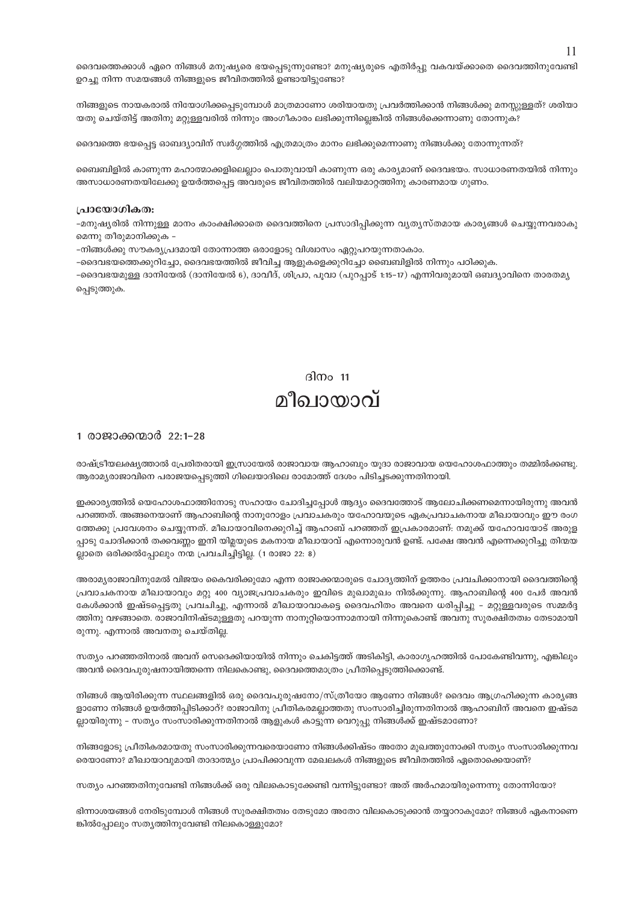ദൈവത്തെക്കാൾ ഏറെ നിങ്ങൾ മനുഷ്യരെ ഭയപ്പെടുന്നുണ്ടോ? മനുഷ്യരുടെ എതിർപ്പു വകവയ്ക്കാതെ ദൈവത്തിനുവേണ്ടി ഉറച്ചു നിന്ന സമയങ്ങൾ നിങ്ങളുടെ ജീവിതത്തിൽ ഉണ്ടായിട്ടുണ്ടോ?

നിങ്ങളുടെ നായകരാൽ നിയോഗിക്കപ്പെടുമ്പോൾ മാത്രമാണോ ശരിയായതു പ്രവർത്തിക്കാൻ നിങ്ങൾക്കു മനസ്സുള്ളത്? ശരിയായതു ചെയ്തിട്ട് അതിനു മറ്റുള്ളവരിൽ നിന്നും അംഗീകാരം ലഭിക്കുന്നില്ലെങ്കിൽ നിങ്ങൾക്കെന്താണു തോന്നുക?

ദൈവത്തെ ഭയപ്പെട്ട ഓബദ്യാവിന് സ്വർഗ്ഗത്തിൽ എത്രമാത്രം മാനം ലഭിക്കുമെന്നാണു നിങ്ങൾക്കു തോന്നുന്നത്?

ബൈബിളിൽ കാണുന്ന മഹാത്മാക്കളിലെല്ലാം പൊതുവായി കാണുന്ന ഒരു കാര്യമാണ് ദൈവഭയം. സാധാരണതയിൽ നിന്നും അസാധാരണതയിലേക്കു ഉയർത്തപ്പെട്ട അവരുടെ ജീവിതത്തിൽ വലിയമാറ്റത്തിനു കാരണമായ ഗുണം.

**പ്രായോഗികത:**

-മനുഷ്യരിൽ നിന്നുള്ള മാനം കാംക്ഷിക്കാതെ ദൈവത്തിനെ പ്രസാദിപ്പിക്കുന്ന വ്യത്യസ്തമായ കാര്യങ്ങൾ ചെയ്യുന്നവരാകുമെന്നു തീരുമാനിക്കുക -

-നിങ്ങൾക്കു സൗകര്യപ്രദമായി തോന്നാത്ത ഒരാളോടു വിശ്വാസം ഏറ്റുപറയുന്നതാകാം.

-ദൈവഭയത്തെക്കുറിച്ചോ, ദൈവഭയത്തിൽ ജീവിച്ച ആളുകളെക്കുറിച്ചോ ബൈബിളിൽ നിന്നും പഠിക്കുക.

-ദൈവഭയമുള്ള ദാനിയേൽ (ദാനിയേൽ 6), ദാവീദ്, ശിപ്രാ, പൂവാ (പുറപ്പാട് 1:15-17) എന്നിവരുമായി ഒബദ്യാവിനെ താരതമ്യപ്പെടുത്തുക.

## ദിനം 11
# മീഖായാവ്

### 1 രാജാക്കന്മാർ 22:1-28

രാഷ്ട്രീയലക്ഷ്യത്താൽ പ്രേരിതരായി ഇസ്രായേൽ രാജാവായ ആഹാബും യൂദാ രാജാവായ യെഹോശഫാത്തും തമ്മിൽക്കണ്ടു. ആരാമ്യരാജാവിനെ പരാജയപ്പെടുത്തി ഗിലെയാദിലെ രാമോത്ത് ദേശം പിടിച്ചടക്കുന്നതിനായി.

ഇക്കാര്യത്തിൽ യെഹോശഫാത്തിനോടു സഹായം ചോദിച്ചപ്പോൾ ആദ്യം ദൈവത്തോട് ആലോചിക്കണമെന്നായിരുന്നു അവൻ പറഞ്ഞത്. അങ്ങനെയാണ് ആഹാബിന്റെ നാനൂറോളം പ്രവാചകരും യഹോവയുടെ ഏകപ്രവാചകനായ മീഖായാവും ഈ രംഗത്തേക്കു പ്രവേശനം ചെയ്യുന്നത്. മീഖായാവിനെക്കുറിച്ച് ആഹാബ് പറഞ്ഞത് ഇപ്രകാരമാണ്: നമുക്ക് യഹോവയോട് അരുളപ്പാടു ചോദിക്കാൻ തക്കവണ്ണം ഇനി യിമ്ലയുടെ മകനായ മീഖായാവ് എന്നൊരുവൻ ഉണ്ട്. പക്ഷേ അവൻ എന്നെക്കുറിച്ചു തിന്മയല്ലാതെ ഒരിക്കൽപ്പോലും നന്മ പ്രവചിച്ചിട്ടില്ല. (1 രാജാ 22: 8)

അരാമ്യരാജാവിനുമേൽ വിജയം കൈവരിക്കുമോ എന്ന രാജാക്കന്മാരുടെ ചോദ്യത്തിന് ഉത്തരം പ്രവചിക്കാനായി ദൈവത്തിന്റെ പ്രവാചകനായ മീഖായാവും മറ്റു 400 വ്യാജപ്രവാചകരും ഇവിടെ മുഖാമുഖം നിൽക്കുന്നു. ആഹാബിന്റെ 400 പേർ അവൻ കേൾക്കാൻ ഇഷ്ടപ്പെട്ടതു പ്രവചിച്ചു, എന്നാൽ മീഖായാവാകട്ടെ ദൈവഹിതം അവനെ ധരിപ്പിച്ചു - മറ്റുള്ളവരുടെ സമ്മർദ്ദത്തിനു വഴങ്ങാതെ. രാജാവിനിഷ്ടമുള്ളതു പറയുന്ന നാനൂറ്റിയൊന്നാമനായി നിന്നുകൊണ്ട് അവനു സുരക്ഷിതത്വം തേടാമായിരുന്നു. എന്നാൽ അവനതു ചെയ്തില്ല.

സത്യം പറഞ്ഞതിനാൽ അവന് സെദെക്കിയായിൽ നിന്നും ചെകിട്ടത്ത് അടികിട്ടി, കാരാഗൃഹത്തിൽ പോകേണ്ടിവന്നു, എങ്കിലും അവൻ ദൈവപുരുഷനായിത്തന്നെ നിലകൊണ്ടു, ദൈവത്തെമാത്രം പ്രീതിപ്പെടുത്തിക്കൊണ്ട്.

നിങ്ങൾ ആയിരിക്കുന്ന സ്ഥലങ്ങളിൽ ഒരു ദൈവപുരുഷനോ/സ്ത്രീയോ ആണോ നിങ്ങൾ? ദൈവം ആഗ്രഹിക്കുന്ന കാര്യങ്ങളാണോ നിങ്ങൾ ഉയർത്തിപ്പിടിക്കാറ്? രാജാവിനു പ്രീതികരമല്ലാത്തതു സംസാരിച്ചിരുന്നതിനാൽ ആഹാബിന് അവനെ ഇഷ്ടമല്ലായിരുന്നു - സത്യം സംസാരിക്കുന്നതിനാൽ ആളുകൾ കാട്ടുന്ന വെറുപ്പു നിങ്ങൾക്ക് ഇഷ്ടമാണോ?

നിങ്ങളോടു പ്രീതികരമായതു സംസാരിക്കുന്നവരെയാണോ നിങ്ങൾക്കിഷ്ടം അതോ മുഖത്തുനോക്കി സത്യം സംസാരിക്കുന്നവരെയാണോ? മീഖായാവുമായി താദാത്മ്യം പ്രാപിക്കാവുന്ന മേഖലകൾ നിങ്ങളുടെ ജീവിതത്തിൽ ഏതൊക്കെയാണ്?

സത്യം പറഞ്ഞതിനുവേണ്ടി നിങ്ങൾക്ക് ഒരു വിലകൊടുക്കേണ്ടി വന്നിട്ടുണ്ടോ? അത് അർഹമായിരുന്നെന്നു തോന്നിയോ?

ഭിന്നാശയങ്ങൾ നേരിടുമ്പോൾ നിങ്ങൾ സുരക്ഷിതത്വം തേടുമോ അതോ വിലകൊടുക്കാൻ തയ്യാറാകുമോ? നിങ്ങൾ ഏകനാണെങ്കിൽപ്പോലും സത്യത്തിനുവേണ്ടി നിലകൊള്ളുമോ?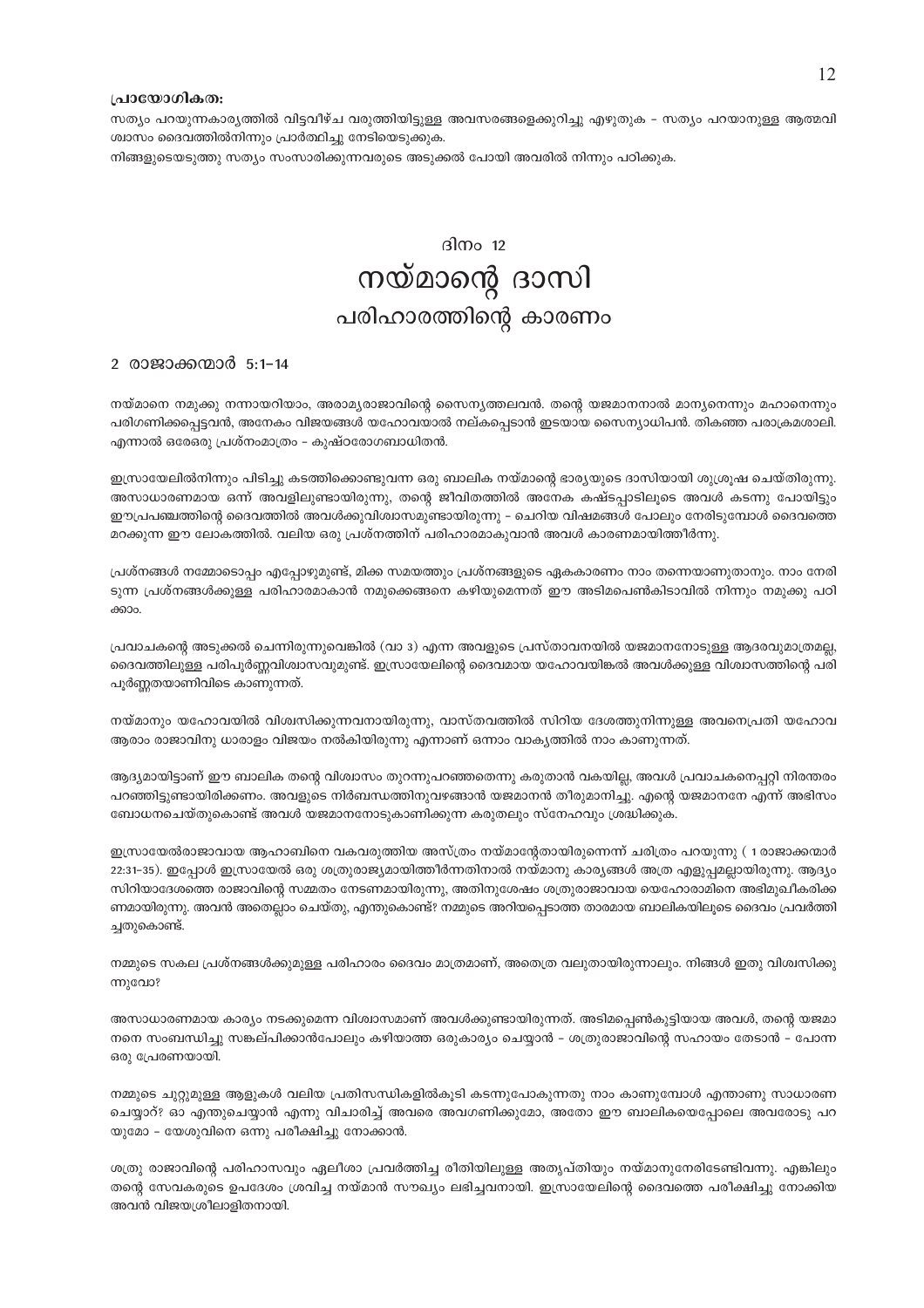**പ്രായോഗികത:**

സത്യം പറയുന്നകാര്യത്തിൽ വിട്ടുവീഴ്ച വരുത്തിയിട്ടുള്ള അവസരങ്ങളെക്കുറിച്ചു എഴുതുക - സത്യം പറയാനുള്ള ആത്മവിശ്വാസം ദൈവത്തിൽനിന്നും പ്രാർത്ഥിച്ചു നേടിയെടുക്കുക.

നിങ്ങളുടെയടുത്തു സത്യം സംസാരിക്കുന്നവരുടെ അടുക്കൽ പോയി അവരിൽ നിന്നും പഠിക്കുക.

# ദിനം 12
# നയ്മാന്റെ ദാസി
## പരിഹാരത്തിന്റെ കാരണം

2 രാജാക്കന്മാർ 5:1-14

നയ്മാനെ നമുക്കു നന്നായറിയാം, അരാമ്യരാജാവിന്റെ സൈന്യത്തലവൻ. തന്റെ യജമാനനാൽ മാന്യനെന്നും മഹാനെന്നും പരിഗണിക്കപ്പെട്ടവൻ, അനേകം വിജയങ്ങൾ യഹോവയാൽ നല്കപ്പെടാൻ ഇടയായ സൈന്യാധിപൻ. തികഞ്ഞ പരാക്രമശാലി. എന്നാൽ ഒരേഒരു പ്രശ്നംമാത്രം - കുഷ്ഠരോഗബാധിതൻ.

ഇസ്രായേലിൽനിന്നും പിടിച്ചു കടത്തിക്കൊണ്ടുവന്ന ഒരു ബാലിക നയ്മാന്റെ ഭാര്യയുടെ ദാസിയായി ശുശ്രൂഷ ചെയ്തിരുന്നു. അസാധാരണമായ ഒന്ന് അവളിലുണ്ടായിരുന്നു, തന്റെ ജീവിതത്തിൽ അനേക കഷ്ടപ്പാടിലൂടെ അവൾ കടന്നു പോയിട്ടും ഈപ്രപഞ്ചത്തിന്റെ ദൈവത്തിൽ അവൾക്കുവിശ്വാസമുണ്ടായിരുന്നു - ചെറിയ വിഷമങ്ങൾ പോലും നേരിടുമ്പോൾ ദൈവത്തെ മറക്കുന്ന ഈ ലോകത്തിൽ. വലിയ ഒരു പ്രശ്നത്തിന് പരിഹാരമാകുവാൻ അവൾ കാരണമായിത്തീർന്നു.

പ്രശ്നങ്ങൾ നമ്മോടൊപ്പം എപ്പോഴുമുണ്ട്, മിക്ക സമയത്തും പ്രശ്നങ്ങളുടെ ഏകകാരണം നാം തന്നെയാണുതാനും. നാം നേരിടുന്ന പ്രശ്നങ്ങൾക്കുള്ള പരിഹാരമാകാൻ നമുക്കെങ്ങനെ കഴിയുമെന്നത് ഈ അടിമപെൺകിടാവിൽ നിന്നും നമുക്കു പഠിക്കാം.

പ്രവാചകന്റെ അടുക്കൽ ചെന്നിരുന്നുവെങ്കിൽ (വാ 3) എന്ന അവളുടെ പ്രസ്താവനയിൽ യജമാനനോടുള്ള ആദരവുമാത്രമല്ല, ദൈവത്തിലുള്ള പരിപൂർണ്ണവിശ്വാസവുമുണ്ട്. ഇസ്രായേലിന്റെ ദൈവമായ യഹോവയിങ്കൽ അവൾക്കുള്ള വിശ്വാസത്തിന്റെ പരിപൂർണ്ണതയാണിവിടെ കാണുന്നത്.

നയ്മാനും യഹോവയിൽ വിശ്വസിക്കുന്നവനായിരുന്നു, വാസ്തവത്തിൽ സിറിയ ദേശത്തുനിന്നുള്ള അവനെപ്രതി യഹോവ ആരാം രാജാവിനു ധാരാളം വിജയം നൽകിയിരുന്നു എന്നാണ് ഒന്നാം വാകൃത്തിൽ നാം കാണുന്നത്.

ആദ്യമായിട്ടാണ് ഈ ബാലിക തന്റെ വിശ്വാസം തുറന്നുപറഞ്ഞതെന്നു കരുതാൻ വകയില്ല, അവൾ പ്രവാചകനെപ്പറ്റി നിരന്തരം പറഞ്ഞിട്ടുണ്ടായിരിക്കണം. അവളുടെ നിർബന്ധത്തിനുവഴങ്ങാൻ യജമാനൻ തീരുമാനിച്ചു. എന്റെ യജമാനനേ എന്ന് അഭിസംബോധനചെയ്തുകൊണ്ട് അവൾ യജമാനനോടുകാണിക്കുന്ന കരുതലും സ്നേഹവും ശ്രദ്ധിക്കുക.

ഇസ്രായേൽരാജാവായ ആഹാബിനെ വകവരുത്തിയ അസ്ത്രം നയ്മാന്റേതായിരുന്നെന്ന് ചരിത്രം പറയുന്നു ( 1 രാജാക്കന്മാർ 22:31-35). ഇപ്പോൾ ഇസ്രായേൽ ഒരു ശത്രുരാജ്യമായിത്തീർന്നതിനാൽ നയ്മാനു കാര്യങ്ങൾ അത്ര എളുപ്പമല്ലായിരുന്നു. ആദ്യം സിറിയാദേശത്തെ രാജാവിന്റെ സമ്മതം നേടണമായിരുന്നു, അതിനുശേഷം ശത്രുരാജാവായ യെഹോരാമിനെ അഭിമുഖീകരിക്കണമായിരുന്നു. അവൻ അതെല്ലാം ചെയ്തു, എന്തുകൊണ്ട്? നമ്മുടെ അറിയപ്പെടാത്ത താരമായ ബാലികയിലൂടെ ദൈവം പ്രവർത്തിച്ചതുകൊണ്ട്.

നമ്മുടെ സകല പ്രശ്നങ്ങൾക്കുമുള്ള പരിഹാരം ദൈവം മാത്രമാണ്, അതെത്ര വലുതായിരുന്നാലും. നിങ്ങൾ ഇതു വിശ്വസിക്കുന്നുവോ?

അസാധാരണമായ കാര്യം നടക്കുമെന്ന വിശ്വാസമാണ് അവൾക്കുണ്ടായിരുന്നത്. അടിമപ്പെൺകുട്ടിയായ അവൾ, തന്റെ യജമാനനെ സംബന്ധിച്ചു സങ്കല്പിക്കാൻപോലും കഴിയാത്ത ഒരുകാര്യം ചെയ്യാൻ - ശത്രുരാജാവിന്റെ സഹായം തേടാൻ - പോന്ന ഒരു പ്രേരണയായി.

നമ്മുടെ ചുറ്റുമുള്ള ആളുകൾ വലിയ പ്രതിസന്ധികളിൽകൂടി കടന്നുപോകുന്നതു നാം കാണുമ്പോൾ എന്താണു സാധാരണ ചെയ്യാറ്? ഓ എന്തുചെയ്യാൻ എന്നു വിചാരിച്ച് അവരെ അവഗണിക്കുമോ, അതോ ഈ ബാലികയെപ്പോലെ അവരോടു പറയുമോ - യേശുവിനെ ഒന്നു പരീക്ഷിച്ചു നോക്കാൻ.

ശത്രു രാജാവിന്റെ പരിഹാസവും ഏലീശാ പ്രവർത്തിച്ച രീതിയിലുള്ള അതൃപ്തിയും നയ്മാനുനേരിടേണ്ടിവന്നു. എങ്കിലും തന്റെ സേവകരുടെ ഉപദേശം ശ്രവിച്ച നയ്മാൻ സൗഖ്യം ലഭിച്ചവനായി. ഇസ്രായേലിന്റെ ദൈവത്തെ പരീക്ഷിച്ചു നോക്കിയ അവൻ വിജയശ്രീലാളിതനായി.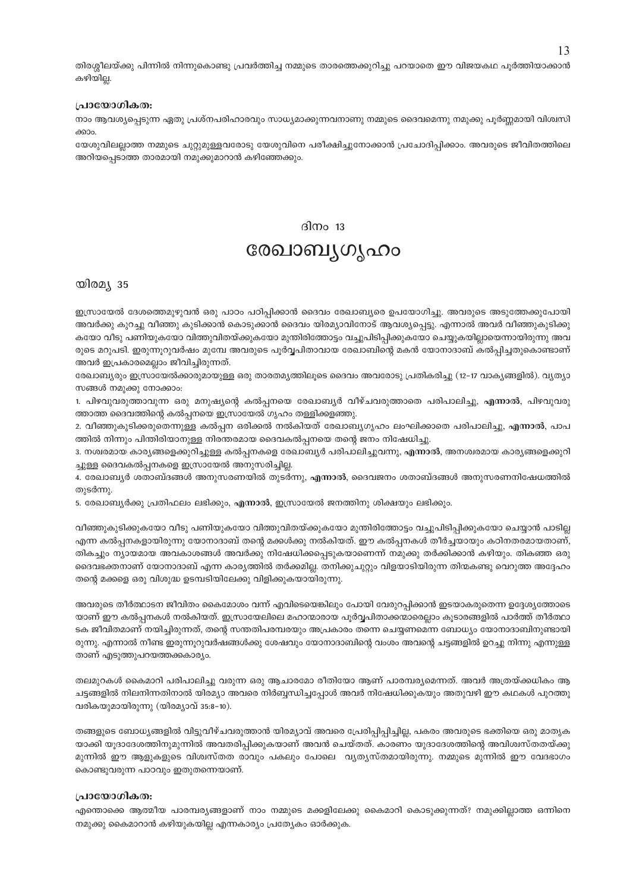തിരശ്ശീലയ്ക്കു പിന്നിൽ നിന്നുകൊണ്ടു പ്രവർത്തിച്ച നമ്മുടെ താരത്തെക്കുറിച്ചു പറയാതെ ഈ വിജയകഥ പൂർത്തിയാക്കാൻ കഴിയില്ല.

#### പ്രായോഗികത:

നാം ആവശ്യപ്പെടുന്ന ഏതു പ്രശ്നപരിഹാരവും സാധ്യമാക്കുന്നവനാണു നമ്മുടെ ദൈവമെന്നു നമുക്കു പൂർണ്ണമായി വിശ്വസിക്കാം.

യേശുവിലല്ലാത്ത നമ്മുടെ ചുറ്റുമുള്ളവരോടു യേശുവിനെ പരീക്ഷിച്ചുനോക്കാൻ പ്രചോദിപ്പിക്കാം. അവരുടെ ജീവിതത്തിലെ അറിയപ്പെടാത്ത താരമായി നമുക്കുമാറാൻ കഴിഞ്ഞേക്കും.

## ദിനം 13

# രേഖാബ്യഗൃഹം

### യിരമ്യ 35

ഇസ്രായേൽ ദേശത്തെമുഴുവൻ ഒരു പാഠം പഠിപ്പിക്കാൻ ദൈവം രേഖാബ്യരെ ഉപയോഗിച്ചു. അവരുടെ അടുത്തേക്കുപോയി അവർക്കു കുറച്ചു വീഞ്ഞു കുടിക്കാൻ കൊടുക്കാൻ ദൈവം യിരമ്യാവിനോട് ആവശ്യപ്പെട്ടു. എന്നാൽ അവർ വീഞ്ഞുകുടിക്കുകയോ വീടു പണിയുകയോ വിത്തുവിതയ്ക്കുകയോ മുന്തിരിത്തോട്ടം വച്ചുപിടിപ്പിക്കുകയോ ചെയ്യുകയില്ലായെന്നായിരുന്നു അവരുടെ മറുപടി. ഇരുന്നൂറുവർഷം മുമ്പേ അവരുടെ പൂർവ്വപിതാവായ രേഖാബിന്റെ മകൻ യോനാദാബ് കല്പിച്ചതുകൊണ്ടാണ് അവർ ഇപ്രകാരമെല്ലാം ജീവിച്ചിരുന്നത്.

രേഖാബ്യരും ഇസ്രായേൽക്കാരുമായുള്ള ഒരു താരതമ്യത്തിലൂടെ ദൈവം അവരോടു പ്രതികരിച്ചു (12-17 വാക്യങ്ങളിൽ). വ്യത്യാസങ്ങൾ നമുക്കു നോക്കാം:

1. പിഴവുവരുത്താവുന്ന ഒരു മനുഷ്യന്റെ കല്പനയെ രേഖാബ്യർ വീഴ്ചവരുത്താതെ പരിപാലിച്ചു, **എന്നാൽ**, പിഴവുവരുത്താത്ത ദൈവത്തിന്റെ കല്പനയെ ഇസ്രായേൽ ഗൃഹം തള്ളിക്കളഞ്ഞു.
2. വീഞ്ഞുകുടിക്കരുതെന്നുള്ള കല്പന ഒരിക്കൽ നൽകിയത് രേഖാബ്യഗൃഹം ലംഘിക്കാതെ പരിപാലിച്ചു, **എന്നാൽ**, പാപത്തിൽ നിന്നും പിന്തിരിയാനുള്ള നിരന്തരമായ ദൈവകല്പനയെ തന്റെ ജനം നിഷേധിച്ചു.
3. നശ്വരമായ കാര്യങ്ങളെക്കുറിച്ചുള്ള കല്പനകളെ രേഖാബ്യർ പരിപാലിച്ചുവന്നു, **എന്നാൽ**, അനശ്വരമായ കാര്യങ്ങളെക്കുറിച്ചുള്ള ദൈവകല്പനകളെ ഇസ്രായേൽ അനുസരിച്ചില്ല.
4. രേഖാബ്യർ ശതാബ്ദങ്ങൾ അനുസരണയിൽ തുടർന്നു, **എന്നാൽ**, ദൈവജനം ശതാബ്ദങ്ങൾ അനുസരണനിഷേധത്തിൽ തുടർന്നു.
5. രേഖാബ്യർക്കു പ്രതിഫലം ലഭിക്കും, **എന്നാൽ**, ഇസ്രായേൽ ജനത്തിനു ശിക്ഷയും ലഭിക്കും.

വീഞ്ഞുകുടിക്കുകയോ വീടു പണിയുകയോ വിത്തുവിതയ്ക്കുകയോ മുന്തിരിത്തോട്ടം വച്ചുപിടിപ്പിക്കുകയോ ചെയ്യാൻ പാടില്ല എന്ന കല്പനകളായിരുന്നു യോനാദാബ് തന്റെ മക്കൾക്കു നൽകിയത്. ഈ കല്പനകൾ തീർച്ചയായും കഠിനതരമായതാണ്, തികച്ചും ന്യായമായ അവകാശങ്ങൾ അവർക്കു നിഷേധിക്കപ്പെടുകയാണെന്ന് നമുക്കു തർക്കിക്കാൻ കഴിയും. തികഞ്ഞ ഒരു ദൈവഭക്തനാണ് യോനാദാബ് എന്ന കാര്യത്തിൽ തർക്കമില്ല. തനിക്കുചുറ്റും വിളയാടിയിരുന്ന തിന്മകണ്ടു വെറുത്ത അദ്ദേഹം തന്റെ മക്കളെ ഒരു വിശുദ്ധ ഉടമ്പടിയിലേക്കു വിളിക്കുകയായിരുന്നു.

അവരുടെ തീർത്ഥാടന ജീവിതം കൈമോശം വന്ന് എവിടെയെങ്കിലും പോയി വേരുറപ്പിക്കാൻ ഇടയാകരുതെന്ന ഉദ്ദേശ്യത്തോടെയാണ് ഈ കല്പനകൾ നൽകിയത്. ഇസ്രായേലിലെ മഹാന്മാരായ പൂർവ്വപിതാക്കന്മാരെല്ലാം കൂടാരങ്ങളിൽ പാർത്ത് തീർത്ഥാടക ജീവിതമാണ് നയിച്ചിരുന്നത്, തന്റെ സന്തതിപരമ്പരയും അപ്രകാരം തന്നെ ചെയ്യണമെന്ന ബോധ്യം യോനാദാബിനുണ്ടായിരുന്നു. എന്നാൽ നീണ്ട ഇരുന്നൂറുവർഷങ്ങൾക്കു ശേഷവും യോനാദാബിന്റെ വംശം അവന്റെ ചട്ടങ്ങളിൽ ഉറച്ചു നിന്നു എന്നുള്ളതാണ് എടുത്തുപറയത്തക്കകാര്യം.

തലമുറകൾ കൈമാറി പരിപാലിച്ചു വരുന്ന ഒരു ആചാരമോ രീതിയോ ആണ് പാരമ്പര്യമെന്നത്. അവർ അത്രയ്ക്കധികം ആ ചട്ടങ്ങളിൽ നിലനിന്നതിനാൽ യിരമ്യാ അവരെ നിർബ്ബന്ധിച്ചപ്പോൾ അവർ നിഷേധിക്കുകയും അതുവഴി ഈ കഥകൾ പുറത്തു വരികയുമായിരുന്നു (യിരമ്യാവ് 35:8-10).

തങ്ങളുടെ ബോധ്യങ്ങളിൽ വിട്ടുവീഴ്ചവരുത്താൻ യിരമ്യാവ് അവരെ പ്രേരിപ്പിപ്പിച്ചില്ല, പകരം അവരുടെ ഭക്തിയെ ഒരു മാതൃകയാക്കി യൂദാദേശത്തിനുമുന്നിൽ അവതരിപ്പിക്കുകയാണ് അവൻ ചെയ്തത്. കാരണം യൂദാദേശത്തിന്റെ അവിശ്വസ്തതയ്ക്കു മുന്നിൽ ഈ ആളുകളുടെ വിശ്വസ്തത രാവും പകലും പോലെ വ്യത്യസ്തമായിരുന്നു. നമ്മുടെ മുന്നിൽ ഈ വേദഭാഗം കൊണ്ടുവരുന്ന പാഠവും ഇതുതന്നെയാണ്.

#### പ്രായോഗികത:

എന്തൊക്കെ ആത്മീയ പാരമ്പര്യങ്ങളാണ് നാം നമ്മുടെ മക്കളിലേക്കു കൈമാറി കൊടുക്കുന്നത്? നമുക്കില്ലാത്ത ഒന്നിനെ നമുക്കു കൈമാറാൻ കഴിയുകയില്ല എന്നകാര്യം പ്രത്യേകം ഓർക്കുക.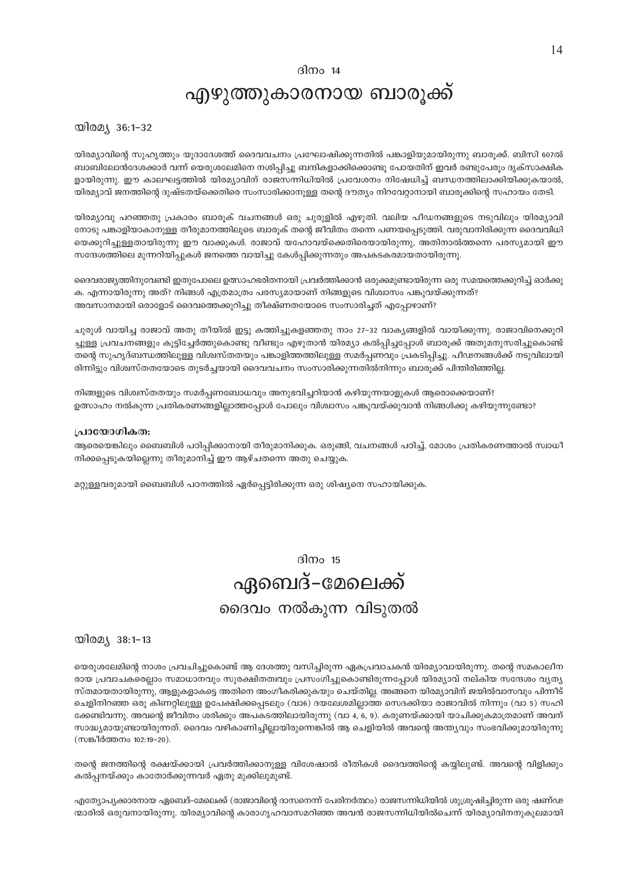ദിനം 14

# എഴുത്തുകാരനായ ബാരൂക്ക്

യിരമ്യ 36:1–32

യിരമ്യാവിന്റെ സുഹൃത്തും യൂദാദേശത്ത് ദൈവവചനം പ്രഘോഷിക്കുന്നതിൽ പങ്കാളിയുമായിരുന്നു ബാരൂക്. ബിസി 607ൽ ബാബിലോൻദേശക്കാർ വന്ന് യെരുശലേമിനെ നശിപ്പിച്ചു ബന്ദികളാക്കിക്കൊണ്ടു പോയതിന് ഇവർ രണ്ടുപേരും ദൃക്‌സാക്ഷികളായിരുന്നു. ഈ കാലഘട്ടത്തിൽ യിരമ്യാവിന് രാജസന്നിധിയിൽ പ്രവേശനം നിഷേധിച്ച് ബന്ധനത്തിലാക്കിയിക്കുകയാൽ, യിരമ്യാവ് ജനത്തിന്റെ ദുഷ്ടതയ്ക്കെതിരെ സംസാരിക്കാനുള്ള തന്റെ ദൗത്യം നിറവേറ്റാനായി ബാരൂക്കിന്റെ സഹായം തേടി.

യിരമ്യാവു പറഞ്ഞതു പ്രകാരം ബാരൂക് വചനങ്ങൾ ഒരു ചുരുളിൽ എഴുതി. വലിയ പീഡനങ്ങളുടെ നടുവിലും യിരമ്യാവിനോടു പങ്കാളിയാകാനുള്ള തീരുമാനത്തിലൂടെ ബാരൂക് തന്റെ ജീവിതം തന്നെ പണയപ്പെടുത്തി. വരുവാനിരിക്കുന്ന ദൈവവിധിയെക്കുറിച്ചുള്ളതായിരുന്നു ഈ വാക്കുകൾ. രാജാവ് യഹോവയ്ക്കെതിരെയായിരുന്നു, അതിനാൽത്തന്നെ പരസ്യമായി ഈ സന്ദേശത്തിലെ മുന്നറിയിപ്പുകൾ ജനത്തെ വായിച്ചു കേൾപ്പിക്കുന്നതും അപകടകരമായതായിരുന്നു.

ദൈവരാജ്യത്തിനുവേണ്ടി ഇതുപോലെ ഉത്സാഹഭരിതനായി പ്രവർത്തിക്കാൻ ഒരുക്കമുണ്ടായിരുന്ന ഒരു സമയത്തെക്കുറിച്ച് ഓർക്കുക. എന്നായിരുന്നു അത്? നിങ്ങൾ എത്രമാത്രം പരസ്യമായാണ് നിങ്ങളുടെ വിശ്വാസം പങ്കുവയ്ക്കുന്നത്? അവസാനമായി ഒരാളോട് ദൈവത്തെക്കുറിച്ചു തീക്ഷ്ണതയോടെ സംസാരിച്ചത് എപ്പോഴാണ്?

ചുരുൾ വായിച്ച രാജാവ് അതു തീയിൽ ഇട്ടു കത്തിച്ചുകളഞ്ഞതു നാം 27–32 വാക്യങ്ങളിൽ വായിക്കുന്നു. രാജാവിനെക്കുറിച്ചുള്ള പ്രവചനങ്ങളും കൂട്ടിച്ചേർത്തുകൊണ്ടു വീണ്ടും എഴുതാൻ യിരമ്യാ കൽപ്പിച്ചപ്പോൾ ബാരൂക്ക് അതുമനുസരിച്ചുകൊണ്ട് തന്റെ സുഹൃദ്ബന്ധത്തിലുള്ള വിശ്വസ്തതയും പങ്കാളിത്തത്തിലുള്ള സമർപ്പണവും പ്രകടിപ്പിച്ചു. പീഢനങ്ങൾക്ക് നടുവിലായിരിന്നിട്ടും വിശ്വസ്തതയോടെ തുടർച്ചയായി ദൈവവചനം സംസാരിക്കുന്നതിൽനിന്നും ബാരൂക്ക് പിന്തിരിഞ്ഞില്ല.

നിങ്ങളുടെ വിശ്വസ്തതയും സമർപ്പണബോധവും അനുഭവിച്ചറിയാൻ കഴിയുന്നയാളുകൾ ആരൊക്കെയാണ്? ഉത്സാഹം നൽകുന്ന പ്രതികരണങ്ങളില്ലാത്തപ്പോൾ പോലും വിശ്വാസം പങ്കുവയ്ക്കുവാൻ നിങ്ങൾക്കു കഴിയുന്നുണ്ടോ?

**പ്രായോഗികത:**

ആരെയെങ്കിലും ബൈബിൾ പഠിപ്പിക്കാനായി തീരുമാനിക്കുക. ഒരുങ്ങി, വചനങ്ങൾ പഠിച്ച്, മോശം പ്രതികരണത്താൽ സ്വാധീനിക്കപ്പെടുകയില്ലെന്നു തീരുമാനിച്ച് ഈ ആഴ്ചതന്നെ അതു ചെയ്യുക.

മറ്റുള്ളവരുമായി ബൈബിൾ പഠനത്തിൽ ഏർപ്പെട്ടിരിക്കുന്ന ഒരു ശിഷ്യനെ സഹായിക്കുക.

ദിനം 15

# ഏബെദ്–മേലെക്ക്

## ദൈവം നൽകുന്ന വിടുതൽ

യിരമ്യ 38:1–13

യെരുശലേമിന്റെ നാശം പ്രവചിച്ചുകൊണ്ട് ആ ദേശത്തു വസിച്ചിരുന്ന ഏകപ്രവാചകൻ യിരമ്യാവായിരുന്നു. തന്റെ സമകാലീനരായ പ്രവാചകരെല്ലാം സമാധാനവും സുരക്ഷിതത്വവും പ്രസംഗിച്ചുകൊണ്ടിരുന്നപ്പോൾ യിരമ്യാവ് നല്കിയ സന്ദേശം വ്യത്യസ്തമായതായിരുന്നു, ആളുകളാകട്ടെ അതിനെ അംഗീകരിക്കുകയും ചെയ്തില്ല. അങ്ങനെ യിരമ്യാവിന് ജയിൽവാസവും പിന്നീട് ചെളിനിറഞ്ഞ ഒരു കിണറ്റിലുള്ള ഉപേക്ഷിക്കപ്പെടലും (വാ6) ദയലേശമില്ലാത്ത സെദക്കിയാ രാജാവിൽ നിന്നും (വാ 5) സഹിക്കേണ്ടിവന്നു. അവന്റെ ജീവിതം ശരിക്കും അപകടത്തിലായിരുന്നു (വാ 4, 6, 9). കരുണയ്ക്കായി യാചിക്കുകമാത്രമാണ് അവന് സാദ്ധ്യമായുണ്ടായിരുന്നത്. ദൈവം വഴികാണിച്ചില്ലായിരുന്നെങ്കിൽ ആ ചെളിയിൽ അവന്റെ അന്ത്യവും സംഭവിക്കുമായിരുന്നു (സങ്കീർത്തനം 102:19–20).

തന്റെ ജനത്തിന്റെ രക്ഷയ്ക്കായി പ്രവർത്തിക്കാനുള്ള വിശേഷാൽ രീതികൾ ദൈവത്തിന്റെ കയ്യിലുണ്ട്. അവന്റെ വിളിക്കും കൽപ്പനയ്ക്കും കാതോർക്കുന്നവർ ഏതു മുക്കിലുമുണ്ട്.

എത്യോപ്യക്കാരനായ ഏബെദ്–മേലെക്ക് (രാജാവിന്റെ ദാസനെന്ന് പേരിനർത്ഥം) രാജസന്നിധിയിൽ ശുശ്രൂഷിച്ചിരുന്ന ഒരു ഷണ്ഢന്മാരിൽ ഒരുവനായിരുന്നു. യിരമ്യാവിന്റെ കാരാഗൃഹവാസമറിഞ്ഞ അവൻ രാജസന്നിധിയിൽചെന്ന് യിരമ്യാവിനനുകൂലമായി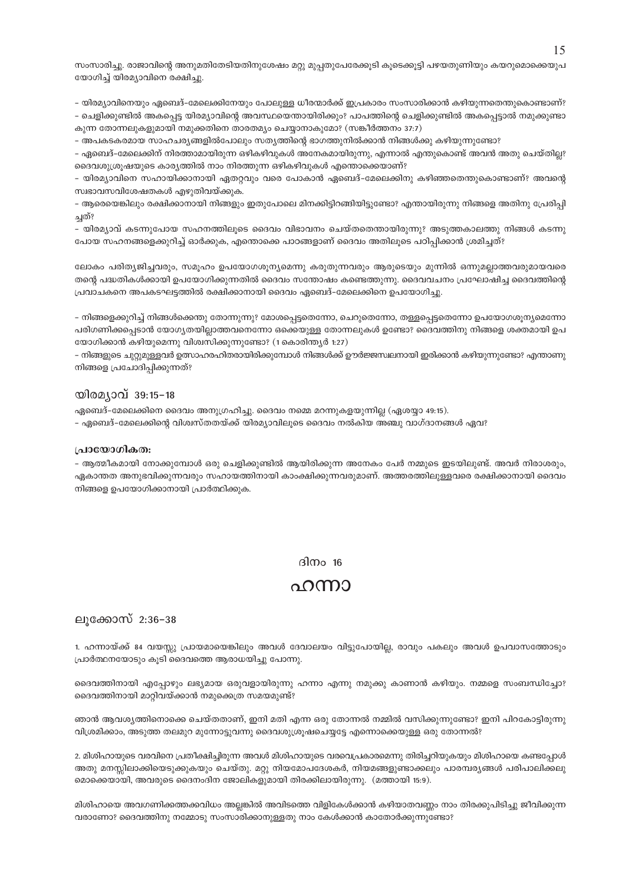സംസാരിച്ചു. രാജാവിന്റെ അനുമതിതേടിയതിനുശേഷം മറ്റു മുപ്പതുപേരേക്കൂടി കൂടെക്കൂട്ടി പഴയതുണിയും കയറുമൊക്കെയുപയോഗിച്ച് യിരമ്യാവിനെ രക്ഷിച്ചു.

- യിരമ്യാവിനെയും ഏബെദ്-മേലെക്കിനേയും പോലുള്ള ധീരന്മാർക്ക് ഇപ്രകാരം സംസാരിക്കാൻ കഴിയുന്നതെന്തുകൊണ്ടാണ്?
- ചെളിക്കുണ്ടിൽ അകപ്പെട്ട യിരമ്യാവിന്റെ അവസ്ഥയെന്തായിരിക്കും? പാപത്തിന്റെ ചെളിക്കുണ്ടിൽ അകപ്പെട്ടാൽ നമുക്കുണ്ടാകുന്ന തോന്നലുകളുമായി നമുക്കതിനെ താരതമ്യം ചെയ്യാനാകുമോ? (സങ്കീർത്തനം 37:7)
- അപകടകരമായ സാഹചര്യങ്ങളിൽപോലും സത്യത്തിന്റെ ഭാഗത്തുനിൽക്കാൻ നിങ്ങൾക്കു കഴിയുന്നുണ്ടോ?
- ഏബെദ്-മേലെക്കിന് നിരത്താമായിരുന്ന ഒഴികഴിവുകൾ അനേകമായിരുന്നു, എന്നാൽ എന്തുകൊണ്ട് അവൻ അതു ചെയ്തില്ല? ദൈവശുശ്രൂഷയുടെ കാര്യത്തിൽ നാം നിരത്തുന്ന ഒഴികഴിവുകൾ എന്തൊക്കെയാണ്?
- യിരമ്യാവിനെ സഹായിക്കാനായി ഏതറ്റവും വരെ പോകാൻ ഏബെദ്-മേലെക്കിനു കഴിഞ്ഞതെന്തുകൊണ്ടാണ്? അവന്റെ സ്വഭാവസവിശേഷതകൾ എഴുതിവയ്ക്കുക.
- ആരെയെങ്കിലും രക്ഷിക്കാനായി നിങ്ങളും ഇതുപോലെ മിനക്കിട്ടിറങ്ങിയിട്ടുണ്ടോ? എന്തായിരുന്നു നിങ്ങളെ അതിനു പ്രേരിപ്പിച്ചത്?
- യിരമ്യാവ് കടന്നുപോയ സഹനത്തിലൂടെ ദൈവം വിഭാവനം ചെയ്തതെന്തായിരുന്നു? അടുത്തകാലത്തു നിങ്ങൾ കടന്നുപോയ സഹനങ്ങളെക്കുറിച്ച് ഓർക്കുക, എന്തൊക്കെ പാഠങ്ങളാണ് ദൈവം അതിലൂടെ പഠിപ്പിക്കാൻ ശ്രമിച്ചത്?

ലോകം പരിത്യജിച്ചവരും, സമൂഹം ഉപയോഗശൂന്യമെന്നു കരുതുന്നവരും ആരുടെയും മുന്നിൽ ഒന്നുമല്ലാത്തവരുമായവരെ തന്റെ പദ്ധതികൾക്കായി ഉപയോഗിക്കുന്നതിൽ ദൈവം സന്തോഷം കണ്ടെത്തുന്നു. ദൈവവചനം പ്രഘോഷിച്ച ദൈവത്തിന്റെ പ്രവാചകനെ അപകടഘട്ടത്തിൽ രക്ഷിക്കാനായി ദൈവം ഏബെദ്-മേലെക്കിനെ ഉപയോഗിച്ചു.

- നിങ്ങളെക്കുറിച്ച് നിങ്ങൾക്കെന്തു തോന്നുന്നു? മോശപ്പെട്ടതെന്നോ, ചെറുതെന്നോ, തള്ളപ്പെട്ടതെന്നോ ഉപയോഗശൂന്യമെന്നോ പരിഗണിക്കപ്പെടാൻ യോഗ്യതയില്ലാത്തവനെന്നോ ഒക്കെയുള്ള തോന്നലുകൾ ഉണ്ടോ? ദൈവത്തിനു നിങ്ങളെ ശക്തമായി ഉപയോഗിക്കാൻ കഴിയുമെന്നു വിശ്വസിക്കുന്നുണ്ടോ? (1 കൊരിന്ത്യർ 1:27)
- നിങ്ങളുടെ ചുറ്റുമുള്ളവർ ഉത്സാഹരഹിതരായിരിക്കുമ്പോൾ നിങ്ങൾക്ക് ഊർജ്ജസ്വലനായി ഇരിക്കാൻ കഴിയുന്നുണ്ടോ? എന്താണു നിങ്ങളെ പ്രചോദിപ്പിക്കുന്നത്?

### യിരമ്യാവ് 39:15-18

ഏബെദ്-മേലെക്കിനെ ദൈവം അനുഗ്രഹിച്ചു. ദൈവം നമ്മെ മറന്നുകളയുന്നില്ല (ഏശയ്യാ 49:15).
- ഏബെദ്-മേലെക്കിന്റെ വിശ്വസ്തതയ്ക്ക് യിരമ്യാവിലൂടെ ദൈവം നൽകിയ അഞ്ചു വാഗ്ദാനങ്ങൾ ഏവ?

**പ്രായോഗികത:**

- ആത്മീകമായി നോക്കുമ്പോൾ ഒരു ചെളിക്കുണ്ടിൽ ആയിരിക്കുന്ന അനേകം പേർ നമ്മുടെ ഇടയിലുണ്ട്. അവർ നിരാശരും, ഏകാന്തത അനുഭവിക്കുന്നവരും സഹായത്തിനായി കാംക്ഷിക്കുന്നവരുമാണ്. അത്തരത്തിലുള്ളവരെ രക്ഷിക്കാനായി ദൈവം നിങ്ങളെ ഉപയോഗിക്കാനായി പ്രാർത്ഥിക്കുക.

ദിനം 16

# ഹന്നാ

### ലൂക്കോസ് 2:36-38

1. ഹന്നായ്ക്ക് 84 വയസ്സു പ്രായമായെങ്കിലും അവൾ ദേവാലയം വിട്ടുപോയില്ല, രാവും പകലും അവൾ ഉപവാസത്തോടും പ്രാർത്ഥനയോടും കൂടി ദൈവത്തെ ആരാധയിച്ചു പോന്നു.

ദൈവത്തിനായി എപ്പോഴും ലഭ്യമായ ഒരുവളായിരുന്നു ഹന്നാ എന്നു നമുക്കു കാണാൻ കഴിയും. നമ്മളെ സംബന്ധിച്ചോ? ദൈവത്തിനായി മാറ്റിവയ്ക്കാൻ നമുക്കെത്ര സമയമുണ്ട്?

ഞാൻ ആവശ്യത്തിനൊക്കെ ചെയ്തതാണ്, ഇനി മതി എന്ന ഒരു തോന്നൽ നമ്മിൽ വസിക്കുന്നുണ്ടോ? ഇനി പിറകോട്ടിരുന്നു വിശ്രമിക്കാം, അടുത്ത തലമുറ മുന്നോട്ടുവന്നു ദൈവശുശ്രൂഷചെയ്യട്ടേ എന്നൊക്കെയുള്ള ഒരു തോന്നൽ?

2. മിശിഹായുടെ വരവിനെ പ്രതീക്ഷിച്ചിരുന്ന അവൾ മിശിഹായുടെ വരവെപ്രകാരമെന്നു തിരിച്ചറിയുകയും മിശിഹായെ കണ്ടപ്പോൾ അതു മനസ്സിലാക്കിയെടുക്കുകയും ചെയ്തു. മറ്റു നിയമോപദേശകർ, നിയമങ്ങളുണ്ടാക്കലും പാരമ്പര്യങ്ങൾ പരിപാലിക്കലുമൊക്കെയായി, അവരുടെ ദൈനംദിന ജോലികളുമായി തിരക്കിലായിരുന്നു. (മത്തായി 15:9).

മിശിഹായെ അവഗണിക്കത്തക്കവിധം അല്ലെങ്കിൽ അവിടത്തെ വിളികേൾക്കാൻ കഴിയാതവണ്ണം നാം തിരക്കുപിടിച്ചു ജീവിക്കുന്നവരാണോ? ദൈവത്തിനു നമ്മോടു സംസാരിക്കാനുള്ളതു നാം കേൾക്കാൻ കാതോർക്കുന്നുണ്ടോ?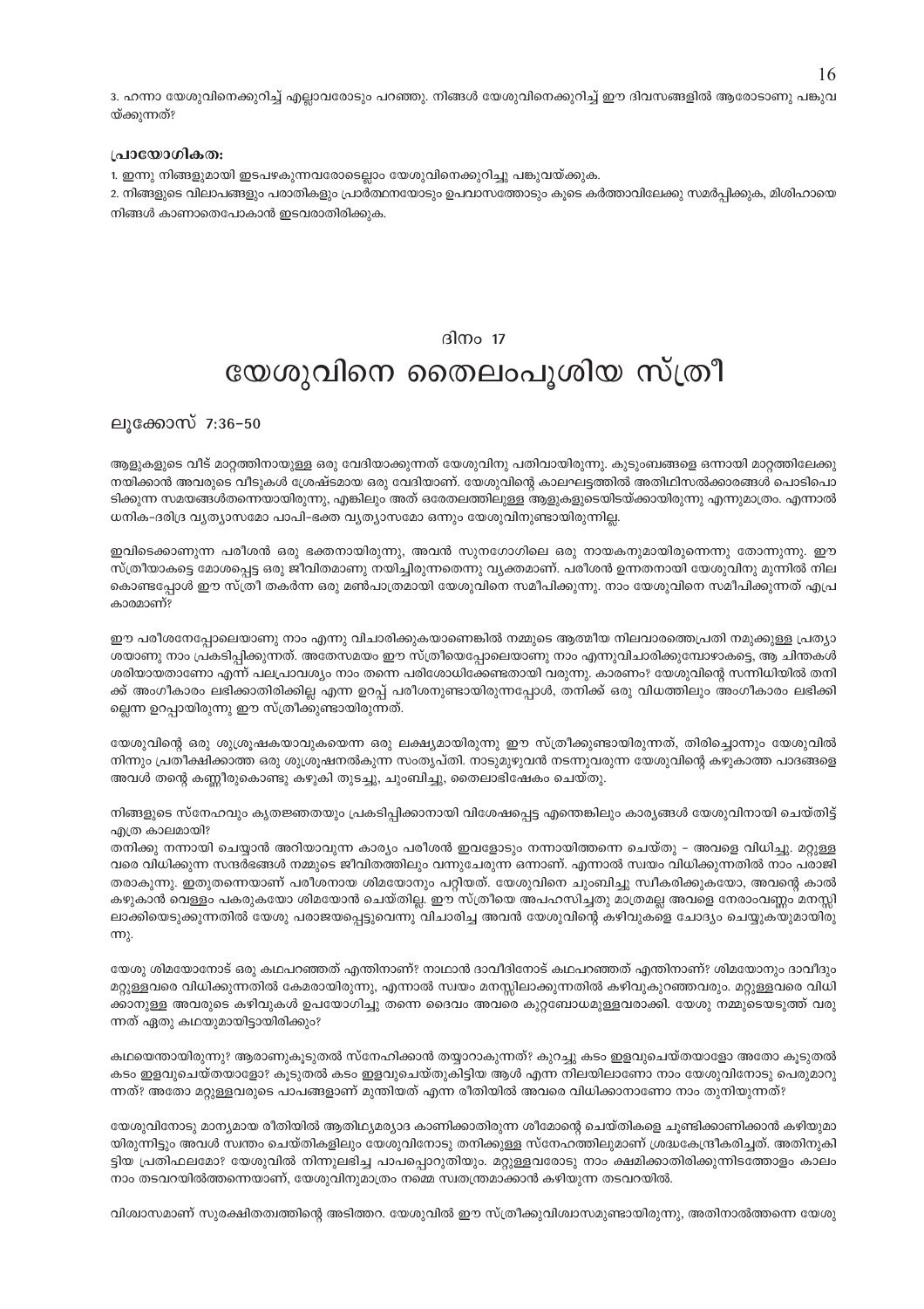3. ഹന്നാ യേശുവിനെക്കുറിച്ച് എല്ലാവരോടും പറഞ്ഞു. നിങ്ങൾ യേശുവിനെക്കുറിച്ച് ഈ ദിവസങ്ങളിൽ ആരോടാണു പങ്കുവയ്ക്കുന്നത്?

**പ്രായോഗികത:**

1. ഇന്നു നിങ്ങളുമായി ഇടപഴകുന്നവരോടെല്ലാം യേശുവിനെക്കുറിച്ചു പങ്കുവയ്ക്കുക.
2. നിങ്ങളുടെ വിലാപങ്ങളും പരാതികളും പ്രാർത്ഥനയോടും ഉപവാസത്തോടും കൂടെ കർത്താവിലേക്കു സമർപ്പിക്കുക, മിശിഹായെ നിങ്ങൾ കാണാതെപോകാൻ ഇടവരാതിരിക്കുക.

## ദിനം 17

# യേശുവിനെ തൈലംപൂശിയ സ്ത്രീ

ലൂക്കോസ് 7:36-50

ആളുകളുടെ വീട് മാറ്റത്തിനായുള്ള ഒരു വേദിയാക്കുന്നത് യേശുവിനു പതിവായിരുന്നു. കുടുംബങ്ങളെ ഒന്നായി മാറ്റത്തിലേക്കു നയിക്കാൻ അവരുടെ വീടുകൾ ശ്രേഷ്ടമായ ഒരു വേദിയാണ്. യേശുവിന്റെ കാലഘട്ടത്തിൽ അതിഥിസൽക്കാരങ്ങൾ പൊടിപൊടിക്കുന്ന സമയങ്ങൾതന്നെയായിരുന്നു, എങ്കിലും അത് ഒരേതലത്തിലുള്ള ആളുകളുടെയിടയ്ക്കായിരുന്നു എന്നുമാത്രം. എന്നാൽ ധനിക-ദരിദ്ര വ്യത്യാസമോ പാപി-ഭക്ത വ്യത്യാസമോ ഒന്നും യേശുവിനുണ്ടായിരുന്നില്ല.

ഇവിടെക്കാണുന്ന പരീശൻ ഒരു ഭക്തനായിരുന്നു, അവൻ സുനഗോഗിലെ ഒരു നായകനുമായിരുന്നെന്നു തോന്നുന്നു. ഈ സ്ത്രീയാകട്ടെ മോശപ്പെട്ട ഒരു ജീവിതമാണു നയിച്ചിരുന്നതെന്നു വ്യക്തമാണ്. പരീശൻ ഉന്നതനായി യേശുവിനു മുന്നിൽ നില കൊണ്ടപ്പോൾ ഈ സ്ത്രീ തകർന്ന ഒരു മൺപാത്രമായി യേശുവിനെ സമീപിക്കുന്നു. നാം യേശുവിനെ സമീപിക്കുന്നത് എപ്രകാരമാണ്?

ഈ പരീശനേപ്പോലെയാണു നാം എന്നു വിചാരിക്കുകയാണെങ്കിൽ നമ്മുടെ ആത്മീയ നിലവാരത്തെപ്രതി നമുക്കുള്ള പ്രത്യാശയാണു നാം പ്രകടിപ്പിക്കുന്നത്. അതേസമയം ഈ സ്ത്രീയെപ്പോലെയാണു നാം എന്നുവിചാരിക്കുമ്പോഴാകട്ടെ, ആ ചിന്തകൾ ശരിയായതാണോ എന്ന് പലപ്രാവശ്യം നാം തന്നെ പരിശോധിക്കേണ്ടതായി വരുന്നു. കാരണം? യേശുവിന്റെ സന്നിധിയിൽ തനിക്ക് അംഗീകാരം ലഭിക്കാതിരിക്കില്ല എന്ന ഉറപ്പ് പരീശനുണ്ടായിരുന്നപ്പോൾ, തനിക്ക് ഒരു വിധത്തിലും അംഗീകാരം ലഭിക്കില്ലെന്ന ഉറപ്പായിരുന്നു ഈ സ്ത്രീക്കുണ്ടായിരുന്നത്.

യേശുവിന്റെ ഒരു ശുശ്രൂഷകയാവുകയെന്ന ഒരു ലക്ഷ്യമായിരുന്നു ഈ സ്ത്രീക്കുണ്ടായിരുന്നത്, തിരിച്ചൊന്നും യേശുവിൽ നിന്നും പ്രതീക്ഷിക്കാത്ത ഒരു ശുശ്രൂഷനൽകുന്ന സംതൃപ്തി. നാടുമുഴുവൻ നടന്നുവരുന്ന യേശുവിന്റെ കഴുകാത്ത പാദങ്ങളെ അവൾ തന്റെ കണ്ണീരുകൊണ്ടു കഴുകി തുടച്ചു, ചുംബിച്ചു, തൈലാഭിഷേകം ചെയ്തു.

നിങ്ങളുടെ സ്നേഹവും കൃതജ്ഞതയും പ്രകടിപ്പിക്കാനായി വിശേഷപ്പെട്ട എന്തെങ്കിലും കാര്യങ്ങൾ യേശുവിനായി ചെയ്തിട്ട് എത്ര കാലമായി?

തനിക്കു നന്നായി ചെയ്യാൻ അറിയാവുന്ന കാര്യം പരീശൻ ഇവളോടും നന്നായിത്തന്നെ ചെയ്തു - അവളെ വിധിച്ചു. മറ്റുള്ളവരെ വിധിക്കുന്ന സന്ദർഭങ്ങൾ നമ്മുടെ ജീവിതത്തിലും വന്നുചേരുന്ന ഒന്നാണ്. എന്നാൽ സ്വയം വിധിക്കുന്നതിൽ നാം പരാജിതരാകുന്നു. ഇതുതന്നെയാണ് പരീശനായ ശിമയോനും പറ്റിയത്. യേശുവിനെ ചുംബിച്ചു സ്വീകരിക്കുകയോ, അവന്റെ കാൽ കഴുകാൻ വെള്ളം പകരുകയോ ശിമയോൻ ചെയ്തില്ല. ഈ സ്ത്രീയെ അപഹസിച്ചതു മാത്രമല്ല അവളെ നേരാംവണ്ണം മനസ്സിലാക്കിയെടുക്കുന്നതിൽ യേശു പരാജയപ്പെട്ടുവെന്നു വിചാരിച്ച അവൻ യേശുവിന്റെ കഴിവുകളെ ചോദ്യം ചെയ്യുകയുമായിരുന്നു.

യേശു ശിമയോനോട് ഒരു കഥപറഞ്ഞത് എന്തിനാണ്? നാഥാൻ ദാവീദിനോട് കഥപറഞ്ഞത് എന്തിനാണ്? ശിമയോനും ദാവീദും മറ്റുള്ളവരെ വിധിക്കുന്നതിൽ കേമരായിരുന്നു, എന്നാൽ സ്വയം മനസ്സിലാക്കുന്നതിൽ കഴിവുകുറഞ്ഞവരും. മറ്റുള്ളവരെ വിധിക്കാനുള്ള അവരുടെ കഴിവുകൾ ഉപയോഗിച്ചു തന്നെ ദൈവം അവരെ കുറ്റബോധമുള്ളവരാക്കി. യേശു നമ്മുടെയടുത്ത് വരുന്നത് ഏതു കഥയുമായിട്ടായിരിക്കും?

കഥയെന്തായിരുന്നു? ആരാണുകൂടുതൽ സ്നേഹിക്കാൻ തയ്യാറാകുന്നത്? കുറച്ചു കടം ഇളവുചെയ്തയാളോ അതോ കൂടുതൽ കടം ഇളവുചെയ്തയാളോ? കൂടുതൽ കടം ഇളവുചെയ്തുകിട്ടിയ ആൾ എന്ന നിലയിലാണോ നാം യേശുവിനോടു പെരുമാറുന്നത്? അതോ മറ്റുള്ളവരുടെ പാപങ്ങളാണ് മുന്തിയത് എന്ന രീതിയിൽ അവരെ വിധിക്കാനാണോ നാം തുനിയുന്നത്?

യേശുവിനോടു മാന്യമായ രീതിയിൽ ആതിഥ്യമര്യാദ കാണിക്കാതിരുന്ന ശീമോന്റെ ചെയ്തികളെ ചൂണ്ടിക്കാണിക്കാൻ കഴിയുമായിരുന്നിട്ടും അവൾ സ്വന്തം ചെയ്തികളിലും യേശുവിനോടു തനിക്കുള്ള സ്നേഹത്തിലുമാണ് ശ്രദ്ധകേന്ദ്രീകരിച്ചത്. അതിനുകിട്ടിയ പ്രതിഫലമോ? യേശുവിൽ നിന്നുലഭിച്ച പാപപ്പൊറുതിയും. മറ്റുള്ളവരോടു നാം ക്ഷമിക്കാതിരിക്കുന്നിടത്തോളം കാലം നാം തടവറയിൽത്തന്നെയാണ്, യേശുവിനുമാത്രം നമ്മെ സ്വതന്ത്രമാക്കാൻ കഴിയുന്ന തടവറയിൽ.

വിശ്വാസമാണ് സുരക്ഷിതത്വത്തിന്റെ അടിത്തറ. യേശുവിൽ ഈ സ്ത്രീക്കുവിശ്വാസമുണ്ടായിരുന്നു, അതിനാൽത്തന്നെ യേശു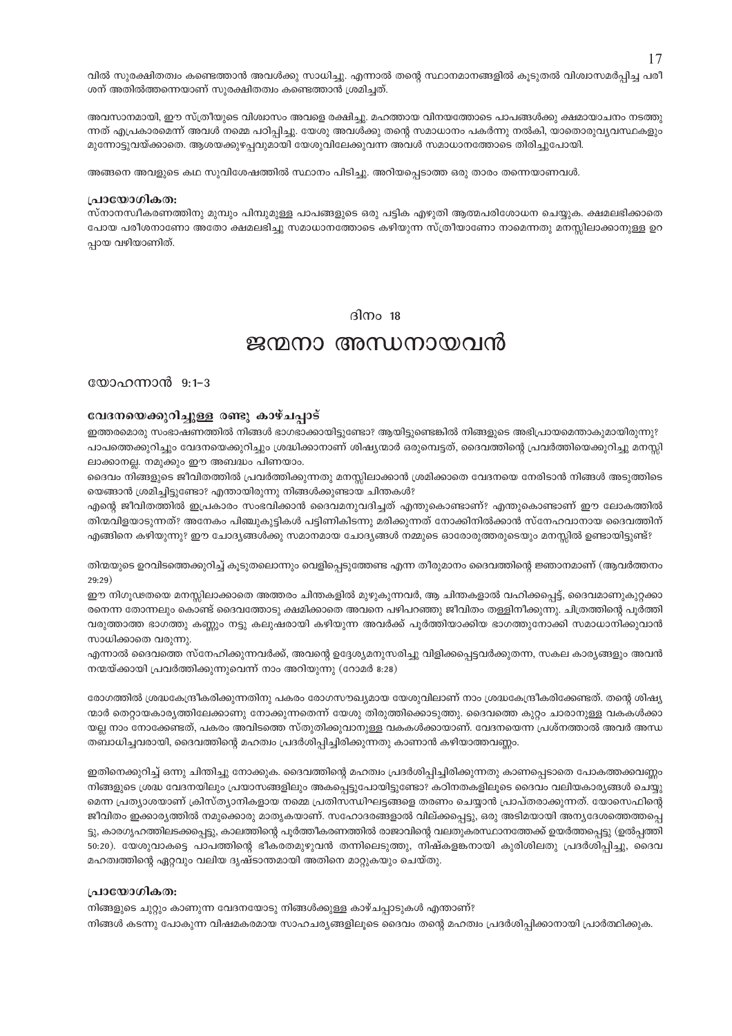വിൽ സുരക്ഷിതത്വം കണ്ടെത്താൻ അവൾക്കു സാധിച്ചു. എന്നാൽ തന്റെ സ്ഥാനമാനങ്ങളിൽ കൂടുതൽ വിശ്വാസമർപ്പിച്ച പരീശന് അതിൽത്തന്നെയാണ് സുരക്ഷിതത്വം കണ്ടെത്താൻ ശ്രമിച്ചത്.

അവസാനമായി, ഈ സ്ത്രീയുടെ വിശ്വാസം അവളെ രക്ഷിച്ചു. മഹത്തായ വിനയത്തോടെ പാപങ്ങൾക്കു ക്ഷമായാചനം നടത്തുന്നത് എപ്രകാരമെന്ന് അവൾ നമ്മെ പഠിപ്പിച്ചു. യേശു അവൾക്കു തന്റെ സമാധാനം പകർന്നു നൽകി, യാതൊരുവ്യവസ്ഥകളും മുന്നോട്ടുവയ്ക്കാതെ. ആശയക്കുഴപ്പവുമായി യേശുവിലേക്കുവന്ന അവൾ സമാധാനത്തോടെ തിരിച്ചുപോയി.

അങ്ങനെ അവളുടെ കഥ സുവിശേഷത്തിൽ സ്ഥാനം പിടിച്ചു. അറിയപ്പെടാത്ത ഒരു താരം തന്നെയാണവൾ.

**പ്രായോഗികത:**

സ്നാനസ്വീകരണത്തിനു മുമ്പും പിമ്പുമുള്ള പാപങ്ങളുടെ ഒരു പട്ടിക എഴുതി ആത്മപരിശോധന ചെയ്യുക. ക്ഷമലഭിക്കാതെ പോയ പരീശനാണോ അതോ ക്ഷമലഭിച്ചു സമാധാനത്തോടെ കഴിയുന്ന സ്ത്രീയാണോ നാമെന്നതു മനസ്സിലാക്കാനുള്ള ഉറപ്പായ വഴിയാണിത്.

ദിനം 18

# ജന്മനാ അന്ധനായവൻ

യോഹന്നാൻ 9:1-3

### വേദനയെക്കുറിച്ചുള്ള രണ്ടു കാഴ്ചപ്പാട്

ഇത്തരമൊരു സംഭാഷണത്തിൽ നിങ്ങൾ ഭാഗഭാക്കായിട്ടുണ്ടോ? ആയിട്ടുണ്ടെങ്കിൽ നിങ്ങളുടെ അഭിപ്രായമെന്താകുമായിരുന്നു? പാപത്തെക്കുറിച്ചും വേദനയെക്കുറിച്ചും ശ്രദ്ധിക്കാനാണ് ശിഷ്യന്മാർ ഒരുമ്പെട്ടത്, ദൈവത്തിന്റെ പ്രവർത്തിയെക്കുറിച്ചു മനസ്സിലാക്കാനല്ല. നമുക്കും ഈ അബദ്ധം പിണയാം.

ദൈവം നിങ്ങളുടെ ജീവിതത്തിൽ പ്രവർത്തിക്കുന്നതു മനസ്സിലാക്കാൻ ശ്രമിക്കാതെ വേദനയെ നേരിടാൻ നിങ്ങൾ അടുത്തിടെയെങ്ങാൻ ശ്രമിച്ചിട്ടുണ്ടോ? എന്തായിരുന്നു നിങ്ങൾക്കുണ്ടായ ചിന്തകൾ?

എന്റെ ജീവിതത്തിൽ ഇപ്രകാരം സംഭവിക്കാൻ ദൈവമനുവദിച്ചത് എന്തുകൊണ്ടാണ്? എന്തുകൊണ്ടാണ് ഈ ലോകത്തിൽ തിന്മവിളയാടുന്നത്? അനേകം പിഞ്ചുകുട്ടികൾ പട്ടിണികിടന്നു മരിക്കുന്നത് നോക്കിനിൽക്കാൻ സ്നേഹവാനായ ദൈവത്തിന് എങ്ങിനെ കഴിയുന്നു? ഈ ചോദ്യങ്ങൾക്കു സമാനമായ ചോദ്യങ്ങൾ നമ്മുടെ ഓരോരുത്തരുടെയും മനസ്സിൽ ഉണ്ടായിട്ടുണ്ട്?

തിന്മയുടെ ഉറവിടത്തെക്കുറിച്ച് കൂടുതലൊന്നും വെളിപ്പെടുത്തേണ്ട എന്ന തീരുമാനം ദൈവത്തിന്റെ ജ്ഞാനമാണ് (ആവർത്തനം 29:29)

ഈ നിഗൂഢതയെ മനസ്സിലാക്കാതെ അത്തരം ചിന്തകളിൽ മുഴുകുന്നവർ, ആ ചിന്തകളാൽ വഹിക്കപ്പെട്ട്, ദൈവമാണുകുറ്റക്കാരനെന്ന തോന്നലും കൊണ്ട് ദൈവത്തോടു ക്ഷമിക്കാതെ അവനെ പഴിപറഞ്ഞു ജീവിതം തള്ളിനീക്കുന്നു. ചിത്രത്തിന്റെ പൂർത്തി വരുത്താത്ത ഭാഗത്തു കണ്ണും നട്ടു കലുഷരായി കഴിയുന്ന അവർക്ക് പൂർത്തിയാക്കിയ ഭാഗത്തുനോക്കി സമാധാനിക്കുവാൻ സാധിക്കാതെ വരുന്നു.

എന്നാൽ ദൈവത്തെ സ്നേഹിക്കുന്നവർക്ക്, അവന്റെ ഉദ്ദേശ്യമനുസരിച്ചു വിളിക്കപ്പെട്ടവർക്കുതന്നെ, സകല കാര്യങ്ങളും അവൻ നന്മയ്ക്കായി പ്രവർത്തിക്കുന്നുവെന്ന് നാം അറിയുന്നു (റോമർ 8:28)

രോഗത്തിൽ ശ്രദ്ധകേന്ദ്രീകരിക്കുന്നതിനു പകരം രോഗസൗഖ്യമായ യേശുവിലാണ് നാം ശ്രദ്ധകേന്ദ്രീകരിക്കേണ്ടത്. തന്റെ ശിഷ്യന്മാർ തെറ്റായകാര്യത്തിലേക്കാണു നോക്കുന്നതെന്ന് യേശു തിരുത്തിക്കൊടുത്തു. ദൈവത്തെ കുറ്റം ചാരാനുള്ള വകകൾക്കായല്ല നാം നോക്കേണ്ടത്, പകരം അവിടത്തെ സ്തുതിക്കുവാനുള്ള വകകൾക്കായാണ്. വേദനയെന്ന പ്രശ്നത്താൽ അവർ അന്ധതബാധിച്ചവരായി, ദൈവത്തിന്റെ മഹത്വം പ്രദർശിപ്പിച്ചിരിക്കുന്നതു കാണാൻ കഴിയാത്തവണ്ണം.

ഇതിനെക്കുറിച്ച് ഒന്നു ചിന്തിച്ചു നോക്കുക. ദൈവത്തിന്റെ മഹത്വം പ്രദർശിപ്പിച്ചിരിക്കുന്നതു കാണപ്പെടാതെ പോകത്തക്കവണ്ണം നിങ്ങളുടെ ശ്രദ്ധ വേദനയിലും പ്രയാസങ്ങളിലും അകപ്പെട്ടുപോയിട്ടുണ്ടോ? കഠിനതകളിലൂടെ ദൈവം വലിയകാര്യങ്ങൾ ചെയ്യുമെന്ന പ്രത്യാശയാണ് ക്രിസ്ത്യാനികളായ നമ്മെ പ്രതിസന്ധിഘട്ടങ്ങളെ തരണം ചെയ്യാൻ പ്രാപ്തരാക്കുന്നത്. യോസെഫിന്റെ ജീവിതം ഇക്കാര്യത്തിൽ നമുക്കൊരു മാതൃകയാണ്. സഹോദരങ്ങളാൽ വിൽക്കപ്പെട്ടു, ഒരു അടിമയായി അന്യദേശത്തെത്തപ്പെട്ടു, കാരഗൃഹത്തിലടക്കപ്പെട്ടു, കാലത്തിന്റെ പൂർത്തീകരണത്തിൽ രാജാവിന്റെ വലതുകരസ്ഥാനത്തേക്ക് ഉയർത്തപ്പെട്ടു (ഉൽപ്പത്തി 50:20). യേശുവാകട്ടെ പാപത്തിന്റെ ഭീകരതമുഴുവൻ തന്നിലെടുത്തു, നിഷ്കളങ്കനായി കുരിശിലതു പ്രദർശിപ്പിച്ചു, ദൈവമഹത്വത്തിന്റെ ഏറ്റവും വലിയ ദൃഷ്ടാന്തമായി അതിനെ മാറ്റുകയും ചെയ്തു.

**പ്രായോഗികത:**

നിങ്ങളുടെ ചുറ്റും കാണുന്ന വേദനയോടു നിങ്ങൾക്കുള്ള കാഴ്ചപ്പാടുകൾ എന്താണ്?

നിങ്ങൾ കടന്നു പോകുന്ന വിഷമകരമായ സാഹചര്യങ്ങളിലൂടെ ദൈവം തന്റെ മഹത്വം പ്രദർശിപ്പിക്കാനായി പ്രാർത്ഥിക്കുക.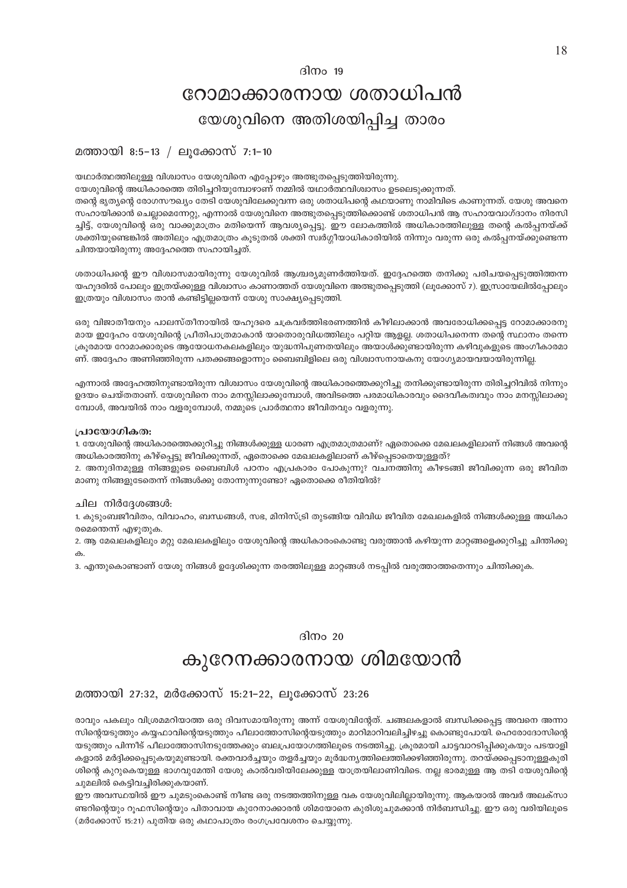ദിനം 19

# റോമാക്കാരനായ ശതാധിപൻ

## യേശുവിനെ അതിശയിപ്പിച്ച താരം

### മത്തായി 8:5-13 / ലൂക്കോസ് 7:1-10

യഥാർത്ഥത്തിലുള്ള വിശ്വാസം യേശുവിനെ എപ്പോഴും അത്ഭുതപ്പെടുത്തിയിരുന്നു.
യേശുവിന്റെ അധികാരത്തെ തിരിച്ചറിയുമ്പോഴാണ് നമ്മിൽ യഥാർത്ഥവിശ്വാസം ഉടലെടുക്കുന്നത്.
തന്റെ ഭൃത്യന്റെ രോഗസൗഖ്യം തേടി യേശുവിലേക്കുവന്ന ഒരു ശതാധിപന്റെ കഥയാണു നാമിവിടെ കാണുന്നത്. യേശു അവനെ സഹായിക്കാൻ ചെല്ലാമെന്നേറ്റു, എന്നാൽ യേശുവിനെ അത്ഭുതപ്പെടുത്തിക്കൊണ്ട് ശതാധിപൻ ആ സഹായവാഗ്ദാനം നിരസിച്ചിട്ട്, യേശുവിന്റെ ഒരു വാക്കുമാത്രം മതിയെന്ന് ആവശ്യപ്പെട്ടു. ഈ ലോകത്തിൽ അധികാരത്തിലുള്ള തന്റെ കൽപ്പനയ്ക്ക് ശക്തിയുണ്ടെങ്കിൽ അതിലും എത്രമാത്രം കൂടുതൽ ശക്തി സ്വർഗ്ഗീയാധികാരിയിൽ നിന്നും വരുന്ന ഒരു കൽപ്പനയ്ക്കുണ്ടെന്ന ചിന്തയായിരുന്നു അദ്ദേഹത്തെ സഹായിച്ചത്.

ശതാധിപന്റെ ഈ വിശ്വാസമായിരുന്നു യേശുവിൽ ആശ്ചര്യമുണർത്തിയത്. ഇദ്ദേഹത്തെ തനിക്കു പരിചയപ്പെടുത്തിത്തന്ന യഹൂദരിൽ പോലും ഇത്രയ്ക്കുള്ള വിശ്വാസം കാണാത്തത് യേശുവിനെ അത്ഭുതപ്പെടുത്തി (ലൂക്കോസ് 7). ഇസ്രായേലിൽപ്പോലും ഇത്രയും വിശ്വാസം താൻ കണ്ടിട്ടില്ലയെന്ന് യേശു സാക്ഷ്യപ്പെടുത്തി.

ഒരു വിജാതീയനും പാലസ്തീനായിൽ യഹൂദരെ ചക്രവർത്തിഭരണത്തിൻ കീഴിലാക്കാൻ അവരോധിക്കപ്പെട്ട റോമാക്കാരനുമായ ഇദ്ദേഹം യേശുവിന്റെ പ്രീതിപാത്രമാകാൻ യാതൊരുവിധത്തിലും പറ്റിയ ആളല്ല. ശതാധിപനെന്ന തന്റെ സ്ഥാനം തന്നെ ക്രൂരമായ റോമാക്കാരുടെ ആയോധനകലകളിലും യുദ്ധനിപുണതയിലും അയാൾക്കുണ്ടായിരുന്ന കഴിവുകളുടെ അംഗീകാരമാണ്. അദ്ദേഹം അണിഞ്ഞിരുന്ന പതക്കങ്ങളൊന്നും ബൈബിളിലെ ഒരു വിശ്വാസനായകനു യോഗ്യമായവയായിരുന്നില്ല.

എന്നാൽ അദ്ദേഹത്തിനുണ്ടായിരുന്ന വിശ്വാസം യേശുവിന്റെ അധികാരത്തെക്കുറിച്ചു തനിക്കുണ്ടായിരുന്ന തിരിച്ചറിവിൽ നിന്നും ഉദയം ചെയ്തതാണ്. യേശുവിനെ നാം മനസ്സിലാക്കുമ്പോൾ, അവിടത്തെ പരമാധികാരവും ദൈവീകത്വവും നാം മനസ്സിലാക്കുമ്പോൾ, അവയിൽ നാം വളരുമ്പോൾ, നമ്മുടെ പ്രാർത്ഥനാ ജീവിതവും വളരുന്നു.

**പ്രായോഗികത:**

1. യേശുവിന്റെ അധികാരത്തെക്കുറിച്ചു നിങ്ങൾക്കുള്ള ധാരണ എത്രമാത്രമാണ്? ഏതൊക്കെ മേഖലകളിലാണ് നിങ്ങൾ അവന്റെ അധികാരത്തിനു കീഴ്പ്പെട്ടു ജീവിക്കുന്നത്, ഏതൊക്കെ മേഖലകളിലാണ് കീഴ്പ്പെടാതെയുള്ളത്?
2. അനുദിനമുള്ള നിങ്ങളുടെ ബൈബിൾ പഠനം എപ്രകാരം പോകുന്നു? വചനത്തിനു കീഴടങ്ങി ജീവിക്കുന്ന ഒരു ജീവിതമാണു നിങ്ങളുടേതെന്ന് നിങ്ങൾക്കു തോന്നുന്നുണ്ടോ? ഏതൊക്കെ രീതിയിൽ?

ചില നിർദ്ദേശങ്ങൾ:

1. കുടുംബജീവിതം, വിവാഹം, ബന്ധങ്ങൾ, സഭ, മിനിസ്ട്രി തുടങ്ങിയ വിവിധ ജീവിത മേഖലകളിൽ നിങ്ങൾക്കുള്ള അധികാരമെന്തെന്ന് എഴുതുക.
2. ആ മേഖലകളിലും മറ്റു മേഖലകളിലും യേശുവിന്റെ അധികാരംകൊണ്ടു വരുത്താൻ കഴിയുന്ന മാറ്റങ്ങളെക്കുറിച്ചു ചിന്തിക്കുക.
3. എന്തുകൊണ്ടാണ് യേശു നിങ്ങൾ ഉദ്ദേശിക്കുന്ന തരത്തിലുള്ള മാറ്റങ്ങൾ നടപ്പിൽ വരുത്താത്തതെന്നും ചിന്തിക്കുക.

ദിനം 20

# കുറേനക്കാരനായ ശിമയോൻ

### മത്തായി 27:32, മർക്കോസ് 15:21-22, ലൂക്കോസ് 23:26

രാവും പകലും വിശ്രമമറിയാത്ത ഒരു ദിവസമായിരുന്നു അന്ന് യേശുവിന്റേത്. ചങ്ങലകളാൽ ബന്ധിക്കപ്പെട്ട അവനെ അന്നാസിന്റെയടുത്തും കയ്യഫാവിന്റെയടുത്തും പീലാത്തോസിന്റെയടുത്തും മാറിമാറിവലിച്ചിഴച്ചു കൊണ്ടുപോയി. ഹെറോദോസിന്റെയടുത്തും പിന്നീട് പീലാത്തോസിനടുത്തേക്കും ബലപ്രയോഗത്തിലൂടെ നടത്തിച്ചു. ക്രൂരമായി ചാട്ടവാറടിപ്പിക്കുകയും പടയാളികളാൽ മർദ്ദിക്കപ്പെടുകയുമുണ്ടായി. രക്തവാർച്ചയും തളർച്ചയും മൂർദ്ധന്യത്തിലെത്തിക്കഴിഞ്ഞിരുന്നു. തറയ്ക്കപ്പെടാനുള്ളകുരിശിന്റെ കുറുകെയുള്ള ഭാഗവുമേന്തി യേശു കാൽവരിയിലേക്കുള്ള യാത്രയിലാണിവിടെ. നല്ല ഭാരമുള്ള ആ തടി യേശുവിന്റെ ചുമലിൽ കെട്ടിവച്ചിരിക്കുകയാണ്.
ഈ അവസ്ഥയിൽ ഈ ചുമടുംകൊണ്ട് നീണ്ട ഒരു നടത്തത്തിനുള്ള വക യേശുവിലില്ലായിരുന്നു. ആകയാൽ അവർ അലക്സാണ്ടറിന്റെയും റൂഫസിന്റെയും പിതാവായ കുറേനാക്കാരൻ ശിമയോനെ കുരിശുചുമക്കാൻ നിർബന്ധിച്ചു. ഈ ഒരു വരിയിലൂടെ (മർക്കോസ് 15:21) പുതിയ ഒരു കഥാപാത്രം രംഗപ്രവേശനം ചെയ്യുന്നു.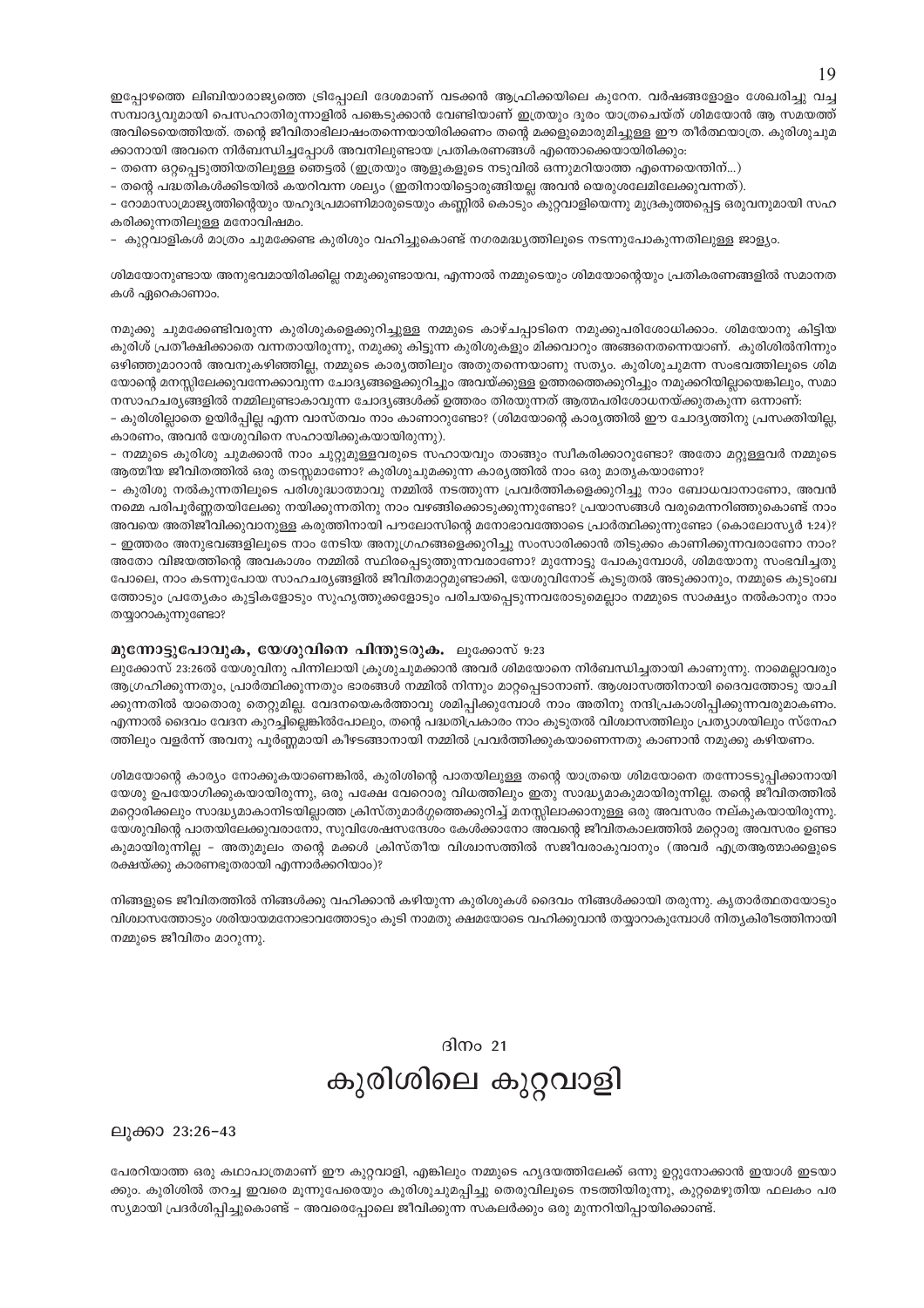ഇപ്പോഴത്തെ ലിബിയാരാജ്യത്തെ ട്രിപ്പോലി ദേശമാണ് വടക്കൻ ആഫ്രിക്കയിലെ കുറേന. വർഷങ്ങളോളം ശേഖരിച്ചു വച്ച സമ്പാദ്യവുമായി പെസഹാതിരുന്നാളിൽ പങ്കെടുക്കാൻ വേണ്ടിയാണ് ഇത്രയും ദൂരം യാത്രചെയ്ത് ശിമയോൻ ആ സമയത്ത് അവിടെയെത്തിയത്. തന്റെ ജീവിതാഭിലാഷതന്നെയായിരിക്കണം തന്റെ മക്കളുമൊരുമിച്ചുള്ള ഈ തീർത്ഥയാത്ര. കുരിശുചുമക്കാനായി അവനെ നിർബന്ധിച്ചപ്പോൾ അവനിലുണ്ടായ പ്രതികരണങ്ങൾ എന്തൊക്കെയായിരിക്കാം:

- തന്നെ ഒറ്റപ്പെടുത്തിയതിലുള്ള ഞെട്ടൽ (ഇത്രയും ആളുകളുടെ നടുവിൽ ഒന്നുമറിയാത്ത എന്നെയെന്തിന്...)
- തന്റെ പദ്ധതികൾക്കിടയിൽ കയറിവന്ന ശല്യം (ഇതിനായിട്ടൊരുങ്ങിയല്ല അവൻ ജെറുശലേമിലേക്കുവന്നത്).
- റോമാസാമ്രാജ്യത്തിന്റെയും യഹൂദപ്രമാണിമാരുടെയും കണ്ണിൽ കൊടും കുറ്റവാളിയെന്നു മുദ്രകുത്തപ്പെട്ട ഒരുവനുമായി സഹകരിക്കുന്നതിലുള്ള മനോവിഷമം.
- കുറ്റവാളികൾ മാത്രം ചുമക്കേണ്ട കുരിശും വഹിച്ചുകൊണ്ട് നഗരമദ്ധ്യത്തിലൂടെ നടന്നുപോകുന്നതിലുള്ള ജാള്യം.

ശിമയോനുണ്ടായ അനുഭവമായിരിക്കില്ല നമുക്കുണ്ടായവ, എന്നാൽ നമ്മുടെയും ശിമയോന്റെയും പ്രതികരണങ്ങളിൽ സമാനതകൾ ഏറെകാണാം.

നമുക്കു ചുമക്കേണ്ടിവരുന്ന കുരിശുകളെക്കുറിച്ചുള്ള നമ്മുടെ കാഴ്ചപ്പാടിനെ നമുക്കുപരിശോധിക്കാം. ശിമയോനു കിട്ടിയ കുരിശ് പ്രതീക്ഷിക്കാതെ വന്നതായിരുന്നു, നമുക്കു കിട്ടുന്ന കുരിശുകളും മിക്കവാറും അങ്ങനെതന്നെയാണ്. കുരിശിൽനിന്നും ഒഴിഞ്ഞുമാറാൻ അവനുകഴിഞ്ഞില്ല, നമ്മുടെ കാര്യത്തിലും അതുതന്നെയാണു സത്യം. കുരിശുചുമന്ന സംഭവത്തിലൂടെ ശിമയോന്റെ മനസ്സിലേക്കുവന്നേക്കാവുന്ന ചോദ്യങ്ങളെക്കുറിച്ചും അവയ്ക്കുള്ള ഉത്തരത്തെക്കുറിച്ചും നമുക്കറിയില്ലായെങ്കിലും, സമാനസാഹചര്യങ്ങളിൽ നമ്മിലുണ്ടാകാവുന്ന ചോദ്യങ്ങൾക്ക് ഉത്തരം തിരയുന്നത് ആത്മപരിശോധനയ്ക്കുതകുന്ന ഒന്നാണ്:

- കുരിശില്ലാതെ ഉയിർപ്പില്ല എന്ന വാസ്തവം നാം കാണാറുണ്ടോ? (ശിമയോന്റെ കാര്യത്തിൽ ഈ ചോദ്യത്തിനു പ്രസക്തിയില്ല, കാരണം, അവൻ യേശുവിനെ സഹായിക്കുകയായിരുന്നു).
- നമ്മുടെ കുരിശു ചുമക്കാൻ നാം ചുറ്റുമുള്ളവരുടെ സഹായവും താങ്ങും സ്വീകരിക്കാറുണ്ടോ? അതോ മറ്റുള്ളവർ നമ്മുടെ ആത്മീയ ജീവിതത്തിൽ ഒരു തടസ്സമാണോ? കുരിശുചുമക്കുന്ന കാര്യത്തിൽ നാം ഒരു മാതൃകയാണോ?
- കുരിശു നൽകുന്നതിലൂടെ പരിശുദ്ധാത്മാവു നമ്മിൽ നടത്തുന്ന പ്രവർത്തികളെക്കുറിച്ചു നാം ബോധവാനാണോ, അവൻ നമ്മെ പരിപൂർണ്ണതയിലേക്കു നയിക്കുന്നതിനു നാം വഴങ്ങിക്കൊടുക്കുന്നുണ്ടോ? പ്രയാസങ്ങൾ വരുമെന്നറിഞ്ഞുകൊണ്ട് നാം അവയെ അതിജീവിക്കുവാനുള്ള കരുത്തിനായി പൗലോസിന്റെ മനോഭാവത്തോടെ പ്രാർത്ഥിക്കുന്നുണ്ടോ (കൊലോസ്യർ 1:24)?
- ഇത്തരം അനുഭവങ്ങളിലൂടെ നാം നേടിയ അനുഗ്രഹങ്ങളെക്കുറിച്ചു സംസാരിക്കാൻ തിടുക്കം കാണിക്കുന്നവരാണോ നാം? അതോ വിജയത്തിന്റെ അവകാശം നമ്മിൽ സ്ഥിരപ്പെടുത്തുന്നവരാണോ? മുന്നോട്ടു പോകുമ്പോൾ, ശിമയോനു സംഭവിച്ചതുപോലെ, നാം കടന്നുപോയ സാഹചര്യങ്ങളിൽ ജീവിതമാറ്റമുണ്ടാക്കി, യേശുവിനോട് കൂടുതൽ അടുക്കാനും, നമ്മുടെ കുടുംബത്തോടും പ്രത്യേകം കുട്ടികളോടും സുഹൃത്തുക്കളോടും പരിചയപ്പെടുന്നവരോടുമെല്ലാം നമ്മുടെ സാക്ഷ്യം നൽകാനും നാം തയ്യാറാകുന്നുണ്ടോ?

**മുന്നോട്ടുപോവുക, യേശുവിനെ പിന്തുടരുക.** ലൂക്കോസ് 9:23

ലൂക്കോസ് 23:26ൽ യേശുവിനു പിന്നിലായി ക്രൂശുചുമക്കാൻ അവർ ശിമയോനെ നിർബന്ധിച്ചതായി കാണുന്നു. നാമെല്ലാവരും ആഗ്രഹിക്കുന്നതും, പ്രാർത്ഥിക്കുന്നതും ഭാരങ്ങൾ നമ്മിൽ നിന്നും മാറ്റപ്പെടാനാണ്. ആശ്വാസത്തിനായി ദൈവത്തോടു യാചിക്കുന്നതിൽ യാതൊരു തെറ്റുമില്ല. വേദനയെകർത്താവു ശമിപ്പിക്കുമ്പോൾ നാം അതിനു നന്ദിപ്രകാശിപ്പിക്കുന്നവരുമാകണം. എന്നാൽ ദൈവം വേദന കുറച്ചില്ലെങ്കിൽപോലും, തന്റെ പദ്ധതിപ്രകാരം നാം കൂടുതൽ വിശ്വാസത്തിലും പ്രത്യാശയിലും സ്നേഹത്തിലും വളർന്ന് അവനു പൂർണ്ണമായി കീഴടങ്ങാനായി നമ്മിൽ പ്രവർത്തിക്കുകയാണെന്നതു കാണാൻ നമുക്കു കഴിയണം.

ശിമയോന്റെ കാര്യം നോക്കുകയാണെങ്കിൽ, കുരിശിന്റെ പാതയിലുള്ള തന്റെ യാത്രയെ ശിമയോനെ തന്നോടടുപ്പിക്കാനായി യേശു ഉപയോഗിക്കുകയായിരുന്നു, ഒരു പക്ഷേ വേറൊരു വിധത്തിലും ഇതു സാദ്ധ്യമാകുമായിരുന്നില്ല. തന്റെ ജീവിതത്തിൽ മറ്റൊരിക്കലും സാദ്ധ്യമാകാനിടയില്ലാത്ത ക്രിസ്തുമാർഗ്ഗത്തെക്കുറിച്ച് മനസ്സിലാക്കാനുള്ള ഒരു അവസരം നല്കുകയായിരുന്നു. യേശുവിന്റെ പാതയിലേക്കുവരാനോ, സുവിശേഷസന്ദേശം കേൾക്കാനോ അവന്റെ ജീവിതകാലത്തിൽ മറ്റൊരു അവസരം ഉണ്ടാകുമായിരുന്നില്ല – അതുമൂലം തന്റെ മക്കൾ ക്രിസ്തീയ വിശ്വാസത്തിൽ സജീവരാകുവാനും (അവർ എത്രആത്മാക്കളുടെ രക്ഷയ്ക്കു കാരണഭൂതരായി എന്നാർക്കറിയാം)?

നിങ്ങളുടെ ജീവിതത്തിൽ നിങ്ങൾക്കു വഹിക്കാൻ കഴിയുന്ന കുരിശുകൾ ദൈവം നിങ്ങൾക്കായി തരുന്നു. കൃതാർത്ഥതയോടും വിശ്വാസത്തോടും ശരിയായമനോഭാവത്തോടും കൂടി നാമതു ക്ഷമയോടെ വഹിക്കുവാൻ തയ്യാറാകുമ്പോൾ നിത്യകിരീടത്തിനായി നമ്മുടെ ജീവിതം മാറുന്നു.

ദിനം 21

# കുരിശിലെ കുറ്റവാളി

ലൂക്കാ 23:26-43

പേരറിയാത്ത ഒരു കഥാപാത്രമാണ് ഈ കുറ്റവാളി, എങ്കിലും നമ്മുടെ ഹൃദയത്തിലേക്ക് ഒന്നു ഉറ്റുനോക്കാൻ ഇയാൾ ഇടയാക്കും. കുരിശിൽ തറച്ച ഇവരെ മൂന്നുപേരെയും കുരിശുചുമപ്പിച്ചു തെരുവിലൂടെ നടത്തിയിരുന്നു, കുറ്റമെഴുതിയ ഫലകം പരസ്യമായി പ്രദർശിപ്പിച്ചുകൊണ്ട് – അവരെപ്പോലെ ജീവിക്കുന്ന സകലർക്കും ഒരു മുന്നറിയിപ്പായിക്കൊണ്ട്.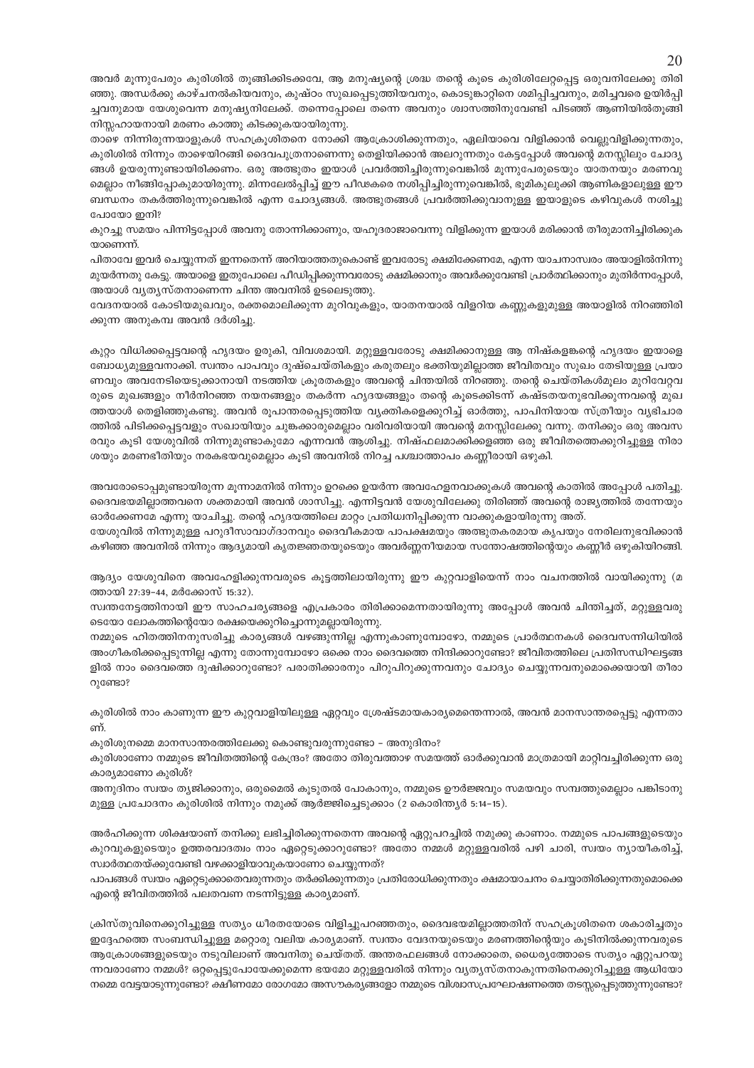അവർ മൂന്നുപേരും കുരിശിൽ തൂങ്ങിക്കിടക്കവേ, ആ മനുഷ്യന്റെ ശ്രദ്ധ തന്റെ കൂടെ കുരിശിലേറ്റപ്പെട്ട ഒരുവനിലേക്കു തിരിഞ്ഞു. അന്ധർക്കു കാഴ്ചനൽകിയവനും, കുഷ്ഠം സുഖപ്പെടുത്തിയവനും, കൊടുങ്കാറ്റിനെ ശമിപ്പിച്ചവനും, മരിച്ചവരെ ഉയിർപ്പിച്ചവനുമായ യേശുവെന്ന മനുഷ്യനിലേക്ക്. തന്നെപ്പോലെ തന്നെ അവനും ശ്വാസത്തിനുവേണ്ടി പിടഞ്ഞ് ആണിയിൽതൂങ്ങി നിസ്സഹായനായി മരണം കാത്തു കിടക്കുകയായിരുന്നു.

താഴെ നിന്നിരുന്നയാളുകൾ സഹക്രൂശിതനെ നോക്കി ആക്രോശിക്കുന്നതും, ഏലിയാവെ വിളിക്കാൻ വെല്ലുവിളിക്കുന്നതും, കുരിശിൽ നിന്നും താഴെയിറങ്ങി ദൈവപുത്രനാണെന്നു തെളിയിക്കാൻ അലറുന്നതും കേട്ടപ്പോൾ അവന്റെ മനസ്സിലും ചോദ്യങ്ങൾ ഉയരുന്നുണ്ടായിരിക്കണം. ഒരു അത്ഭുതം ഇയാൾ പ്രവർത്തിച്ചിരുന്നുവെങ്കിൽ മൂന്നുപേരുടെയും യാതനയും മരണവുമെല്ലാം നീങ്ങിപ്പോകുമായിരുന്നു. മിന്നലേൽപ്പിച്ച് ഈ പീഢകരെ നശിപ്പിച്ചിരുന്നുവെങ്കിൽ, ഭൂമികുലുക്കി ആണികളാലുള്ള ഈ ബന്ധനം തകർത്തിരുന്നുവെങ്കിൽ എന്ന ചോദ്യങ്ങൾ. അത്ഭുതങ്ങൾ പ്രവർത്തിക്കുവാനുള്ള ഇയാളുടെ കഴിവുകൾ നശിച്ചു പോയോ ഇനി?

കുറച്ചു സമയം പിന്നിട്ടപ്പോൾ അവനു തോന്നിക്കാണും, യഹൂദരാജാവെന്നു വിളിക്കുന്ന ഇയാൾ മരിക്കാൻ തീരുമാനിച്ചിരിക്കുകയാണെന്ന്.

പിതാവേ ഇവർ ചെയ്യുന്നത് ഇന്നതെന്ന് അറിയാത്തതുകൊണ്ട് ഇവരോടു ക്ഷമിക്കേണമേ, എന്ന യാചനാസ്വരം അയാളിൽനിന്നുമുയർന്നതു കേട്ടു. അയാളെ ഇതുപോലെ പീഡിപ്പിക്കുന്നവരോടു ക്ഷമിക്കാനും അവർക്കുവേണ്ടി പ്രാർത്ഥിക്കാനും മുതിർന്നപ്പോൾ, അയാൾ വ്യത്യസ്തനാണെന്ന ചിന്ത അവനിൽ ഉടലെടുത്തു.

വേദനയാൽ കോടിയമുഖവും, രക്തമൊലിക്കുന്ന മുറിവുകളും, യാതനയാൽ വിളറിയ കണ്ണുകളുമുള്ള അയാളിൽ നിറഞ്ഞിരിക്കുന്ന അനുകമ്പ അവൻ ദർശിച്ചു.

കുറ്റം വിധിക്കപ്പെട്ടവന്റെ ഹൃദയം ഉരുകി, വിവശമായി. മറ്റുള്ളവരോടു ക്ഷമിക്കാനുള്ള ആ നിഷ്കളങ്കന്റെ ഹൃദയം ഇയാളെ ബോധ്യമുള്ളവനാക്കി. സ്വന്തം പാപവും ദുഷ്ചെയ്തികളും കരുതലും ഭക്തിയുമില്ലാത്ത ജീവിതവും സുഖം തേടിയുള്ള പ്രയാണവും അവനേടിയെടുക്കാനായി നടത്തിയ ക്രൂരതകളും അവന്റെ ചിന്തയിൽ നിറഞ്ഞു. തന്റെ ചെയ്തികൾമൂലം മുറിവേറ്റവരുടെ മുഖങ്ങളും നീർനിറഞ്ഞ നയനങ്ങളും തകർന്ന ഹൃദയങ്ങളും തന്റെ കൂടെക്കിടന്ന് കഷ്ടതയനുഭവിക്കുന്നവന്റെ മുഖത്തയാൾ തെളിഞ്ഞുകണ്ടു. അവൻ രൂപാന്തരപ്പെടുത്തിയ വ്യക്തികളെക്കുറിച്ച് ഓർത്തു, പാപിനിയായ സ്ത്രീയും വ്യഭിചാരത്തിൽ പിടിക്കപ്പെട്ടവളും സഖായിയും ചുങ്കക്കാരുമെല്ലാം വരിവരിയായി അവന്റെ മനസ്സിലേക്കു വന്നു. തനിക്കും ഒരു അവസരവും കൂടി യേശുവിൽ നിന്നുമുണ്ടാകുമോ എന്നവൻ ആശിച്ചു. നിഷ്ഫലമാക്കിക്കളഞ്ഞ ഒരു ജീവിതത്തെക്കുറിച്ചുള്ള നിരാശയും മരണഭീതിയും നരകഭയവുമെല്ലാം കൂടി അവനിൽ നിറച്ച പശ്ചാത്താപം കണ്ണീരായി ഒഴുകി.

അവരോടൊപ്പമുണ്ടായിരുന്ന മൂന്നാമനിൽ നിന്നും ഉറക്കെ ഉയർന്ന അവഹേളനവാക്കുകൾ അവന്റെ കാതിൽ അപ്പോൾ പതിച്ചു. ദൈവഭയമില്ലാത്തവനെ ശക്തമായി അവൻ ശാസിച്ചു. എന്നിട്ടവൻ യേശുവിലേക്കു തിരിഞ്ഞ് അവന്റെ രാജ്യത്തിൽ തന്നേയും ഓർക്കേണമേ എന്നു യാചിച്ചു. തന്റെ ഹൃദയത്തിലെ മാറ്റം പ്രതിധ്വനിപ്പിക്കുന്ന വാക്കുകളായിരുന്നു അത്.

യേശുവിൽ നിന്നുമുള്ള പറുദീസാവാഗ്ദാനവും ദൈവീകമായ പാപക്ഷമയും അത്ഭുതകരമായ കൃപയും നേരിലനുഭവിക്കാൻ കഴിഞ്ഞ അവനിൽ നിന്നും ആദ്യമായി കൃതജ്ഞതയുടെയും അവർണ്ണനീയമായ സന്തോഷത്തിന്റെയും കണ്ണീർ ഒഴുകിയിറങ്ങി.

ആദ്യം യേശുവിനെ അവഹേളിക്കുന്നവരുടെ കൂട്ടത്തിലായിരുന്നു ഈ കുറ്റവാളിയെന്ന് നാം വചനത്തിൽ വായിക്കുന്നു (മത്തായി 27:39-44, മർക്കോസ് 15:32).

സ്വന്തനേട്ടത്തിനായി ഈ സാഹചര്യങ്ങളെ എപ്രകാരം തിരിക്കാമെന്നതായിരുന്നു അപ്പോൾ അവൻ ചിന്തിച്ചത്, മറ്റുള്ളവരുടെയോ ലോകത്തിന്റെയോ രക്ഷയെക്കുറിച്ചൊന്നുമല്ലായിരുന്നു.

നമ്മുടെ ഹിതത്തിനനുസരിച്ചു കാര്യങ്ങൾ വഴങ്ങുന്നില്ല എന്നുകാണുമ്പോഴോ, നമ്മുടെ പ്രാർത്ഥനകൾ ദൈവസന്നിധിയിൽ അംഗീകരിക്കപ്പെടുന്നില്ല എന്നു തോന്നുമ്പോഴോ ഒക്കെ നാം ദൈവത്തെ നിന്ദിക്കാറുണ്ടോ? ജീവിതത്തിലെ പ്രതിസന്ധിഘട്ടങ്ങളിൽ നാം ദൈവത്തെ ദുഷിക്കാറുണ്ടോ? പരാതിക്കാരനും പിറുപിറുക്കുന്നവനും ചോദ്യം ചെയ്യുന്നവനുമൊക്കെയായി തീരാറുണ്ടോ?

കുരിശിൽ നാം കാണുന്ന ഈ കുറ്റവാളിയിലുള്ള ഏറ്റവും ശ്രേഷ്ടമായകാര്യമെന്തെന്നാൽ, അവൻ മാനസാന്തരപ്പെട്ടു എന്നതാണ്.

കുരിശുനമ്മെ മാനസാന്തരത്തിലേക്കു കൊണ്ടുവരുന്നുണ്ടോ - അനുദിനം?

കുരിശാണോ നമ്മുടെ ജീവിതത്തിന്റെ കേന്ദ്രം? അതോ തിരുവത്താഴ സമയത്ത് ഓർക്കുവാൻ മാത്രമായി മാറ്റിവച്ചിരിക്കുന്ന ഒരു കാര്യമാണോ കുരിശ്?

അനുദിനം സ്വയം ത്യജിക്കാനും, ഒരുമൈൽ കൂടുതൽ പോകാനും, നമ്മുടെ ഊർജ്ജവും സമയവും സമ്പത്തുമെല്ലാം പങ്കിടാനുമുള്ള പ്രചോദനം കുരിശിൽ നിന്നും നമുക്ക് ആർജ്ജിച്ചെടുക്കാം (2 കൊരിന്ത്യർ 5:14-15).

അർഹിക്കുന്ന ശിക്ഷയാണ് തനിക്കു ലഭിച്ചിരിക്കുന്നതെന്ന അവന്റെ ഏറ്റുപറച്ചിൽ നമുക്കു കാണാം. നമ്മുടെ പാപങ്ങളുടെയും കുറവുകളുടെയും ഉത്തരവാദത്വം നാം ഏറ്റെടുക്കാറുണ്ടോ? അതോ നമ്മൾ മറ്റുള്ളവരിൽ പഴി ചാരി, സ്വയം ന്യായീകരിച്ച്, സ്വാർത്ഥതയ്ക്കുവേണ്ടി വഴക്കാളിയാവുകയാണോ ചെയ്യുന്നത്?

പാപങ്ങൾ സ്വയം ഏറ്റെടുക്കാതെവരുന്നതും തർക്കിക്കുന്നതും പ്രതിരോധിക്കുന്നതും ക്ഷമായാചനം ചെയ്യാതിരിക്കുന്നതുമൊക്കെ എന്റെ ജീവിതത്തിൽ പലതവണ നടന്നിട്ടുള്ള കാര്യമാണ്.

ക്രിസ്തുവിനെക്കുറിച്ചുള്ള സത്യം ധീരതയോടെ വിളിച്ചുപറഞ്ഞതും, ദൈവഭയമില്ലാത്തതിന് സഹക്രൂശിതനെ ശകാരിച്ചതും ഇദ്ദേഹത്തെ സംബന്ധിച്ചുള്ള മറ്റൊരു വലിയ കാര്യമാണ്. സ്വന്തം വേദനയുടെയും മരണത്തിന്റെയും കൂടിനിൽക്കുന്നവരുടെ ആക്രോശങ്ങളുടെയും നടുവിലാണ് അവനിതു ചെയ്തത്. അന്തരഫലങ്ങൾ നോക്കാതെ, ധൈര്യത്തോടെ സത്യം ഏറ്റുപറയുന്നവരാണോ നമ്മൾ? ഒറ്റപ്പെട്ടുപോയേക്കുമെന്ന ഭയമോ മറ്റുള്ളവരിൽ നിന്നും വ്യത്യസ്തനാകുന്നതിനെക്കുറിച്ചുള്ള ആധിയോ നമ്മെ വേട്ടയാടുന്നുണ്ടോ? ക്ഷീണമോ രോഗമോ അസൗകര്യങ്ങളോ നമ്മുടെ വിശ്വാസപ്രഘോഷണത്തെ തടസ്സപ്പെടുത്തുന്നുണ്ടോ?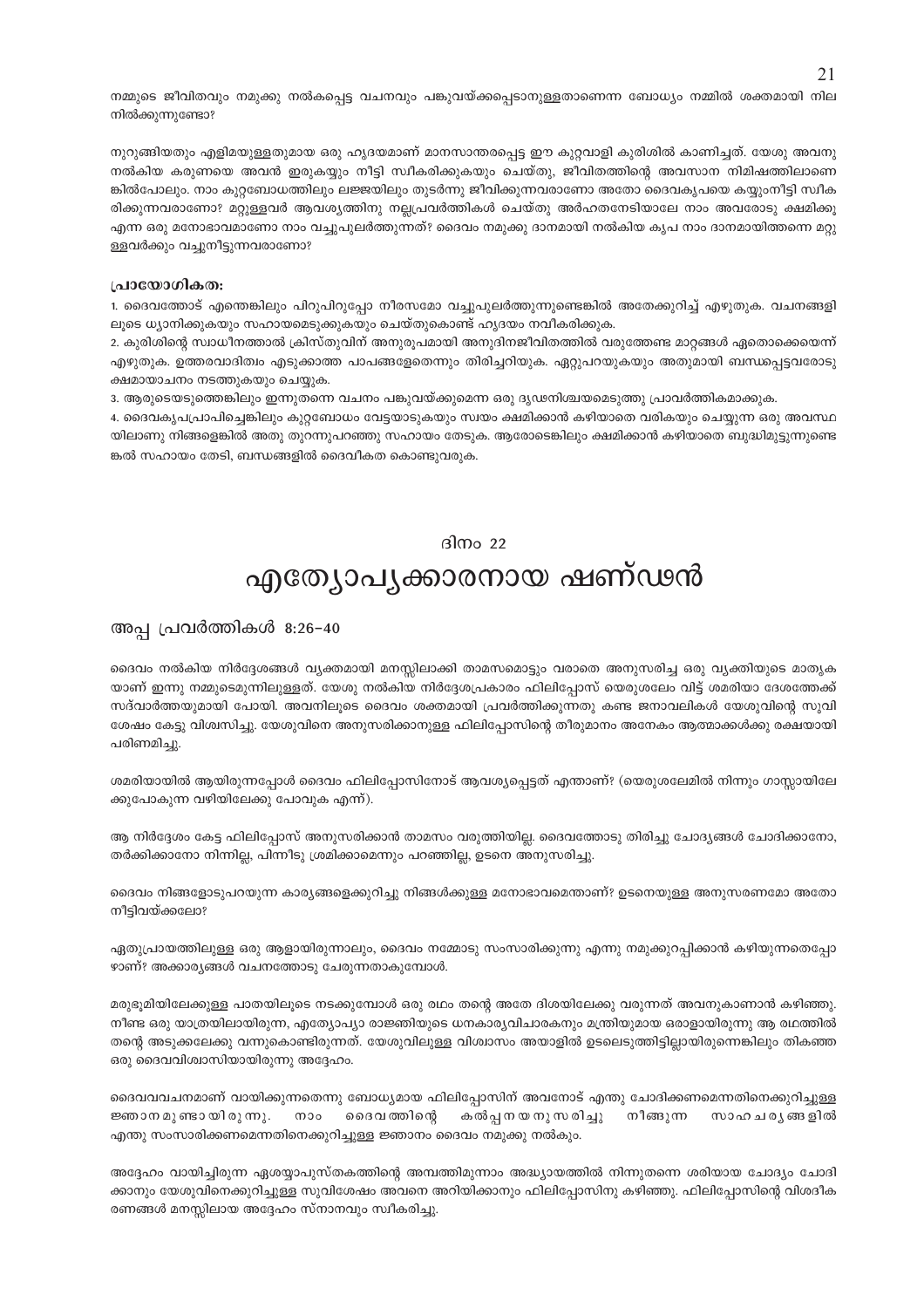നമ്മുടെ ജീവിതവും നമുക്കു നൽകപ്പെട്ട വചനവും പങ്കുവയ്ക്കപ്പെടാനുള്ളതാണെന്ന ബോധ്യം നമ്മിൽ ശക്തമായി നില നിൽക്കുന്നുണ്ടോ?

നുറുങ്ങിയതും എളിമയുള്ളതുമായ ഒരു ഹൃദയമാണ് മാനസാന്തരപ്പെട്ട ഈ കുറ്റവാളി കുരിശിൽ കാണിച്ചത്. യേശു അവനു നൽകിയ കരുണയെ അവൻ ഇരുകയ്യും നീട്ടി സ്വീകരിക്കുകയും ചെയ്തു, ജീവിതത്തിന്റെ അവസാന നിമിഷത്തിലാണെ ങ്കിൽപോലും. നാം കുറ്റബോധത്തിലും ലജ്ജയിലും തുടർന്നു ജീവിക്കുന്നവരാണോ അതോ ദൈവകൃപയെ കയ്യുംനീട്ടി സ്വീക രിക്കുന്നവരാണോ? മറ്റുള്ളവർ ആവശ്യത്തിനു നല്ലപ്രവർത്തികൾ ചെയ്തു അർഹതനേടിയാലേ നാം അവരോടു ക്ഷമിക്കൂ എന്ന ഒരു മനോഭാവമാണോ നാം വച്ചുപുലർത്തുന്നത്? ദൈവം നമുക്കു ദാനമായി നൽകിയ കൃപ നാം ദാനമായിത്തന്നെ മറ്റു ള്ളവർക്കും വച്ചുനീട്ടുന്നവരാണോ?

### പ്രായോഗികത:

1. ദൈവത്തോട് എന്തെങ്കിലും പിറുപിറുപ്പോ നീരസമോ വച്ചുപുലർത്തുന്നുണ്ടെങ്കിൽ അതേക്കുറിച്ച് എഴുതുക. വചനങ്ങളി ലൂടെ ധ്യാനിക്കുകയും സഹായമെടുക്കുകയും ചെയ്തുകൊണ്ട് ഹൃദയം നവീകരിക്കുക.
2. കുരിശിന്റെ സ്വാധീനത്താൽ ക്രിസ്തുവിന് അനുരൂപമായി അനുദിനജീവിതത്തിൽ വരുത്തേണ്ട മാറ്റങ്ങൾ ഏതൊക്കെയെന്ന് എഴുതുക. ഉത്തരവാദിത്വം എടുക്കാത്ത പാപങ്ങളേതെന്നും തിരിച്ചറിയുക. ഏറ്റുപറയുകയും അതുമായി ബന്ധപ്പെട്ടവരോടു ക്ഷമായാചനം നടത്തുകയും ചെയ്യുക.
3. ആരുടെയടുത്തെങ്കിലും ഇന്നുതന്നെ വചനം പങ്കുവയ്ക്കുമെന്ന ഒരു ദൃഢനിശ്ചയമെടുത്തു പ്രാവർത്തികമാക്കുക.
4. ദൈവകൃപപ്രാപിച്ചെങ്കിലും കുറ്റബോധം വേട്ടയാടുകയും സ്വയം ക്ഷമിക്കാൻ കഴിയാതെ വരികയും ചെയ്യുന്ന ഒരു അവസ്ഥ യിലാണു നിങ്ങളെങ്കിൽ അതു തുറന്നുപറഞ്ഞു സഹായം തേടുക. ആരോടെങ്കിലും ക്ഷമിക്കാൻ കഴിയാതെ ബുദ്ധിമുട്ടുന്നുണ്ടെ ങ്കൽ സഹായം തേടി, ബന്ധങ്ങളിൽ ദൈവീകത കൊണ്ടുവരുക.

## ദിനം 22

# എത്യോപ്യക്കാരനായ ഷണ്ഢൻ

### അപ്പ പ്രവർത്തികൾ 8:26-40

ദൈവം നൽകിയ നിർദ്ദേശങ്ങൾ വ്യക്തമായി മനസ്സിലാക്കി താമസമൊട്ടും വരാതെ അനുസരിച്ച ഒരു വ്യക്തിയുടെ മാതൃക യാണ് ഇന്നു നമ്മുടെമുന്നിലുള്ളത്. യേശു നൽകിയ നിർദ്ദേശപ്രകാരം ഫിലിപ്പോസ് യെരുശലേം വിട്ട് ശമരിയാ ദേശത്തേക്ക് സദ്‌വാർത്തയുമായി പോയി. അവനിലൂടെ ദൈവം ശക്തമായി പ്രവർത്തിക്കുന്നതു കണ്ട ജനാവലികൾ യേശുവിന്റെ സുവി ശേഷം കേട്ടു വിശ്വസിച്ചു. യേശുവിനെ അനുസരിക്കാനുള്ള ഫിലിപ്പോസിന്റെ തീരുമാനം അനേകം ആത്മാക്കൾക്കു രക്ഷയായി പരിണമിച്ചു.

ശമരിയായിൽ ആയിരുന്നപ്പോൾ ദൈവം ഫിലിപ്പോസിനോട് ആവശ്യപ്പെട്ടത് എന്താണ്? (യെരുശലേമിൽ നിന്നും ഗാസ്സായിലേ ക്കുപോകുന്ന വഴിയിലേക്കു പോവുക എന്ന്).

ആ നിർദ്ദേശം കേട്ട ഫിലിപ്പോസ് അനുസരിക്കാൻ താമസം വരുത്തിയില്ല. ദൈവത്തോടു തിരിച്ചു ചോദ്യങ്ങൾ ചോദിക്കാനോ, തർക്കിക്കാനോ നിന്നില്ല, പിന്നീടു ശ്രമിക്കാമെന്നും പറഞ്ഞില്ല, ഉടനെ അനുസരിച്ചു.

ദൈവം നിങ്ങളോടുപറയുന്ന കാര്യങ്ങളെക്കുറിച്ചു നിങ്ങൾക്കുള്ള മനോഭാവമെന്താണ്? ഉടനെയുള്ള അനുസരണമോ അതോ നീട്ടിവയ്ക്കലോ?

ഏതുപ്രായത്തിലുള്ള ഒരു ആളായിരുന്നാലും, ദൈവം നമ്മോടു സംസാരിക്കുന്നു എന്നു നമുക്കുറപ്പിക്കാൻ കഴിയുന്നതെപ്പോ ഴാണ്? അക്കാര്യങ്ങൾ വചനത്തോടു ചേരുന്നതാകുമ്പോൾ.

മരുഭൂമിയിലേക്കുള്ള പാതയിലൂടെ നടക്കുമ്പോൾ ഒരു രഥം തന്റെ അതേ ദിശയിലേക്കു വരുന്നത് അവനുകാണാൻ കഴിഞ്ഞു. നീണ്ട ഒരു യാത്രയിലായിരുന്ന, എത്യോപ്യാ രാജ്ഞിയുടെ ധനകാര്യവിചാരകനും മന്ത്രിയുമായ ഒരാളായിരുന്നു ആ രഥത്തിൽ തന്റെ അടുക്കലേക്കു വന്നുകൊണ്ടിരുന്നത്. യേശുവിലുള്ള വിശ്വാസം അയാളിൽ ഉടലെടുത്തിട്ടില്ലായിരുന്നെങ്കിലും തികഞ്ഞ ഒരു ദൈവവിശ്വാസിയായിരുന്നു അദ്ദേഹം.

ദൈവവചനമാണ് വായിക്കുന്നതെന്നു ബോധ്യമായ ഫിലിപ്പോസിന് അവനോട് എന്തു ചോദിക്കണമെന്നതിനെക്കുറിച്ചുള്ള ജ്ഞാനമുണ്ടായിരുന്നു. നാം ദൈവത്തിന്റെ കൽപ്പനയനുസരിച്ചു നീങ്ങുന്ന സാഹചര്യങ്ങളിൽ എന്തു സംസാരിക്കണമെന്നതിനെക്കുറിച്ചുള്ള ജ്ഞാനം ദൈവം നമുക്കു നൽകും.

അദ്ദേഹം വായിച്ചിരുന്ന ഏശയ്യാപുസ്തകത്തിന്റെ അമ്പത്തിമൂന്നാം അദ്ധ്യായത്തിൽ നിന്നുതന്നെ ശരിയായ ചോദ്യം ചോദി ക്കാനും യേശുവിനെക്കുറിച്ചുള്ള സുവിശേഷം അവനെ അറിയിക്കാനും ഫിലിപ്പോസിനു കഴിഞ്ഞു. ഫിലിപ്പോസിന്റെ വിശദീക രണങ്ങൾ മനസ്സിലായ അദ്ദേഹം സ്നാനവും സ്വീകരിച്ചു.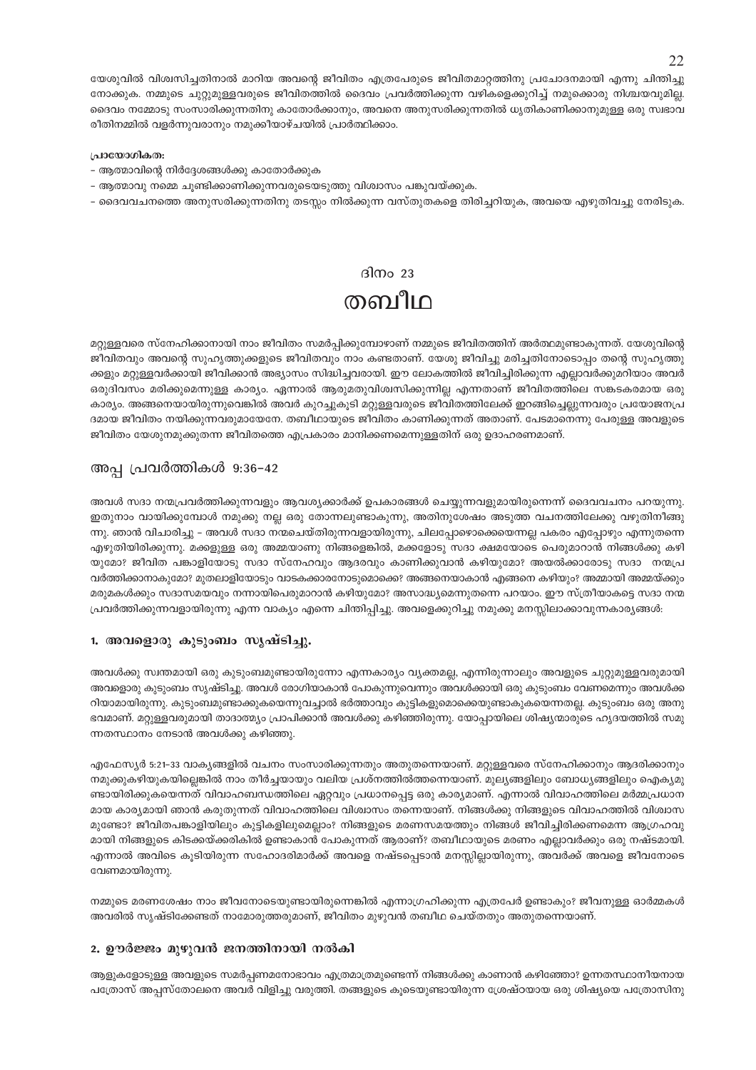യേശുവിൽ വിശ്വസിച്ചതിനാൽ മാറിയ അവന്റെ ജീവിതം എത്രപേരുടെ ജീവിതമാറ്റത്തിനു പ്രചോദനമായി എന്നു ചിന്തിച്ചു നോക്കുക. നമ്മുടെ ചുറ്റുമുള്ളവരുടെ ജീവിതത്തിൽ ദൈവം പ്രവർത്തിക്കുന്ന വഴികളെക്കുറിച്ച് നമുക്കൊരു നിശ്ചയവുമില്ല. ദൈവം നമ്മോടു സംസാരിക്കുന്നതിനു കാതോർക്കാനും, അവനെ അനുസരിക്കുന്നതിൽ ധൃതികാണിക്കാനുമുള്ള ഒരു സ്വഭാവ രീതിനമ്മിൽ വളർന്നുവരാനും നമുക്കീയാഴ്ചയിൽ പ്രാർത്ഥിക്കാം.

**പ്രായോഗികത:**

- ആത്മാവിന്റെ നിർദ്ദേശങ്ങൾക്കു കാതോർക്കുക
- ആത്മാവു നമ്മെ ചൂണ്ടിക്കാണിക്കുന്നവരുടെയടുത്തു വിശ്വാസം പങ്കുവയ്ക്കുക.
- ദൈവവചനത്തെ അനുസരിക്കുന്നതിനു തടസ്സം നിൽക്കുന്ന വസ്തുതകളെ തിരിച്ചറിയുക, അവയെ എഴുതിവച്ചു നേരിടുക.

ദിനം 23

# തബീഥ

മറ്റുള്ളവരെ സ്നേഹിക്കാനായി നാം ജീവിതം സമർപ്പിക്കുമ്പോഴാണ് നമ്മുടെ ജീവിതത്തിന് അർത്ഥമുണ്ടാകുന്നത്. യേശുവിന്റെ ജീവിതവും അവന്റെ സുഹൃത്തുക്കളുടെ ജീവിതവും നാം കണ്ടതാണ്. യേശു ജീവിച്ചു മരിച്ചതിനോടൊപ്പം തന്റെ സുഹൃത്തുക്കളും മറ്റുള്ളവർക്കായി ജീവിക്കാൻ അഭ്യാസം സിദ്ധിച്ചവരായി. ഈ ലോകത്തിൽ ജീവിച്ചിരിക്കുന്ന എല്ലാവർക്കുമറിയാം അവർ ഒരുദിവസം മരിക്കുമെന്നുള്ള കാര്യം. ഏന്നാൽ ആരുമതുവിശ്വസിക്കുന്നില്ല എന്നതാണ് ജീവിതത്തിലെ സങ്കടകരമായ ഒരു കാര്യം. അങ്ങനെയായിരുന്നുവെങ്കിൽ അവർ കുറച്ചുകൂടി മറ്റുള്ളവരുടെ ജീവിതത്തിലേക്ക് ഇറങ്ങിച്ചെല്ലുന്നവരും പ്രയോജനപ്രദമായ ജീവിതം നയിക്കുന്നവരുമായേനേ. തബീഥായുടെ ജീവിതം കാണിക്കുന്നത് അതാണ്. പേടമാനെന്നു പേരുള്ള അവളുടെ ജീവിതം യേശുനമുക്കുതന്ന ജീവിതത്തെ എപ്രകാരം മാനിക്കണമെന്നുള്ളതിന് ഒരു ഉദാഹരണമാണ്.

## അപ്പ പ്രവർത്തികൾ 9:36-42

അവൾ സദാ നന്മപ്രവർത്തിക്കുന്നവളും ആവശ്യക്കാർക്ക് ഉപകാരങ്ങൾ ചെയ്യുന്നവളുമായിരുന്നെന്ന് ദൈവവചനം പറയുന്നു. ഇതുനാം വായിക്കുമ്പോൾ നമുക്കു നല്ല ഒരു തോന്നലുണ്ടാകുന്നു, അതിനുശേഷം അടുത്ത വചനത്തിലേക്കു വഴുതിനീങ്ങുന്നു. ഞാൻ വിചാരിച്ചു - അവൾ സദാ നന്മചെയ്തിരുന്നവളായിരുന്നു, ചിലപ്പോഴൊക്കെയെന്നല്ല പകരം എപ്പോഴും എന്നുതന്നെ എഴുതിയിരിക്കുന്നു. മക്കളുള്ള ഒരു അമ്മയാണു നിങ്ങളെങ്കിൽ, മക്കളോടു സദാ ക്ഷമയോടെ പെരുമാറാൻ നിങ്ങൾക്കു കഴിയുമോ? ജീവിത പങ്കാളിയോടു സദാ സ്നേഹവും ആദരവും കാണിക്കുവാൻ കഴിയുമോ? അയൽക്കാരോടു സദാ നന്മപ്രവർത്തിക്കാനാകുമോ? മുതലാളിയോടും വാടകക്കാരനോടുമൊക്കെ? അങ്ങനെയാകാൻ എങ്ങനെ കഴിയും? അമ്മായി അമ്മയ്ക്കും മരുമകൾക്കും സദാസമയവും നന്നായിപെരുമാറാൻ കഴിയുമോ? അസാദ്ധ്യമെന്നുതന്നെ പറയാം. ഈ സ്ത്രീയാകട്ടെ സദാ നന്മപ്രവർത്തിക്കുന്നവളായിരുന്നു എന്ന വാക്യം എന്നെ ചിന്തിപ്പിച്ചു. അവളെക്കുറിച്ചു നമുക്കു മനസ്സിലാക്കാവുന്നകാര്യങ്ങൾ:

### 1. അവളൊരു കുടുംബം സൃഷ്ടിച്ചു.

അവൾക്കു സ്വന്തമായി ഒരു കുടുംബമുണ്ടായിരുന്നോ എന്നകാര്യം വ്യക്തമല്ല, എന്നിരുന്നാലും അവളുടെ ചുറ്റുമുള്ളവരുമായി അവളൊരു കുടുംബം സൃഷ്ടിച്ചു. അവൾ രോഗിയാകാൻ പോകുന്നുവെന്നും അവൾക്കായി ഒരു കുടുംബം വേണമെന്നും അവൾക്കറിയാമായിരുന്നു. കുടുംബമുണ്ടാക്കുകയെന്നുവച്ചാൽ ഭർത്താവും കുട്ടികളുമൊക്കെയുണ്ടാകുകയെന്നതല്ല. കുടുംബം ഒരു അനുഭവമാണ്. മറ്റുള്ളവരുമായി താദാത്മ്യം പ്രാപിക്കാൻ അവൾക്കു കഴിഞ്ഞിരുന്നു. യോപ്പായിലെ ശിഷ്യന്മാരുടെ ഹൃദയത്തിൽ സമുന്നതസ്ഥാനം നേടാൻ അവൾക്കു കഴിഞ്ഞു.

എഫേസ്യർ 5:21-33 വാക്യങ്ങളിൽ വചനം സംസാരിക്കുന്നതും അതുതന്നെയാണ്. മറ്റുള്ളവരെ സ്നേഹിക്കാനും ആദരിക്കാനും നമുക്കുകഴിയുകയില്ലെങ്കിൽ നാം തീർച്ചയായും വലിയ പ്രശ്നത്തിൽത്തന്നെയാണ്. മൂല്യങ്ങളിലും ബോധ്യങ്ങളിലും ഐക്യമുണ്ടായിരിക്കുകയെന്നത് വിവാഹബന്ധത്തിലെ ഏറ്റവും പ്രധാനപ്പെട്ട ഒരു കാര്യമാണ്. എന്നാൽ വിവാഹത്തിലെ മർമ്മപ്രധാനമായ കാര്യമായി ഞാൻ കരുതുന്നത് വിവാഹത്തിലെ വിശ്വാസം തന്നെയാണ്. നിങ്ങൾക്കു നിങ്ങളുടെ വിവാഹത്തിൽ വിശ്വാസമുണ്ടോ? ജീവിതപങ്കാളിയിലും കുട്ടികളിലുമെല്ലാം? നിങ്ങളുടെ മരണസമയത്തും നിങ്ങൾ ജീവിച്ചിരിക്കണമെന്ന ആഗ്രഹവുമായി നിങ്ങളുടെ കിടക്കയ്ക്കരികിൽ ഉണ്ടാകാൻ പോകുന്നത് ആരാണ്? തബീഥായുടെ മരണം എല്ലാവർക്കും ഒരു നഷ്ടമായി. എന്നാൽ അവിടെ കൂടിയിരുന്ന സഹോദരിമാർക്ക് അവളെ നഷ്ടപ്പെടാൻ മനസ്സില്ലായിരുന്നു, അവർക്ക് അവളെ ജീവനോടെ വേണമായിരുന്നു.

നമ്മുടെ മരണശേഷം നാം ജീവനോടെയുണ്ടായിരുന്നെങ്കിൽ എന്നാഗ്രഹിക്കുന്ന എത്രപേർ ഉണ്ടാകും? ജീവനുള്ള ഓർമ്മകൾ അവരിൽ സൃഷ്ടിക്കേണ്ടത് നാമോരുത്തരുമാണ്, ജീവിതം മുഴുവൻ തബീഥ ചെയ്തതും അതുതന്നെയാണ്.

### 2. ഊർജ്ജം മുഴുവൻ ജനത്തിനായി നൽകി

ആളുകളോടുള്ള അവളുടെ സമർപ്പണമനോഭാവം എത്രമാത്രമുണ്ടെന്ന് നിങ്ങൾക്കു കാണാൻ കഴിഞ്ഞോ? ഉന്നതസ്ഥാനീയനായ പത്രോസ് അപ്പസ്തോലനെ അവർ വിളിച്ചു വരുത്തി. തങ്ങളുടെ കൂടെയുണ്ടായിരുന്ന ശ്രേഷ്ഠയായ ഒരു ശിഷ്യയെ പത്രോസിനു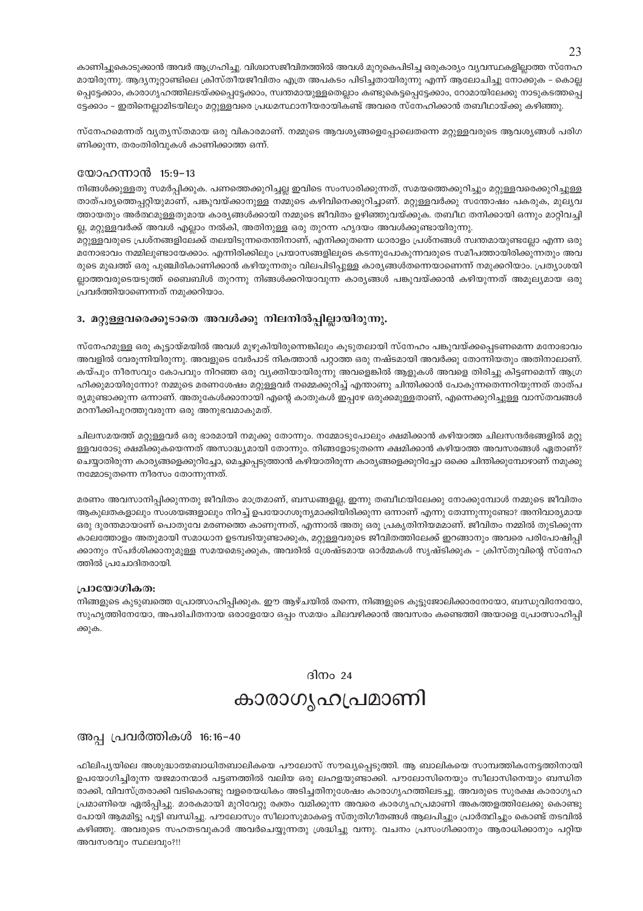കാണിച്ചുകൊടുക്കാൻ അവർ ആഗ്രഹിച്ചു. വിശ്വാസജീവിതത്തിൽ അവൾ മുറുകെപിടിച്ച ഒരുകാര്യം വ്യവസ്ഥകളില്ലാത്ത സ്നേഹമായിരുന്നു. ആദ്യനൂറ്റാണ്ടിലെ ക്രിസ്തീയജീവിതം എത്ര അപകടം പിടിച്ചതായിരുന്നു എന്ന് ആലോചിച്ചു നോക്കുക - കൊല്ലപ്പെട്ടേക്കാം, കാരാഗൃഹത്തിലടയ്ക്കപ്പെട്ടേക്കാം, സ്വന്തമായുള്ളതെല്ലാം കണ്ടുകെട്ടപ്പെട്ടേക്കാം, റോമായിലേക്കു നാടുകടത്തപ്പെട്ടേക്കാം - ഇതിനെല്ലാമിടയിലും മറ്റുള്ളവരെ പ്രധമസ്ഥാനീയരായികണ്ട് അവരെ സ്നേഹിക്കാൻ തബീഥായ്ക്കു കഴിഞ്ഞു.

സ്നേഹമെന്നത് വ്യത്യസ്തമായ ഒരു വികാരമാണ്. നമ്മുടെ ആവശ്യങ്ങളെപ്പോലെതന്നെ മറ്റുള്ളവരുടെ ആവശ്യങ്ങൾ പരിഗണിക്കുന്ന, തരംതിരിവുകൾ കാണിക്കാത്ത ഒന്ന്.

### യോഹന്നാൻ 15:9-13

നിങ്ങൾക്കുള്ളതു സമർപ്പിക്കുക. പണത്തെക്കുറിച്ചല്ല ഇവിടെ സംസാരിക്കുന്നത്, സമയത്തെക്കുറിച്ചും മറ്റുള്ളവരെക്കുറിച്ചുള്ള താത്പര്യത്തെപ്പറ്റിയുമാണ്, പങ്കുവയ്ക്കാനുള്ള നമ്മുടെ കഴിവിനെക്കുറിച്ചാണ്. മറ്റുള്ളവർക്കു സന്തോഷം പകരുക, മൂല്യവത്തായതും അർത്ഥമുള്ളതുമായ കാര്യങ്ങൾക്കായി നമ്മുടെ ജീവിതം ഉഴിഞ്ഞുവയ്ക്കുക. തബീഥ തനിക്കായി ഒന്നും മാറ്റിവച്ചില്ല, മറ്റുള്ളവർക്ക് അവൾ എല്ലാം നൽകി, അതിനുള്ള ഒരു തുറന്ന ഹൃദയം അവൾക്കുണ്ടായിരുന്നു.
മറ്റുള്ളവരുടെ പ്രശ്നങ്ങളിലേക്ക് തലയിടുന്നതെന്തിനാണ്, എനിക്കുതന്നെ ധാരാളം പ്രശ്നങ്ങൾ സ്വന്തമായുണ്ടല്ലോ എന്ന ഒരു മനോഭാവം നമ്മിലുണ്ടായേക്കാം. എന്നിരിക്കിലും പ്രയാസങ്ങളിലൂടെ കടന്നുപോകുന്നവരുടെ സമീപത്തായിരിക്കുന്നതും അവരുടെ മുഖത്ത് ഒരു പുഞ്ചിരികാണിക്കാൻ കഴിയുന്നതും വിലപിടിപ്പുള്ള കാര്യങ്ങൾതന്നെയാണെന്ന് നമുക്കറിയാം. പ്രത്യാശയില്ലാത്തവരുടെയടുത്ത് ബൈബിൾ തുറന്നു നിങ്ങൾക്കറിയാവുന്ന കാര്യങ്ങൾ പങ്കുവയ്ക്കാൻ കഴിയുന്നത് അമൂല്യമായ ഒരു പ്രവർത്തിയാണെന്നത് നമുക്കറിയാം.

### 3. മറ്റുള്ളവരെക്കൂടാതെ അവൾക്കു നിലനിൽപ്പില്ലായിരുന്നു.

സ്നേഹമുള്ള ഒരു കൂട്ടായ്മയിൽ അവൾ മുഴുകിയിരുന്നെങ്കിലും കൂടുതലായി സ്നേഹം പങ്കുവയ്ക്കപ്പെടണമെന്ന മനോഭാവം അവളിൽ വേരൂന്നിയിരുന്നു. അവളുടെ വേർപാട് നികത്താൻ പറ്റാത്ത ഒരു നഷ്ടമായി അവർക്കു തോന്നിയതും അതിനാലാണ്. കയ്പും നീരസവും കോപവും നിറഞ്ഞ ഒരു വ്യക്തിയായിരുന്നു അവളെങ്കിൽ ആളുകൾ അവളെ തിരിച്ചു കിട്ടണമെന്ന് ആഗ്രഹിക്കുമായിരുന്നോ? നമ്മുടെ മരണശേഷം മറ്റുള്ളവർ നമ്മെക്കുറിച്ച് എന്താണു ചിന്തിക്കാൻ പോകുന്നതെന്നറിയുന്നത് താത്പര്യമുണ്ടാക്കുന്ന ഒന്നാണ്. അതുകേൾക്കാനായി എന്റെ കാതുകൾ ഇപ്പഴേ ഒരുക്കമുള്ളതാണ്, എന്നെക്കുറിച്ചുള്ള വാസ്തവങ്ങൾ മറനീക്കിപുറത്തുവരുന്ന ഒരു അനുഭവമാകുമത്.

ചിലസമയത്ത് മറ്റുള്ളവർ ഒരു ഭാരമായി നമുക്കു തോന്നും. നമ്മോടുപോലും ക്ഷമിക്കാൻ കഴിയാത്ത ചിലസന്ദർഭങ്ങളിൽ മറ്റുള്ളവരോടു ക്ഷമിക്കുകയെന്നത് അസാദ്ധ്യമായി തോന്നും. നിങ്ങളോടുതന്നെ ക്ഷമിക്കാൻ കഴിയാത്ത അവസരങ്ങൾ ഏതാണ്? ചെയ്യാതിരുന്ന കാര്യങ്ങളെക്കുറിച്ചോ, മെച്ചപ്പെടുത്താൻ കഴിയാതിരുന്ന കാര്യങ്ങളെക്കുറിച്ചോ ഒക്കെ ചിന്തിക്കുമ്പോഴാണ് നമുക്കു നമ്മോടുതന്നെ നീരസം തോന്നുന്നത്.

മരണം അവസാനിപ്പിക്കുന്നതു ജീവിതം മാത്രമാണ്, ബന്ധങ്ങളല്ല, ഇന്നു തബീഥയിലേക്കു നോക്കുമ്പോൾ നമ്മുടെ ജീവിതം ആകുലതകളാലും സംശയങ്ങളാലും നിറച്ച് ഉപയോഗശൂന്യമാക്കിയിരിക്കുന്ന ഒന്നാണ് എന്നു തോന്നുന്നുണ്ടോ? അനിവാര്യമായ ഒരു ദുരന്തമായാണ് പൊതുവേ മരണത്തെ കാണുന്നത്, എന്നാൽ അതു ഒരു പ്രകൃതിനിയമമാണ്. ജീവിതം നമ്മിൽ തുടിക്കുന്ന കാലത്തോളം അതുമായി സമാധാന ഉടമ്പടിയുണ്ടാക്കുക, മറ്റുള്ളവരുടെ ജീവിതത്തിലേക്ക് ഇറങ്ങാനും അവരെ പരിപോഷിപ്പിക്കാനും സ്പർശിക്കാനുമുള്ള സമയമെടുക്കുക, അവരിൽ ശ്രേഷ്ടമായ ഓർമ്മകൾ സൃഷ്ടിക്കുക - ക്രിസ്തുവിന്റെ സ്നേഹത്തിൽ പ്രചോദിതരായി.

#### പ്രായോഗികത:

നിങ്ങളുടെ കുടുംബത്തെ പ്രോത്സാഹിപ്പിക്കുക. ഈ ആഴ്ചയിൽ തന്നെ, നിങ്ങളുടെ കൂട്ടുജോലിക്കാരനേയോ, ബന്ധുവിനേയോ, സുഹൃത്തിനേയോ, അപരിചിതനായ ഒരാളേയോ ഒപ്പം സമയം ചിലവഴിക്കാൻ അവസരം കണ്ടെത്തി അയാളെ പ്രോത്സാഹിപ്പിക്കുക.

## ദിനം 24

# കാരാഗൃഹപ്രമാണി

### അപ്പ പ്രവർത്തികൾ 16:16-40

ഫിലിപ്യയിലെ അശുദ്ധാത്മബാധിതബാലികയെ പൗലോസ് സൗഖ്യപ്പെടുത്തി. ആ ബാലികയെ സാമ്പത്തികനേട്ടത്തിനായി ഉപയോഗിച്ചിരുന്ന യജമാനന്മാർ പട്ടണത്തിൽ വലിയ ഒരു ലഹളയുണ്ടാക്കി. പൗലോസിനെയും സീലാസിനെയും ബന്ധിതരാക്കി, വിവസ്ത്രരാക്കി വടികൊണ്ടു വളരെയധികം അടിച്ചതിനുശേഷം കാരാഗൃഹത്തിലടച്ചു. അവരുടെ സുരക്ഷ കാരാഗൃഹപ്രമാണിയെ ഏൽപ്പിച്ചു. മാരകമായി മുറിവേറ്റു രക്തം വമിക്കുന്ന അവരെ കാരാഗൃഹപ്രമാണി അകത്തളത്തിലേക്കു കൊണ്ടുപോയി ആമമിട്ടു പൂട്ടി ബന്ധിച്ചു. പൗലോസും സീലാസുമാകട്ടെ സ്തുതിഗീതങ്ങൾ ആലപിച്ചും പ്രാർത്ഥിച്ചും കൊണ്ട് തടവിൽ കഴിഞ്ഞു. അവരുടെ സഹതടവുകാർ അവർചെയ്യുന്നതു ശ്രദ്ധിച്ചു വന്നു. വചനം പ്രസംഗിക്കാനും ആരാധിക്കാനും പറ്റിയ അവസരവും സ്ഥലവും?!!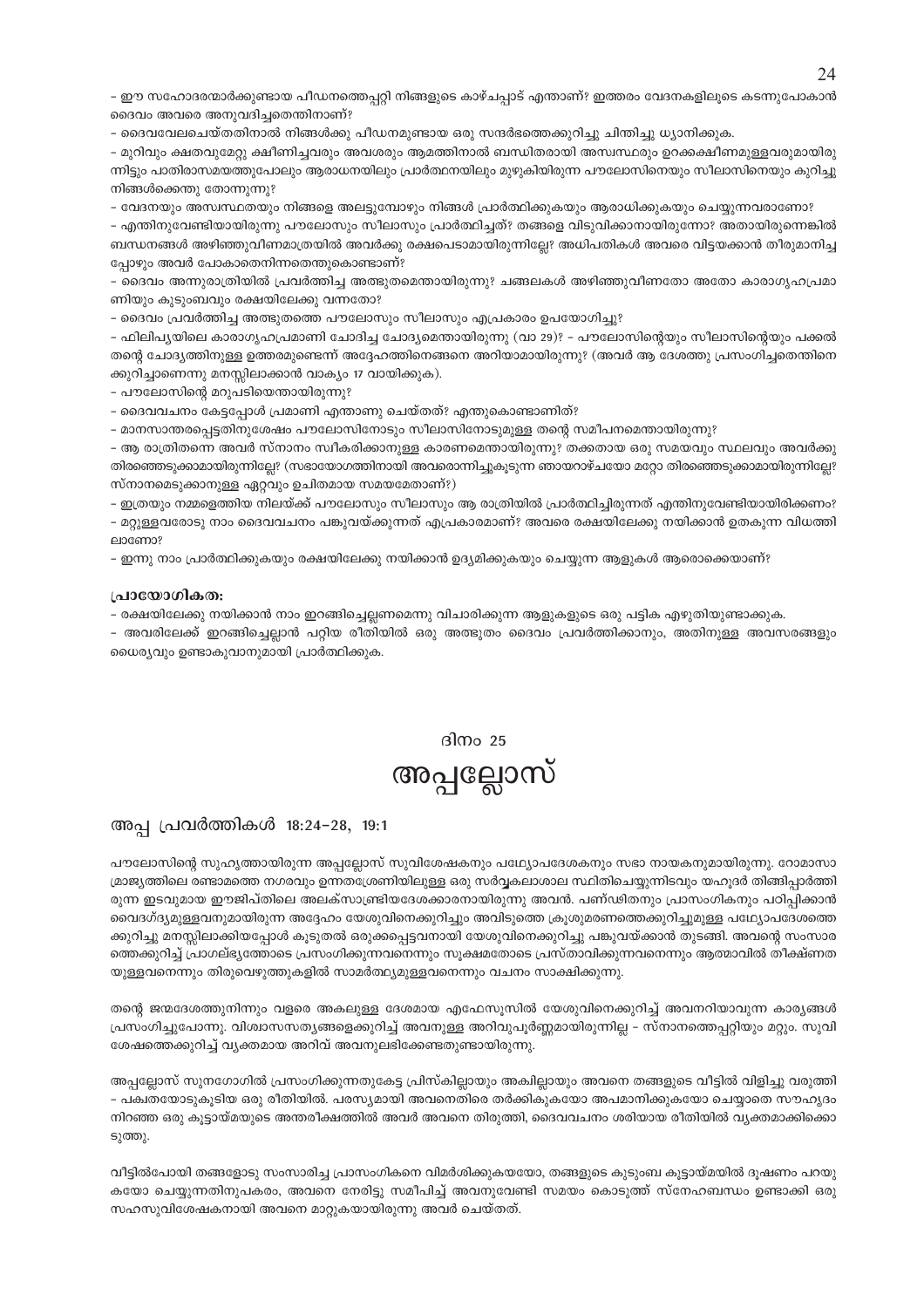- ഈ സഹോദരന്മാർക്കുണ്ടായ പീഡനത്തെപ്പറ്റി നിങ്ങളുടെ കാഴ്ചപ്പാട് എന്താണ്? ഇത്തരം വേദനകളിലൂടെ കടന്നുപോകാൻ ദൈവം അവരെ അനുവദിച്ചതെന്തിനാണ്?

- ദൈവവേലചെയ്തതിനാൽ നിങ്ങൾക്കു പീഡനമുണ്ടായ ഒരു സന്ദർഭത്തെക്കുറിച്ചു ചിന്തിച്ചു ധ്യാനിക്കുക.

- മുറിവും ക്ഷതവുമേറ്റു ക്ഷീണിച്ചവരും അവശരും ആമത്തിനാൽ ബന്ധിതരായി അസ്വസ്ഥരും ഉറക്കക്ഷീണമുള്ളവരുമായിരുന്നിട്ടും പാതിരാസമയത്തുപോലും ആരാധനയിലും പ്രാർത്ഥനയിലും മുഴുകിയിരുന്ന പൗലോസിനെയും സീലാസിനെയും കുറിച്ചു നിങ്ങൾക്കെന്തു തോന്നുന്നു?

- വേദനയും അസ്വസ്ഥതയും നിങ്ങളെ അലട്ടുമ്പോഴും നിങ്ങൾ പ്രാർത്ഥിക്കുകയും ആരാധിക്കുകയും ചെയ്യുന്നവരാണോ?

- എന്തിനുവേണ്ടിയായിരുന്നു പൗലോസും സീലാസും പ്രാർത്ഥിച്ചത്? തങ്ങളെ വിടുവിക്കാനായിരുന്നോ? അതായിരുന്നെങ്കിൽ ബന്ധനങ്ങൾ അഴിഞ്ഞുവീണമാത്രയിൽ അവർക്കു രക്ഷപെടാമായിരുന്നില്ലേ? അധിപതികൾ അവരെ വിട്ടയക്കാൻ തീരുമാനിച്ചപ്പോഴും അവർ പോകാതെനിന്നതെന്തുകൊണ്ടാണ്?

- ദൈവം അന്നുരാത്രിയിൽ പ്രവർത്തിച്ച അത്ഭുതമെന്തായിരുന്നു? ചങ്ങലകൾ അഴിഞ്ഞുവീണതോ അതോ കാരാഗൃഹപ്രമാണിയും കുടുംബവും രക്ഷയിലേക്കു വന്നതോ?

- ദൈവം പ്രവർത്തിച്ച അത്ഭുതത്തെ പൗലോസും സീലാസും എപ്രകാരം ഉപയോഗിച്ചു?

- ഫിലിപ്യയിലെ കാരാഗൃഹപ്രമാണി ചോദിച്ച ചോദ്യമെന്തായിരുന്നു (വാ 29)? - പൗലോസിന്റെയും സീലാസിന്റെയും പക്കൽ തന്റെ ചോദ്യത്തിനുള്ള ഉത്തരമുണ്ടെന്ന് അദ്ദേഹത്തിനെങ്ങനെ അറിയാമായിരുന്നു? (അവർ ആ ദേശത്തു പ്രസംഗിച്ചതെന്തിനെക്കുറിച്ചാണെന്നു മനസ്സിലാക്കാൻ വാക്യം 17 വായിക്കുക).

- പൗലോസിന്റെ മറുപടിയെന്തായിരുന്നു?

- ദൈവവചനം കേട്ടപ്പോൾ പ്രമാണി എന്താണു ചെയ്തത്? എന്തുകൊണ്ടാണിത്?

- മാനസാന്തരപ്പെട്ടതിനുശേഷം പൗലോസിനോടും സീലാസിനോടുമുള്ള തന്റെ സമീപനമെന്തായിരുന്നു?

- ആ രാത്രിതന്നെ അവർ സ്നാനം സ്വീകരിക്കാനുള്ള കാരണമെന്തായിരുന്നു? തക്കതായ ഒരു സമയവും സ്ഥലവും അവർക്കു തിരഞ്ഞെടുക്കാമായിരുന്നില്ലേ? (സഭായോഗത്തിനായി അവരൊന്നിച്ചുകൂടുന്ന ഞായറാഴ്ചയോ മറ്റോ തിരഞ്ഞെടുക്കാമായിരുന്നില്ലേ? സ്നാനമെടുക്കാനുള്ള ഏറ്റവും ഉചിതമായ സമയമേതാണ്?)

- ഇത്രയും നമ്മളെത്തിയ നിലയ്ക്ക് പൗലോസും സീലാസും ആ രാത്രിയിൽ പ്രാർത്ഥിച്ചിരുന്നത് എന്തിനുവേണ്ടിയായിരിക്കണം?

- മറ്റുള്ളവരോടു നാം ദൈവവചനം പങ്കുവയ്ക്കുന്നത് എപ്രകാരമാണ്? അവരെ രക്ഷയിലേക്കു നയിക്കാൻ ഉതകുന്ന വിധത്തിലാണോ?

- ഇന്നു നാം പ്രാർത്ഥിക്കുകയും രക്ഷയിലേക്കു നയിക്കാൻ ഉദ്യമിക്കുകയും ചെയ്യുന്ന ആളുകൾ ആരൊക്കെയാണ്?

**പ്രായോഗികത:**

- രക്ഷയിലേക്കു നയിക്കാൻ നാം ഇറങ്ങിച്ചെല്ലണമെന്നു വിചാരിക്കുന്ന ആളുകളുടെ ഒരു പട്ടിക എഴുതിയുണ്ടാക്കുക.

- അവരിലേക്ക് ഇറങ്ങിച്ചെല്ലാൻ പറ്റിയ രീതിയിൽ ഒരു അത്ഭുതം ദൈവം പ്രവർത്തിക്കാനും, അതിനുള്ള അവസരങ്ങളും ധൈര്യവും ഉണ്ടാകുവാനുമായി പ്രാർത്ഥിക്കുക.

## ദിനം 25

# അപ്പല്ലോസ്

### അപ്പ പ്രവർത്തികൾ 18:24-28, 19:1

പൗലോസിന്റെ സുഹൃത്തായിരുന്ന അപ്പല്ലോസ് സുവിശേഷകനും പഥ്യോപദേശകനും സഭാ നായകനുമായിരുന്നു. റോമാസാമ്രാജ്യത്തിലെ രണ്ടാമത്തെ നഗരവും ഉന്നതശ്രേണിയിലുള്ള ഒരു സർവ്വകലാശാല സ്ഥിതിചെയ്യുന്നിടവും യഹൂദർ തിങ്ങിപ്പാർത്തിരുന്ന ഇടവുമായ ഈജിപ്തിലെ അലക്സാണ്ഡ്രിയദേശക്കാരനായിരുന്നു അവൻ. പണ്ഡിതനും പ്രാസംഗികനും പഠിപ്പിക്കാൻ വൈദഗ്ദ്യമുള്ളവനുമായിരുന്ന അദ്ദേഹം യേശുവിനെക്കുറിച്ചും അവിടുത്തെ ക്രൂശുമരണത്തെക്കുറിച്ചുമുള്ള പഥ്യോപദേശത്തെക്കുറിച്ചു മനസ്സിലാക്കിയപ്പോൾ കൂടുതൽ ഒരുക്കപ്പെട്ടവനായി യേശുവിനെക്കുറിച്ചു പങ്കുവയ്ക്കാൻ തുടങ്ങി. അവന്റെ സംസാരത്തെക്കുറിച്ച് പ്രാഗല്ഭ്യത്തോടെ പ്രസംഗിക്കുന്നവനെന്നും സൂക്ഷ്മതോടെ പ്രസ്താവിക്കുന്നവനെന്നും ആത്മാവിൽ തീക്ഷ്ണതയുള്ളവനെന്നും തിരുവെഴുത്തുകളിൽ സാമർത്ഥ്യമുള്ളവനെന്നും വചനം സാക്ഷിക്കുന്നു.

തന്റെ ജന്മദേശത്തുനിന്നും വളരെ അകലുള്ള ദേശമായ എഫേസൂസിൽ യേശുവിനെക്കുറിച്ച് അവനറിയാവുന്ന കാര്യങ്ങൾ പ്രസംഗിച്ചുപോന്നു. വിശ്വാസസത്യങ്ങളെക്കുറിച്ച് അവനുള്ള അറിവുപൂർണ്ണമായിരുന്നില്ല - സ്നാനത്തെപ്പറ്റിയും മറ്റും. സുവിശേഷത്തെക്കുറിച്ച് വ്യക്തമായ അറിവ് അവനുലഭിക്കേണ്ടതുണ്ടായിരുന്നു.

അപ്പല്ലോസ് സുനഗോഗിൽ പ്രസംഗിക്കുന്നതുകേട്ട പ്രിസ്കില്ലായും അക്വിലായും അവനെ തങ്ങളുടെ വീട്ടിൽ വിളിച്ചു വരുത്തി - പക്വതയോടുകൂടിയ ഒരു രീതിയിൽ. പരസ്യമായി അവനെതിരെ തർക്കിക്കുകയോ അപമാനിക്കുകയോ ചെയ്യാതെ സൗഹൃദം നിറഞ്ഞ ഒരു കൂട്ടായ്മയുടെ അന്തരീക്ഷത്തിൽ അവർ അവനെ തിരുത്തി, ദൈവവചനം ശരിയായ രീതിയിൽ വ്യക്തമാക്കിക്കൊടുത്തു.

വീട്ടിൽപോയി തങ്ങളോടു സംസാരിച്ച പ്രാസംഗികനെ വിമർശിക്കുകയയോ, തങ്ങളുടെ കുടുംബ കൂട്ടായ്മയിൽ ദൂഷണം പറയുകയോ ചെയ്യുന്നതിനുപകരം, അവനെ നേരിട്ടു സമീപിച്ച് അവനുവേണ്ടി സമയം കൊടുത്ത് സ്നേഹബന്ധം ഉണ്ടാക്കി ഒരു സഹസുവിശേഷകനായി അവനെ മാറ്റുകയായിരുന്നു അവർ ചെയ്തത്.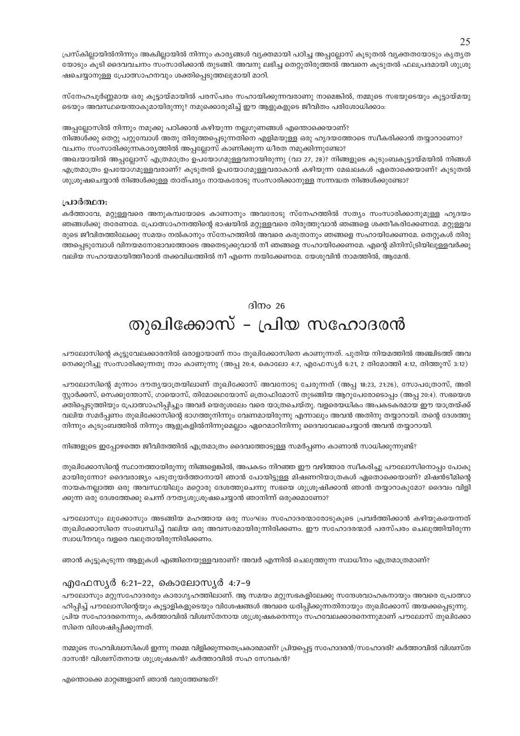പ്രസ്കില്ലായിൽനിന്നും അക്വില്ലായിൽ നിന്നും കാര്യങ്ങൾ വ്യക്തമായി പഠിച്ച അപ്പല്ലോസ് കൂടുതൽ വ്യക്തതയോടും കൃത്യതയോടും കൂടി ദൈവവചനം സംസാരിക്കാൻ തുടങ്ങി. അവനു ലഭിച്ച തെറ്റുതിരുത്തൽ അവനെ കൂടുതൽ ഫലപ്രദമായി ശുശ്രൂഷചെയ്യാനുള്ള പ്രോത്സാഹനവും ശക്തിപ്പെടുത്തലുമായി മാറി.

സ്നേഹപൂർണ്ണമായ ഒരു കൂട്ടായ്മയിൽ പരസ്പരം സഹായിക്കുന്നവരാണു നാമെങ്കിൽ, നമ്മുടെ സഭയുടെയും കൂട്ടായ്മയുടെയും അവസ്ഥയെന്താകുമായിരുന്നു? നമുക്കൊരുമിച്ച് ഈ ആളുകളുടെ ജീവിതം പരിശോധിക്കാം:

അപ്പല്ലോസിൽ നിന്നും നമുക്കു പഠിക്കാൻ കഴിയുന്ന നല്ലഗുണങ്ങൾ എന്തൊക്കെയാണ്?
നിങ്ങൾക്കു തെറ്റു പറ്റുമ്പോൾ അതു തിരുത്തപ്പെടുന്നതിനെ എളിമയുള്ള ഒരു ഹൃദയത്തോടെ സ്വീകരിക്കാൻ തയ്യാറാണോ?
വചനം സംസാരിക്കുന്നകാര്യത്തിൽ അപ്പല്ലോസ് കാണിക്കുന്ന ധീരത നമുക്കിന്നുണ്ടോ?
അഖയായിൽ അപ്പല്ലോസ് എത്രമാത്രം ഉപയോഗമുള്ളവനായിരുന്നു (വാ 27, 28)? നിങ്ങളുടെ കുടുംബകൂട്ടായ്മയിൽ നിങ്ങൾ എത്രമാത്രം ഉപയോഗമുള്ളവരാണ്? കൂടുതൽ ഉപയോഗമുള്ളവരാകാൻ കഴിയുന്ന മേഖലകൾ ഏതൊക്കെയാണ്? കൂടുതൽ ശുശ്രൂഷചെയ്യാൻ നിങ്ങൾക്കുള്ള താത്പര്യം നായകരോടു സംസാരിക്കാനുള്ള സന്നദ്ധത നിങ്ങൾക്കുണ്ടോ?

#### പ്രാർത്ഥന:

കർത്താവേ, മറ്റുള്ളവരെ അനുകമ്പയോടെ കാണാനും അവരോടു സ്നേഹത്തിൽ സത്യം സംസാരിക്കാനുമുള്ള ഹൃദയം ഞങ്ങൾക്കു തരേണമേ. പ്രോത്സാഹനത്തിന്റെ ഭാഷയിൽ മറ്റുള്ളവരെ തിരുത്തുവാൻ ഞങ്ങളെ ശക്തീകരിക്കേണമേ. മറ്റുള്ളവരുടെ ജീവിതത്തിലേക്കു സമയം നൽകാനും സ്നേഹത്തിൽ അവരെ കരുതാനും ഞങ്ങളെ സഹായിക്കേണമേ. തെറ്റുകൾ തിരുത്തപ്പെടുമ്പോൾ വിനയമനോഭാവത്തോടെ അതെടുക്കുവാൻ നീ ഞങ്ങളെ സഹായിക്കേണമേ. എന്റെ മിനിസ്ട്രിയിലുള്ളവർക്കു വലിയ സഹായമായിത്തീരാൻ തക്കവിധത്തിൽ നീ എന്നെ നയിക്കേണമേ. യേശുവിൻ നാമത്തിൽ, ആമേൻ.

## ദിനം 26
# തുഖിക്കോസ് - പ്രിയ സഹോദരൻ

പൗലോസിന്റെ കൂട്ടുവേലക്കാരനിൽ ഒരാളായാണ് നാം തുഖിക്കോസിനെ കാണുന്നത്. പുതിയ നിയമത്തിൽ അഞ്ചിടത്ത് അവനെക്കുറിച്ചു സംസാരിക്കുന്നതു നാം കാണുന്നു (അപ്പ 20:4, കൊലോ 4:7, എഫേസ്യർ 6:21, 2 തിമോത്തി 4:12, തീത്തൂസ് 3:12)

പൗലോസിന്റെ മൂന്നാം ദൗത്യയാത്രയിലാണ് തുഖിക്കോസ് അവനോടു ചേരുന്നത് (അപ്പ 18:23, 21:26), സോപത്രോസ്, അരിസ്റ്റാർക്കസ്, സെക്കുന്തോസ്, ഗായൊസ്, തിമോഥെയോസ് ത്രൊഫിമോസ് തുടങ്ങിയ ആറുപേരോടൊപ്പം (അപ്പ 20:4). സഭയെശക്തിപ്പെടുത്തിയും പ്രോത്സാഹിപ്പിച്ചും അവർ യെരുശലേം വരെ യാത്രചെയ്തു. വളരെയധികം അപകടകരമായ ഈ യാത്രയ്ക്ക് വലിയ സമർപ്പണം തുഖിക്കോസിന്റെ ഭാഗത്തുനിന്നും വേണമായിരുന്നു എന്നാലും അവൻ അതിനു തയ്യാറായി. തന്റെ ദേശത്തു നിന്നും കുടുംബത്തിൽ നിന്നും ആളുകളിൽനിന്നുമെല്ലാം ഏറെമാറിനിന്നു ദൈവവേലചെയ്യാൻ അവൻ തയ്യാറായി.

നിങ്ങളുടെ ഇപ്പോഴത്തെ ജീവിതത്തിൽ എത്രമാത്രം ദൈവത്തോടുള്ള സമർപ്പണം കാണാൻ സാധിക്കുന്നുണ്ട്?

തുഖിക്കോസിന്റെ സ്ഥാനത്തായിരുന്നു നിങ്ങളെങ്കിൽ, അപകടം നിറഞ്ഞ ഈ വഴിത്താര സ്വീകരിച്ചു പൗലോസിനൊപ്പം പോകുമായിരുന്നോ? ദൈവരാജ്യം പടുതുയർത്താനായി ഞാൻ പോയിട്ടുള്ള മിഷണറിയാത്രകൾ ഏതൊക്കെയാണ്? മിഷൻടീമിന്റെ നായകനല്ലാത്ത ഒരു അവസ്ഥയിലും മറ്റൊരു ദേശത്തുചെന്നു സഭയെ ശുശ്രൂഷിക്കാൻ ഞാൻ തയ്യാറാകുമോ? ദൈവം വിളിക്കുന്ന ഒരു ദേശത്തേക്കു ചെന്ന് ദൗത്യശുശ്രൂഷചെയ്യാൻ ഞാനിന്ന് ഒരുക്കമാണോ?

പൗലോസും ലൂക്കോസും അടങ്ങിയ മഹത്തായ ഒരു സംഘം സഹോദരന്മാരോടുകൂടെ പ്രവർത്തിക്കാൻ കഴിയുകയെന്നത് തുഖിക്കോസിനെ സംബന്ധിച്ച് വലിയ ഒരു അവസരമായിരുന്നിരിക്കണം. ഈ സഹോദരന്മാർ പരസ്പരം ചെലുത്തിയിരുന്ന സ്വാധീനവും വളരെ വലുതായിരുന്നിരിക്കണം.

ഞാൻ കൂട്ടുകൂടുന്ന ആളുകൾ എങ്ങിനെയുള്ളവരാണ്? അവർ എന്നിൽ ചെലുത്തുന്ന സ്വാധീനം എത്രമാത്രമാണ്?

### എഫേസ്യർ 6:21-22, കൊലോസ്യർ 4:7-9

പൗലോസും മറ്റുസഹോദരരും കാരാഗൃഹത്തിലാണ്. ആ സമയം മറ്റുസഭകളിലേക്കു സന്ദേശവാഹകനായും അവരെ പ്രോത്സാഹിപ്പിച്ച് പൗലോസിന്റെയും കൂട്ടാളികളുടെയും വിശേഷങ്ങൾ അവരെ ധരിപ്പിക്കുന്നതിനായും തുഖിക്കോസ് അയക്കപ്പെടുന്നു. പ്രിയ സഹോദരനെന്നും, കർത്താവിൽ വിശ്വസ്തനായ ശുശ്രൂഷകനെന്നും സഹവേലക്കാരനെന്നുമാണ് പൗലോസ് തുഖിക്കോസിനെ വിശേഷിപ്പിക്കുന്നത്.

നമ്മുടെ സഹവിശ്വാസികൾ ഇന്നു നമ്മെ വിളിക്കുന്നതെപ്രകാരമാണ്? പ്രിയപ്പെട്ട സഹോദരൻ/സഹോദരി? കർത്താവിൽ വിശ്വസ്ത ദാസൻ? വിശ്വസ്തനായ ശുശ്രൂഷകൻ? കർത്താവിൽ സഹ സേവകൻ?

എന്തൊക്കെ മാറ്റങ്ങളാണ് ഞാൻ വരുത്തേണ്ടത്?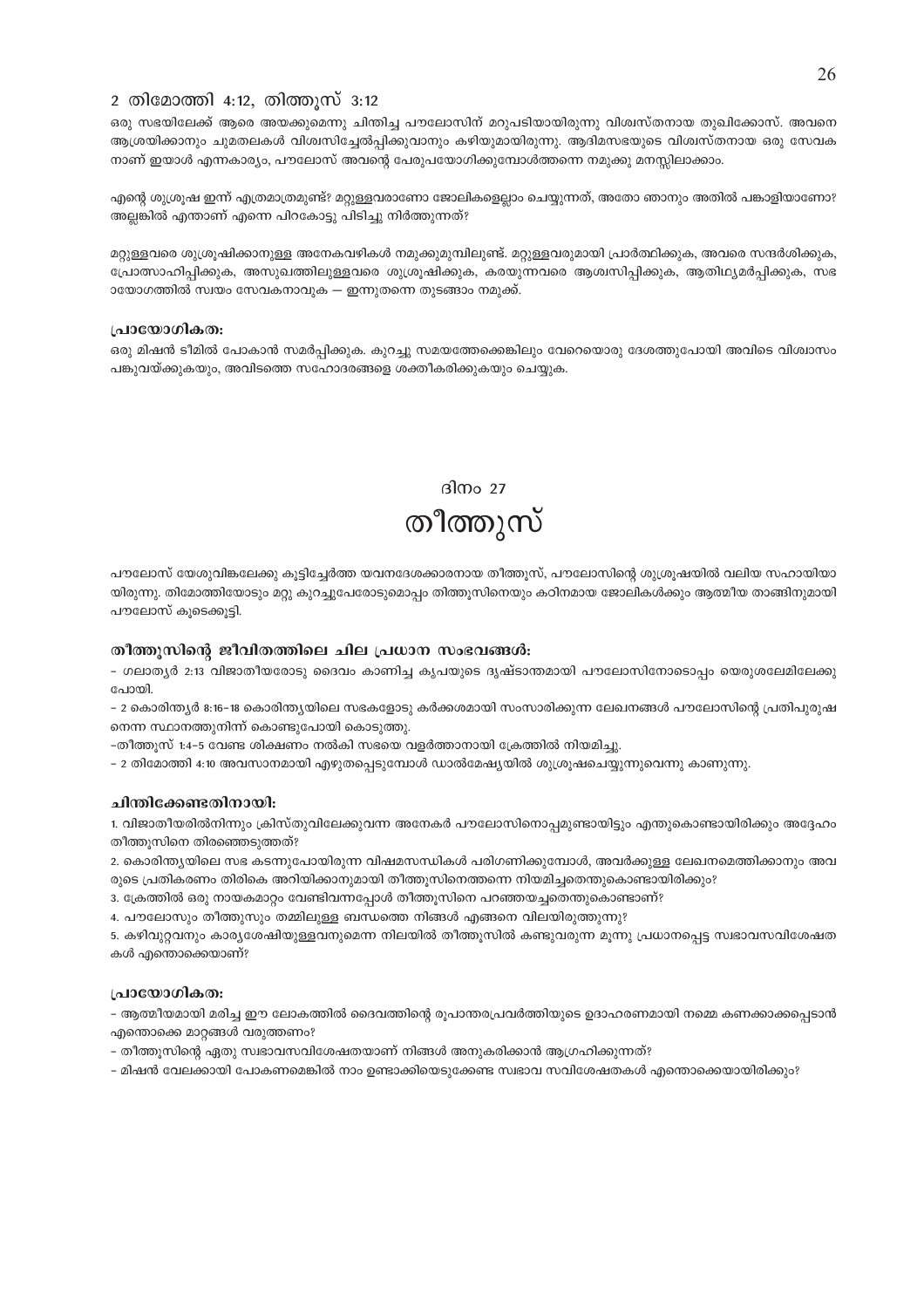### 2 തിമോത്തി 4:12, തിത്തൂസ് 3:12

ഒരു സഭയിലേക്ക് ആരെ അയക്കുമെന്നു ചിന്തിച്ച പൗലോസിന് മറുപടിയായിരുന്നു വിശ്വസ്തനായ തുഖിക്കോസ്. അവനെ ആശ്രയിക്കാനും ചുമതലകൾ വിശ്വസിച്ചേൽപ്പിക്കുവാനും കഴിയുമായിരുന്നു. ആദിമസഭയുടെ വിശ്വസ്തനായ ഒരു സേവക നാണ് ഇയാൾ എന്നകാര്യം, പൗലോസ് അവന്റെ പേരുപയോഗിക്കുമ്പോൾത്തന്നെ നമുക്കു മനസ്സിലാക്കാം.

എന്റെ ശുശ്രൂഷ ഇന്ന് എത്രമാത്രമുണ്ട്? മറ്റുള്ളവരാണോ ജോലികളെല്ലാം ചെയ്യുന്നത്, അതോ ഞാനും അതിൽ പങ്കാളിയാണോ? അല്ലങ്കിൽ എന്താണ് എന്നെ പിറകോട്ടു പിടിച്ചു നിർത്തുന്നത്?

മറ്റുള്ളവരെ ശുശ്രൂഷിക്കാനുള്ള അനേകവഴികൾ നമുക്കുമുമ്പിലുണ്ട്. മറ്റുള്ളവരുമായി പ്രാർത്ഥിക്കുക, അവരെ സന്ദർശിക്കുക, പ്രോത്സാഹിപ്പിക്കുക, അസുഖത്തിലുള്ളവരെ ശുശ്രൂഷിക്കുക, കരയുന്നവരെ ആശ്വസിപ്പിക്കുക, ആതിഥ്യമർപ്പിക്കുക, സഭ ായോഗത്തിൽ സ്വയം സേവകനാവുക — ഇന്നുതന്നെ തുടങ്ങാം നമുക്ക്.

**പ്രായോഗികത:**

ഒരു മിഷൻ ടീമിൽ പോകാൻ സമർപ്പിക്കുക. കുറച്ചു സമയത്തേക്കെങ്കിലും വേറെയൊരു ദേശത്തുപോയി അവിടെ വിശ്വാസം പങ്കുവയ്ക്കുകയും, അവിടത്തെ സഹോദരങ്ങളെ ശക്തീകരിക്കുകയും ചെയ്യുക.

## ദിനം 27

# തീത്തൂസ്

പൗലോസ് യേശുവിങ്കലേക്കു കൂട്ടിച്ചേർത്ത യവനദേശക്കാരനായ തീത്തൂസ്, പൗലോസിന്റെ ശുശ്രൂഷയിൽ വലിയ സഹായിയാ യിരുന്നു. തിമോത്തിയോടും മറ്റു കുറച്ചുപേരോടുമൊപ്പം തിത്തൂസിനെയും കഠിനമായ ജോലികൾക്കും ആത്മീയ താങ്ങിനുമായി പൗലോസ് കൂടെക്കൂട്ടി.

### തീത്തൂസിന്റെ ജീവിതത്തിലെ ചില പ്രധാന സംഭവങ്ങൾ:

- ഗലാതൃർ 2:13 വിജാതീയരോടു ദൈവം കാണിച്ച കൃപയുടെ ദൃഷ്ടാന്തമായി പൗലോസിനോടൊപ്പം യെരുശലേമിലേക്കു പോയി.
- 2 കൊരിന്ത്യർ 8:16-18 കൊരിന്ത്യയിലെ സഭകളോടു കർക്കശമായി സംസാരിക്കുന്ന ലേഖനങ്ങൾ പൗലോസിന്റെ പ്രതിപുരുഷ നെന്ന സ്ഥാനത്തുനിന്ന് കൊണ്ടുപോയി കൊടുത്തു.
- തീത്തൂസ് 1:4-5 വേണ്ട ശിക്ഷണം നൽകി സഭയെ വളർത്താനായി ക്രേത്തിൽ നിയമിച്ചു.
- 2 തിമോത്തി 4:10 അവസാനമായി എഴുതപ്പെടുമ്പോൾ ഡാൽമേഷ്യയിൽ ശുശ്രൂഷചെയ്യുന്നുവെന്നു കാണുന്നു.

### ചിന്തിക്കേണ്ടതിനായി:

1. വിജാതീയരിൽനിന്നും ക്രിസ്തുവിലേക്കുവന്ന അനേകർ പൗലോസിനൊപ്പമുണ്ടായിട്ടും എന്തുകൊണ്ടായിരിക്കും അദ്ദേഹം തീത്തൂസിനെ തിരഞ്ഞെടുത്തത്?
2. കൊരിന്ത്യയിലെ സഭ കടന്നുപോയിരുന്ന വിഷമസന്ധികൾ പരിഗണിക്കുമ്പോൾ, അവർക്കുള്ള ലേഖനമെത്തിക്കാനും അവ രുടെ പ്രതികരണം തിരികെ അറിയിക്കാനുമായി തീത്തൂസിനെത്തന്നെ നിയമിച്ചതെന്തുകൊണ്ടായിരിക്കും?
3. ക്രേത്തിൽ ഒരു നായകമാറ്റം വേണ്ടിവന്നപ്പോൾ തീത്തൂസിനെ പറഞ്ഞയച്ചതെന്തുകൊണ്ടാണ്?
4. പൗലോസും തീത്തൂസും തമ്മിലുള്ള ബന്ധത്തെ നിങ്ങൾ എങ്ങനെ വിലയിരുത്തുന്നു?
5. കഴിവുറ്റവനും കാര്യശേഷിയുള്ളവനുമെന്ന നിലയിൽ തീത്തൂസിൽ കണ്ടുവരുന്ന മൂന്നു പ്രധാനപ്പെട്ട സ്വഭാവസവിശേഷത കൾ എന്തൊക്കെയാണ്?

### പ്രായോഗികത:

- ആത്മീയമായി മരിച്ച ഈ ലോകത്തിൽ ദൈവത്തിന്റെ രൂപാന്തരപ്രവർത്തിയുടെ ഉദാഹരണമായി നമ്മെ കണക്കാക്കപ്പെടാൻ എന്തൊക്കെ മാറ്റങ്ങൾ വരുത്തണം?
- തീത്തൂസിന്റെ ഏതു സ്വഭാവസവിശേഷതയാണ് നിങ്ങൾ അനുകരിക്കാൻ ആഗ്രഹിക്കുന്നത്?
- മിഷൻ വേലക്കായി പോകണമെങ്കിൽ നാം ഉണ്ടാക്കിയെടുക്കേണ്ട സ്വഭാവ സവിശേഷതകൾ എന്തൊക്കെയായിരിക്കും?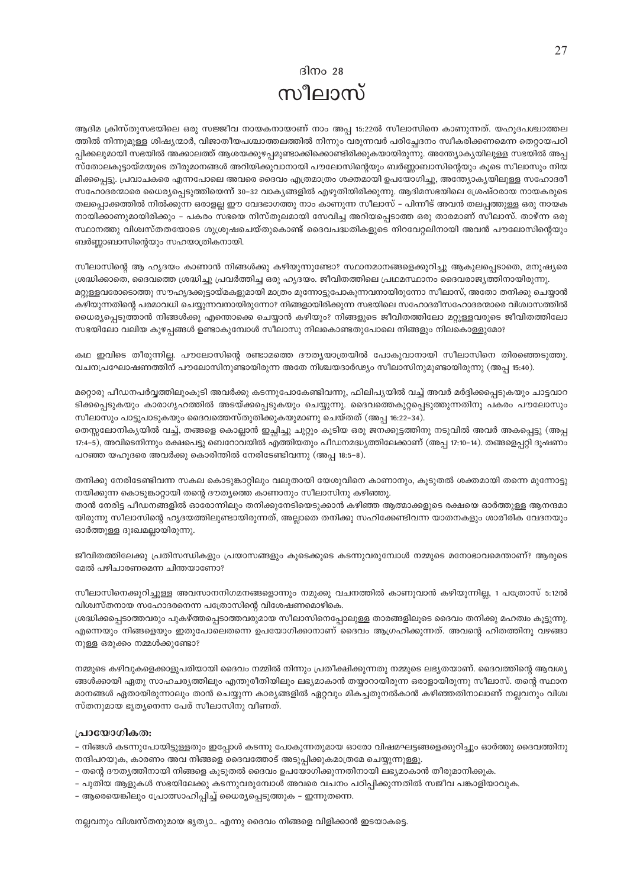## ദിനം 28

# സീലാസ്

ആദിമ ക്രിസ്തുസഭയിലെ ഒരു സജ്ജീവ നായകനായാണ് നാം അപ്പ 15:22ൽ സീലാസിനെ കാണുന്നത്. യഹൂദപശ്ചാത്തലത്തിൽ നിന്നുമുള്ള ശിഷ്യന്മാർ, വിജാതീയപശ്ചാത്തലത്തിൽ നിന്നും വരുന്നവർ പരിച്ഛേദനം സ്വീകരിക്കണമെന്ന തെറ്റായപഠിപ്പിക്കലുമായി സഭയിൽ അക്കാലത്ത് ആശയക്കുഴപ്പമുണ്ടാക്കിക്കൊണ്ടിരിക്കുകയായിരുന്നു. അന്ത്യോക്യയിലുള്ള സഭയിൽ അപ്പസ്തോലകൂട്ടായ്മയുടെ തീരുമാനങ്ങൾ അറിയിക്കുവാനായി പൗലോസിന്റെയും ബർണ്ണാബാസിന്റെയും കൂടെ സീലാസും നിയമിക്കപ്പെട്ടു. പ്രവാചകരെ എന്നപോലെ അവരെ ദൈവം എത്രമാത്രം ശക്തമായി ഉപയോഗിച്ചു, അന്ത്യോക്യയിലുള്ള സഹോദരീസഹോദരന്മാരെ ധൈര്യപ്പെടുത്തിയെന്ന് 30-32 വാക്യങ്ങളിൽ എഴുതിയിരിക്കുന്നു. ആദിമസഭയിലെ ശ്രേഷ്ഠരായ നായകരുടെ തലപ്പൊക്കത്തിൽ നിൽക്കുന്ന ഒരാളല്ല ഈ വേദഭാഗത്തു നാം കാണുന്ന സീലാസ് - പിന്നീട് അവൻ തലപ്പത്തുള്ള ഒരു നായകനായിക്കാണുമായിരിക്കും - പകരം സഭയെ നിസ്തുലമായി സേവിച്ച അറിയപ്പെടാത്ത ഒരു താരമാണ് സീലാസ്. താഴ്ന്ന ഒരു സ്ഥാനത്തു വിശ്വസ്തതയോടെ ശുശ്രൂഷചെയ്തുകൊണ്ട് ദൈവപദ്ധതികളുടെ നിറവേറ്റലിനായി അവൻ പൗലോസിന്റെയും ബർണ്ണാബാസിന്റെയും സഹയാത്രികനായി.

സീലാസിന്റെ ആ ഹൃദയം കാണാൻ നിങ്ങൾക്കു കഴിയുന്നുണ്ടോ? സ്ഥാനമാനങ്ങളെക്കുറിച്ചു ആകുലപ്പെടാതെ, മനുഷ്യരെ ശ്രദ്ധിക്കാതെ, ദൈവത്തെ ശ്രദ്ധിച്ചു പ്രവർത്തിച്ച ഒരു ഹൃദയം. ജീവിതത്തിലെ പ്രഥമസ്ഥാനം ദൈവരാജ്യത്തിനായിരുന്നു.
മറ്റുള്ളവരോടൊത്തു സൗഹൃദക്കൂട്ടായ്മകളുമായി മാത്രം മുന്നോട്ടുപോകുന്നവനായിരുന്നോ സീലാസ്, അതോ തനിക്കു ചെയ്യാൻ കഴിയുന്നതിന്റെ പരമാവധി ചെയ്യുന്നവനായിരുന്നോ? നിങ്ങളായിരിക്കുന്ന സഭയിലെ സഹോദരീസഹോദരന്മാരെ വിശ്വാസത്തിൽ ധൈര്യപ്പെടുത്താൻ നിങ്ങൾക്കു എന്തൊക്കെ ചെയ്യാൻ കഴിയും? നിങ്ങളുടെ ജീവിതത്തിലോ മറ്റുള്ളവരുടെ ജീവിതത്തിലോ സഭയിലോ വലിയ കുഴപ്പങ്ങൾ ഉണ്ടാകുമ്പോൾ സീലാസു നിലകൊണ്ടതുപോലെ നിങ്ങളും നിലകൊള്ളുമോ?

കഥ ഇവിടെ തീരുന്നില്ല. പൗലോസിന്റെ രണ്ടാമത്തെ ദൗത്യയാത്രയിൽ പോകുവാനായി സീലാസിനെ തിരഞ്ഞെടുത്തു. വചനപ്രഘോഷണത്തിന് പൗലോസിനുണ്ടായിരുന്ന അതേ നിശ്ചയദാർഢ്യം സീലാസിനുമുണ്ടായിരുന്നു (അപ്പ 15:40).

മറ്റൊരു പീഡനപർവ്വത്തിലുംകൂടി അവർക്കു കടന്നുപോകേണ്ടിവന്നു, ഫിലിപ്പിയിൽ വച്ച് അവർ മർദ്ദിക്കപ്പെടുകയും ചാട്ടവാറടിക്കപ്പെടുകയും കാരാഗൃഹത്തിൽ അടയ്ക്കപ്പെടുകയും ചെയ്യുന്നു. ദൈവത്തെകുറ്റപ്പെടുത്തുന്നതിനു പകരം പൗലോസും സീലാസും പാട്ടുപാടുകയും ദൈവത്തെസ്തുതിക്കുകയുമാണു ചെയ്തത് (അപ്പ 16:22-34).
തെസ്സലോനിക്യയിൽ വച്ച്, തങ്ങളെ കൊല്ലാൻ ഇച്ഛിച്ചു ചുറ്റും കൂടിയ ഒരു ജനക്കൂട്ടത്തിനു നടുവിൽ അവർ അകപ്പെട്ടു (അപ്പ 17:4-5), അവിടെനിന്നും രക്ഷപെട്ടു ബെറോവയിൽ എത്തിയതും പീഡനമദ്ധ്യത്തിലേക്കാണ് (അപ്പ 17:10-14). തങ്ങളെപ്പറ്റി ദൂഷണം പറഞ്ഞ യഹൂദരെ അവർക്കു കൊരിന്തിൽ നേരിടേണ്ടിവന്നു (അപ്പ 18:5-8).

തനിക്കു നേരിടേണ്ടിവന്ന സകല കൊടുങ്കാറ്റിലും വലുതായി യേശുവിനെ കാണാനും, കൂടുതൽ ശക്തമായി തന്നെ മുന്നോട്ടു നയിക്കുന്ന കൊടുങ്കാറ്റായി തന്റെ ദൗത്യത്തെ കാണാനും സീലാസിനു കഴിഞ്ഞു.
താൻ നേരിട്ട പീഡനങ്ങളിൽ ഓരോന്നിലും തനിക്കുനേടിയെടുക്കാൻ കഴിഞ്ഞ ആത്മാക്കളുടെ രക്ഷയെ ഓർത്തുള്ള ആനന്ദമായിരുന്നു സീലാസിന്റെ ഹൃദയത്തിലുണ്ടായിരുന്നത്, അല്ലാതെ തനിക്കു സഹിക്കേണ്ടിവന്ന യാതനകളും ശാരീരിക വേദനയും ഓർത്തുള്ള ദുഃഖമല്ലായിരുന്നു.

ജീവിതത്തിലേക്കു പ്രതിസന്ധികളും പ്രയാസങ്ങളും കൂടെക്കൂടെ കടന്നുവരുമ്പോൾ നമ്മുടെ മനോഭാവമെന്താണ്? ആരുടെ മേൽ പഴിചാരണമെന്ന ചിന്തയാണോ?

സീലാസിനെക്കുറിച്ചുള്ള അവസാനനിഗമനങ്ങളൊന്നും നമുക്കു വചനത്തിൽ കാണുവാൻ കഴിയുന്നില്ല, 1 പത്രോസ് 5:12ൽ വിശ്വസ്തനായ സഹോദരനെന്ന പത്രോസിന്റെ വിശേഷണമൊഴികെ.
ശ്രദ്ധിക്കപ്പെടാത്തവരും പുകഴ്ത്തപ്പെടാത്തവരുമായ സീലാസിനെപ്പോലുള്ള താരങ്ങളിലൂടെ ദൈവം തനിക്കു മഹത്വം കൂട്ടുന്നു. എന്നെയും നിങ്ങളെയും ഇതുപോലെതന്നെ ഉപയോഗിക്കാനാണ് ദൈവം ആഗ്രഹിക്കുന്നത്. അവന്റെ ഹിതത്തിനു വഴങ്ങാനുള്ള ഒരുക്കം നമ്മൾക്കുണ്ടോ?

നമ്മുടെ കഴിവുകളെക്കാളുപരിയായി ദൈവം നമ്മിൽ നിന്നും പ്രതീക്ഷിക്കുന്നതു നമ്മുടെ ലഭ്യതയാണ്. ദൈവത്തിന്റെ ആവശ്യങ്ങൾക്കായി ഏതു സാഹചര്യത്തിലും എന്തുരീതിയിലും ലഭ്യമാകാൻ തയ്യാറായിരുന്ന ഒരാളായിരുന്നു സീലാസ്. തന്റെ സ്ഥാനമാനങ്ങൾ ഏതായിരുന്നാലും താൻ ചെയ്യുന്ന കാര്യങ്ങളിൽ ഏറ്റവും മികച്ചതുനൽകാൻ കഴിഞ്ഞതിനാലാണ് നല്ലവനും വിശ്വസ്തനുമായ ഭൃത്യനെന്ന പേര് സീലാസിനു വീണത്.

### പ്രായോഗികത:

- നിങ്ങൾ കടന്നുപോയിട്ടുള്ളതും ഇപ്പോൾ കടന്നു പോകുന്നതുമായ ഓരോ വിഷമഘട്ടങ്ങളെക്കുറിച്ചും ഓർത്തു ദൈവത്തിനു നന്ദിപറയുക, കാരണം അവ നിങ്ങളെ ദൈവത്തോട് അടുപ്പിക്കുകമാത്രമേ ചെയ്യുന്നുള്ളൂ.
- തന്റെ ദൗത്യത്തിനായി നിങ്ങളെ കൂടുതൽ ദൈവം ഉപയോഗിക്കുന്നതിനായി ലഭ്യമാകാൻ തീരുമാനിക്കുക.
- പുതിയ ആളുകൾ സഭയിലേക്കു കടന്നുവരുമ്പോൾ അവരെ വചനം പഠിപ്പിക്കുന്നതിൽ സജീവ പങ്കാളിയാവുക.
- ആരെയെങ്കിലും പ്രോത്സാഹിപ്പിച്ച് ധൈര്യപ്പെടുത്തുക - ഇന്നുതന്നെ.

നല്ലവനും വിശ്വസ്തനുമായ ഭൃത്യാ.. എന്നു ദൈവം നിങ്ങളെ വിളിക്കാൻ ഇടയാകട്ടെ.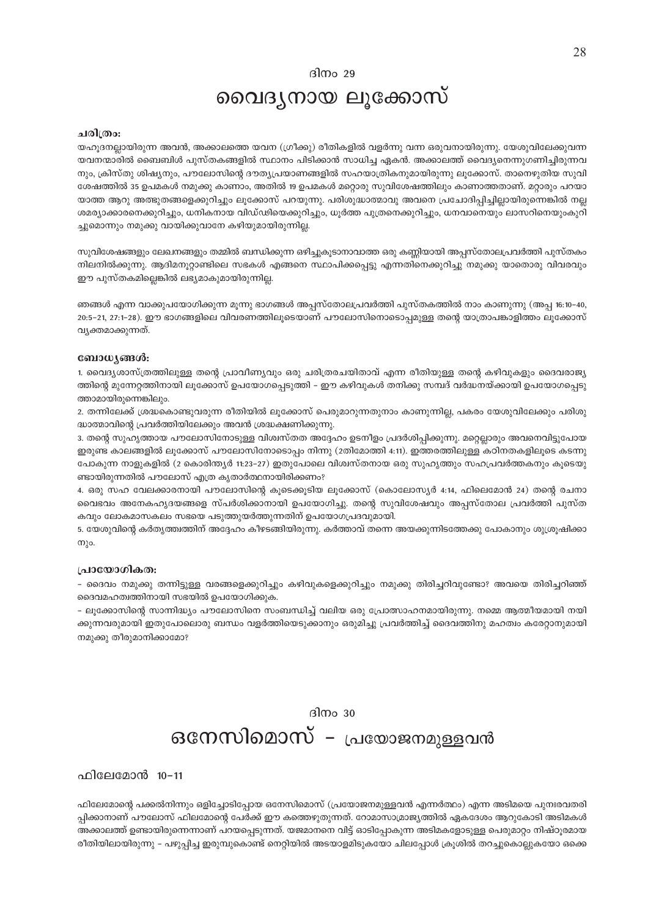ദിനം 29

# വൈദ്യനായ ലൂക്കോസ്

**ചരിത്രം:**

യഹൂദനല്ലായിരുന്ന അവൻ, അക്കാലത്തെ യവന (ഗ്രീക്കു) രീതികളിൽ വളർന്നു വന്ന ഒരുവനായിരുന്നു. യേശുവിലേക്കുവന്ന യവനന്മാരിൽ ബൈബിൾ പുസ്തകങ്ങളിൽ സ്ഥാനം പിടിക്കാൻ സാധിച്ച ഏകൻ. അക്കാലത്ത് വൈദ്യനെന്നുഗണിച്ചിരുന്നവനും, ക്രിസ്തു ശിഷ്യനും, പൗലോസിന്റെ ദൗത്യപ്രയാണങ്ങളിൽ സഹയാത്രികനുമായിരുന്നു ലൂക്കോസ്. താനെഴുതിയ സുവിശേഷത്തിൽ 35 ഉപമകൾ നമുക്കു കാണാം, അതിൽ 19 ഉപമകൾ മറ്റൊരു സുവിശേഷത്തിലും കാണാത്തതാണ്. മറ്റാരും പറയാത്ത ആറു അത്ഭുതങ്ങളെക്കുറിച്ചും ലൂക്കോസ് പറയുന്നു. പരിശുദ്ധാത്മാവു അവനെ പ്രചോദിപ്പിച്ചില്ലായിരുന്നെങ്കിൽ നല്ല ശമര്യാക്കാരനെക്കുറിച്ചും, ധനികനായ വിഡ്ഢിയെക്കുറിച്ചും, ധൂർത്ത പുത്രനെക്കുറിച്ചും, ധനവാനെയും ലാസറിനെയുംകുറിച്ചുമൊന്നും നമുക്കു വായിക്കുവാനേ കഴിയുമായിരുന്നില്ല.

സുവിശേഷങ്ങളും ലേഖനങ്ങളും തമ്മിൽ ബന്ധിക്കുന്ന ഒഴിച്ചുകൂടാനാവാത്ത ഒരു കണ്ണിയായി അപ്പസ്തോലപ്രവർത്തി പുസ്തകം നിലനിൽക്കുന്നു. ആദിമനൂറ്റാണ്ടിലെ സഭകൾ എങ്ങനെ സ്ഥാപിക്കപ്പെട്ടു എന്നതിനെക്കുറിച്ചു നമുക്കു യാതൊരു വിവരവും ഈ പുസ്തകമില്ലെങ്കിൽ ലഭ്യമാകുമായിരുന്നില്ല.

ഞങ്ങൾ എന്ന വാക്കുപയോഗിക്കുന്ന മൂന്നു ഭാഗങ്ങൾ അപ്പസ്തോലപ്രവർത്തി പുസ്തകത്തിൽ നാം കാണുന്നു (അപ്പ 16:10-40, 20:5-21, 27:1-28). ഈ ഭാഗങ്ങളിലെ വിവരണത്തിലൂടെയാണ് പൗലോസിനൊടൊപ്പമുള്ള തന്റെ യാത്രാപങ്കാളിത്തം ലൂക്കോസ് വ്യക്തമാക്കുന്നത്.

**ബോധ്യങ്ങൾ:**

1. വൈദ്യശാസ്ത്രത്തിലുള്ള തന്റെ പ്രാവീണ്യവും ഒരു ചരിത്രരചയിതാവ് എന്ന രീതിയുള്ള തന്റെ കഴിവുകളും ദൈവരാജ്യത്തിന്റെ മുന്നേറ്റത്തിനായി ലൂക്കോസ് ഉപയോഗപ്പെടുത്തി - ഈ കഴിവുകൾ തനിക്കു സമ്പദ് വർദ്ധനയ്ക്കായി ഉപയോഗപ്പെടുത്താമായിരുന്നെങ്കിലും.
2. തന്നിലേക്ക് ശ്രദ്ധകൊണ്ടുവരുന്ന രീതിയിൽ ലൂക്കോസ് പെരുമാറുന്നതുനാം കാണുന്നില്ല, പകരം യേശുവിലേക്കും പരിശുദ്ധാത്മാവിന്റെ പ്രവർത്തിയിലേക്കും അവൻ ശ്രദ്ധക്ഷണിക്കുന്നു.
3. തന്റെ സുഹൃത്തായ പൗലോസിനോടുള്ള വിശ്വസ്തത അദ്ദേഹം ഉടനീളം പ്രദർശിപ്പിക്കുന്നു. മറ്റെല്ലാരും അവനെവിട്ടുപോയ ഇരുണ്ട കാലങ്ങളിൽ ലൂക്കോസ് പൗലോസിനോടൊപ്പം നിന്നു (2തിമോത്തി 4:11). ഇത്തരത്തിലുള്ള കഠിനതകളിലൂടെ കടന്നുപോകുന്ന നാളുകളിൽ (2 കൊരിന്ത്യർ 11:23-27) ഇതുപോലെ വിശ്വസ്തനായ ഒരു സുഹൃത്തും സഹപ്രവർത്തകനും കൂടെയുണ്ടായിരുന്നതിൽ പൗലോസ് എത്ര കൃതാർത്ഥനായിരിക്കണം?
4. ഒരു സഹ വേലക്കാരനായി പൗലോസിന്റെ കൂടെക്കൂടിയ ലൂക്കോസ് (കൊലോസ്യർ 4:14, ഫിലെമോൻ 24) തന്റെ രചനാവൈഭവം അനേകഹൃദയങ്ങളെ സ്പർശിക്കാനായി ഉപയോഗിച്ചു. തന്റെ സുവിശേഷവും അപ്പസ്തോല പ്രവർത്തി പുസ്തകവും ലോകമാസകലം സഭയെ പടുത്തുയർത്തുന്നതിന് ഉപയോഗപ്രദവുമായി.
5. യേശുവിന്റെ കർതൃത്ത്വത്തിന് അദ്ദേഹം കീഴടങ്ങിയിരുന്നു. കർത്താവ് തന്നെ അയക്കുന്നിടത്തേക്കു പോകാനും ശുശ്രൂഷിക്കാനും.

**പ്രായോഗികത:**

- ദൈവം നമുക്കു തന്നിട്ടുള്ള വരങ്ങളെക്കുറിച്ചും കഴിവുകളെക്കുറിച്ചും നമുക്കു തിരിച്ചറിവുണ്ടോ? അവയെ തിരിച്ചറിഞ്ഞ് ദൈവമഹത്വത്തിനായി സഭയിൽ ഉപയോഗിക്കുക.
- ലൂക്കോസിന്റെ സാന്നിദ്ധ്യം പൗലോസിനെ സംബന്ധിച്ച് വലിയ ഒരു പ്രോത്സാഹനമായിരുന്നു. നമ്മെ ആത്മീയമായി നയിക്കുന്നവരുമായി ഇതുപോലൊരു ബന്ധം വളർത്തിയെടുക്കാനും ഒരുമിച്ചു പ്രവർത്തിച്ച് ദൈവത്തിനു മഹത്വം കരേറ്റാനുമായി നമുക്കു തീരുമാനിക്കാമോ?

ദിനം 30

# ഒനേസിമൊസ് - പ്രയോജനമുള്ളവൻ

ഫിലേമോൻ 10-11

ഫിലേമോന്റെ പക്കൽനിന്നും ഒളിച്ചോടിപ്പോയ ഒനേസിമൊസ് (പ്രയോജനമുള്ളവൻ എന്നർത്ഥം) എന്ന അടിമയെ പുനഃരവതരിപ്പിക്കാനാണ് പൗലോസ് ഫിലമോന്റെ പേർക്ക് ഈ കത്തെഴുതുന്നത്. റോമാസാമ്രാജ്യത്തിൽ ഏകദേശം ആറുകോടി അടിമകൾ അക്കാലത്ത് ഉണ്ടായിരുന്നെന്നാണ് പറയപ്പെടുന്നത്. യജമാനനെ വിട്ട് ഓടിപ്പോകുന്ന അടിമകളോടുള്ള പെരുമാറ്റം നിഷ്ഠൂരമായ രീതിയിലായിരുന്നു - പഴുപ്പിച്ച ഇരുമ്പുകൊണ്ട് നെറ്റിയിൽ അടയാളമിടുകയോ ചിലപ്പോൾ ക്രൂശിൽ തറച്ചുകൊല്ലുകയോ ഒക്കെ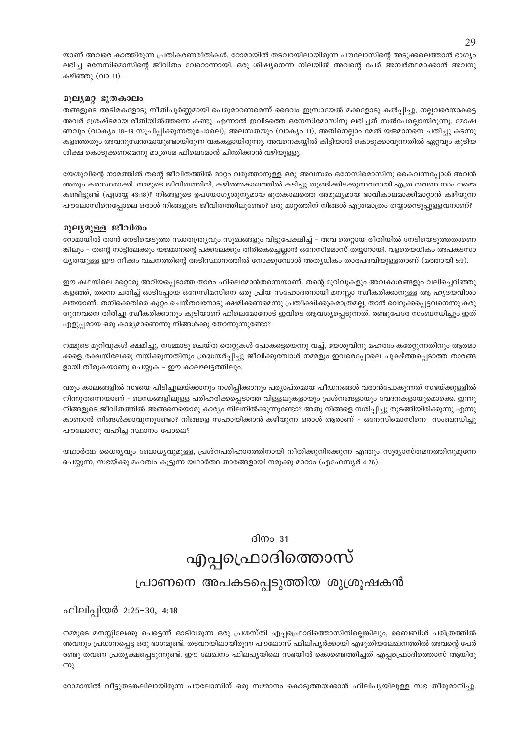യാണ് അവരെ കാത്തിരുന്ന പ്രതികരണരീതികൾ. റോമായിൽ തടവറയിലായിരുന്ന പൗലോസിന്റെ അടുക്കലെത്താൻ ഭാഗ്യം ലഭിച്ച ഒനേസിമൊസിന്റെ ജീവിതം വേറൊന്നായി. ഒരു ശിഷ്യനെന്ന നിലയിൽ അവന്റെ പേര് അന്വർത്ഥമാക്കാൻ അവനു കഴിഞ്ഞു (വാ 11).

### മൂല്യമറ്റ ഭൂതകാലം

തങ്ങളുടെ അടിമകളോടു നീതിപൂർണ്ണമായി പെരുമാറണമെന്ന് ദൈവം ഇസ്രായേൽ മക്കളോടു കൽപ്പിച്ചു, നല്ലവരെയാകട്ടെ അവർ ശ്രേഷ്ടമായ രീതിയിൽത്തന്നെ കണ്ടു. എന്നാൽ ഇവിടത്തെ ഒനേസിമോസിനു ലഭിച്ചത് സൽപേരല്ലായിരുന്നു. മോഷണവും (വാക്യം 18-19 സൂചിപ്പിക്കുന്നതുപോലെ), അലസതയും (വാക്യം 11), അതിനെല്ലാം മേൽ യജമാനനെ ചതിച്ചു കടന്നുകളഞ്ഞതും അവനുസ്വന്തമായുണ്ടായിരുന്ന വകകളായിരുന്നു. അവനെകയ്യിൽ കിട്ടിയാൽ കൊടുക്കാവുന്നതിൽ ഏറ്റവും കൂടിയ ശിക്ഷ കൊടുക്കണമെന്നു മാത്രമേ ഫിലെമോൻ ചിന്തിക്കാൻ വഴിയുള്ളു.

യേശുവിന്റെ നാമത്തിൽ തന്റെ ജീവിതത്തിൽ മാറ്റം വരുത്താനുള്ള ഒരു അവസരം ഒനേസിമൊസിനു കൈവന്നപ്പോൾ അവൻ അതും കരസ്ഥമാക്കി. നമ്മുടെ ജീവിതത്തിൽ, കഴിഞ്ഞകാലത്തിൽ കടിച്ചു തൂങ്ങിക്കിടക്കുന്നവരായി എത്ര തവണ നാം നമ്മെ കണ്ടിട്ടുണ്ട് (ഏശയ്യ 43:18)? നിങ്ങളുടെ ഉപയോഗ്യശൂന്യമായ ഭൂതകാലത്തെ അമൂല്യമായ ഭാവികാലമാക്കിമാറ്റാൻ കഴിയുന്ന പൗലോസിനെപ്പോലെ ഒരാൾ നിങ്ങളുടെ ജീവിതത്തിലുണ്ടോ? ഒരു മാറ്റത്തിന് നിങ്ങൾ എത്രമാത്രം തയ്യാറെടുപ്പുള്ളവനാണ്?

### മൂല്യമുള്ള ജീവിതം

റോമായിൽ താൻ നേടിയെടുത്ത സ്വാതന്ത്ര്യവും സുഖങ്ങളും വിട്ടുപേക്ഷിച്ച് - അവ തെറ്റായ രീതിയിൽ നേടിയെടുത്തതാണെങ്കിലും - തന്റെ നാട്ടിലേക്കും യജമാനന്റെ പക്കലേക്കും തിരികെച്ചെല്ലാൻ ഒനേസിമൊസ് തയ്യാറായി. വളരെയധികം അപകടസാധ്യതയുള്ള ഈ നീക്കം വചനത്തിന്റെ അടിസ്ഥാനത്തിൽ നോക്കുമ്പോൾ അത്യധികം താരപദവിയുള്ളതാണ് (മത്തായി 5:9).

ഈ കഥയിലെ മറ്റൊരു അറിയപ്പെടാത്ത താരം ഫിലെമോൻതന്നെയാണ്. തന്റെ മുറിവുകളും അവകാശങ്ങളും വലിച്ചെറിഞ്ഞുകളഞ്ഞ്, തന്നെ ചതിച്ച് ഓടിപ്പോയ ഒനേസിമസിനെ ഒരു പ്രിയ സഹോദരനായി മനസ്സാ സ്വീകരിക്കാനുള്ള ആ ഹൃദയവിശാലതയാണ്. തനിക്കെതിരെ കുറ്റം ചെയ്തവനോടു ക്ഷമിക്കണമെന്നു പ്രതീക്ഷിക്കുകമാത്രമല്ല, താൻ വെറുക്കപ്പെട്ടവനെന്നു കരുതുന്നവനെ തിരിച്ചു സ്വീകരിക്കാനും കൂടിയാണ് ഫിലെമോനോട് ഇവിടെ ആവശ്യപ്പെടുന്നത്. രണ്ടുപേരേ സംബന്ധിച്ചും ഇത് എളുപ്പമായ ഒരു കാര്യമാണെന്നു നിങ്ങൾക്കു തോന്നുന്നുണ്ടോ?

നമ്മുടെ മുറിവുകൾ ക്ഷമിച്ചു, നമ്മോടു ചെയ്ത തെറ്റുകൾ പോകട്ടെയെന്നു വച്ച്, യേശുവിനു മഹത്വം കരേറ്റുന്നതിനും ആത്മാക്കളെ രക്ഷയിലേക്കു നയിക്കുന്നതിനും ശ്രദ്ധയർപ്പിച്ചു ജീവിക്കുമ്പോൾ നമ്മളും ഇവരെപ്പോലെ പുകഴ്ത്തപ്പെടാത്ത താരങ്ങളായി തീരുകയാണു ചെയ്യുക - ഈ കാലഘട്ടത്തിലും.

വരും കാലങ്ങളിൽ സഭയെ പിടിച്ചുലയ്ക്കാനും നശിപ്പിക്കാനും പര്യാപ്തമായ പീഡനങ്ങൾ വരാൻപോകുന്നത് സഭയ്ക്കുള്ളിൽ നിന്നുതന്നെയാണ് - ബന്ധങ്ങളിലുള്ള പരിഹരിക്കപ്പെടാത്ത വിള്ളലുകളായും പ്രശ്നങ്ങളായും വേദനകളായുമൊക്കെ. ഇന്നു നിങ്ങളുടെ ജീവിതത്തിൽ അങ്ങനെയൊരു കാര്യം നിലനിൽക്കുന്നുണ്ടോ? അതു നിങ്ങളെ നശിപ്പിച്ചു തുടങ്ങിയിരിക്കുന്നു എന്നു കാണാൻ നിങ്ങൾക്കാവുന്നുണ്ടോ? നിങ്ങളെ സഹായിക്കാൻ കഴിയുന്ന ഒരാൾ ആരാണ് - ഒനേസിമൊസിനെ സംബന്ധിച്ചു പൗലോസു വഹിച്ച സ്ഥാനം പോലെ?

യഥാർത്ഥ ധൈര്യവും ബോധ്യവുമുള്ള, പ്രശ്നപരിഹാരത്തിനായി നീതിക്കുനിരക്കുന്ന എന്തും സൂര്യാസ്തമനത്തിനുമുന്നേ ചെയ്യുന്ന, സഭയ്ക്കു മഹത്വം കൂട്ടുന്ന യഥാർത്ഥ താരങ്ങളായി നമുക്കു മാറാം (എഫേസ്യർ 4:26).

## ദിനം 31

# എപ്പഫ്രൊദിത്തൊസ്

## പ്രാണനെ അപകടപ്പെടുത്തിയ ശുശ്രൂഷകൻ

ഫിലിപ്പിയർ 2:25-30, 4:18

നമ്മുടെ മനസ്സിലേക്കു പെട്ടെന്ന് ഓടിവരുന്ന ഒരു പ്രശസ്തി എപ്പഫ്രൊദിത്തൊസിനില്ലെങ്കിലും, ബൈബിൾ ചരിത്രത്തിൽ അവനും പ്രധാനപ്പെട്ട ഒരു ഭാഗമുണ്ട്. തടവറയിലായിരുന്ന പൗലോസ് ഫിലിപ്യർക്കായി എഴുതിയലേഖനത്തിൽ അവന്റെ പേര് രണ്ടു തവണ പ്രത്യക്ഷപ്പെടുന്നുണ്ട്. ഈ ലേഖനം ഫിലപ്യയിലെ സഭയിൽ കൊണ്ടെത്തിച്ചത് എപ്പഫ്രൊദിത്തൊസ് ആയിരുന്നു.

റോമായിൽ വീട്ടുതടങ്കലിലായിരുന്ന പൗലോസിന് ഒരു സമ്മാനം കൊടുത്തയക്കാൻ ഫിലിപ്യയിലുള്ള സഭ തീരുമാനിച്ചു.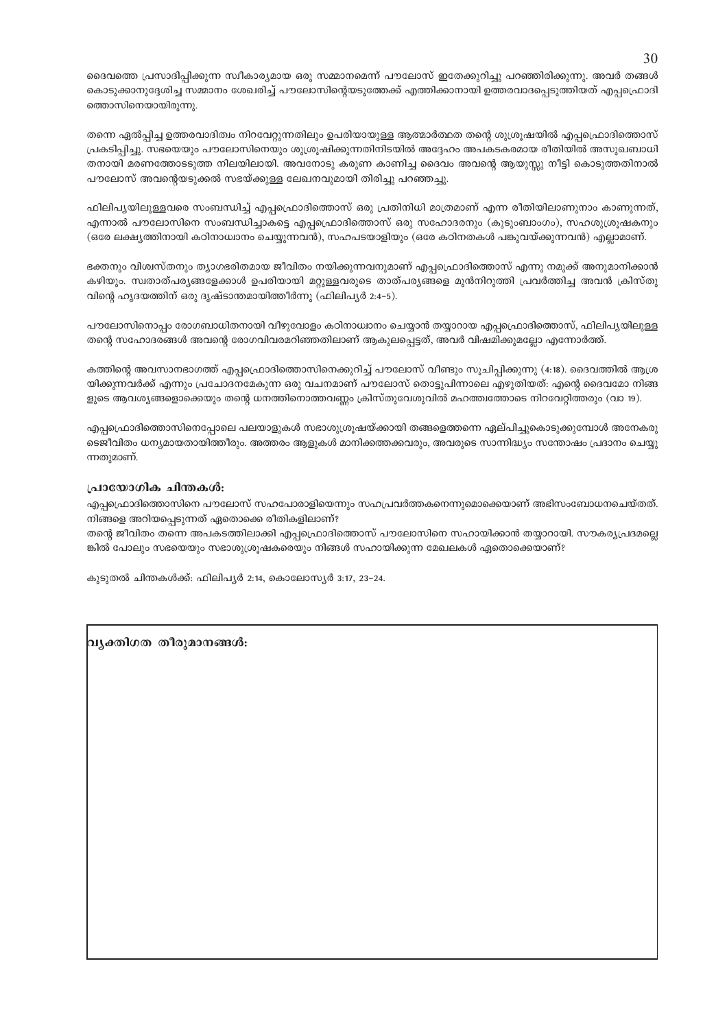ദൈവത്തെ പ്രസാദിപ്പിക്കുന്ന സ്വീകാര്യമായ ഒരു സമ്മാനമെന്ന് പൗലോസ് ഇതേക്കുറിച്ചു പറഞ്ഞിരിക്കുന്നു. അവർ തങ്ങൾ കൊടുക്കാനുദ്ദേശിച്ച സമ്മാനം ശേഖരിച്ച് പൗലോസിന്റെയടുത്തേക്ക് എത്തിക്കാനായി ഉത്തരവാദപ്പെടുത്തിയത് എപ്പഫ്രൊദിത്തൊസിനെയായിരുന്നു.

തന്നെ ഏൽപ്പിച്ച ഉത്തരവാദിത്വം നിറവേറ്റുന്നതിലും ഉപരിയായുള്ള ആത്മാർത്ഥത തന്റെ ശുശ്രൂഷയിൽ എപ്പഫ്രൊദിത്തൊസ് പ്രകടിപ്പിച്ചു. സഭയെയും പൗലോസിനെയും ശുശ്രൂഷിക്കുന്നതിനിടയിൽ അദ്ദേഹം അപകടകരമായ രീതിയിൽ അസുഖബാധിതനായി മരണത്തോടടുത്ത നിലയിലായി. അവനോടു കരുണ കാണിച്ച ദൈവം അവന്റെ ആയുസ്സു നീട്ടി കൊടുത്തതിനാൽ പൗലോസ് അവന്റെയടുക്കൽ സഭയ്ക്കുള്ള ലേഖനവുമായി തിരിച്ചു പറഞ്ഞച്ചു.

ഫിലിപ്യയിലുള്ളവരെ സംബന്ധിച്ച് എപ്പഫ്രൊദിത്തൊസ് ഒരു പ്രതിനിധി മാത്രമാണ് എന്ന രീതിയിലാണുനാം കാണുന്നത്, എന്നാൽ പൗലോസിനെ സംബന്ധിച്ചാകട്ടെ എപ്പഫ്രൊദിത്തൊസ് ഒരു സഹോദരനും (കുടുംബാംഗം), സഹശുശ്രൂഷകനും (ഒരേ ലക്ഷ്യത്തിനായി കഠിനാധ്വാനം ചെയ്യുന്നവൻ), സഹപടയാളിയും (ഒരേ കഠിനതകൾ പങ്കുവയ്ക്കുന്നവൻ) എല്ലാമാണ്.

ഭക്തനും വിശ്വസ്തനും ത്യാഗഭരിതമായ ജീവിതം നയിക്കുന്നവനുമാണ് എപ്പഫ്രൊദിത്തൊസ് എന്നു നമുക്ക് അനുമാനിക്കാൻ കഴിയും. സ്വതാത്പര്യങ്ങളേക്കാൾ ഉപരിയായി മറ്റുള്ളവരുടെ താത്പര്യങ്ങളെ മുൻനിറുത്തി പ്രവർത്തിച്ച അവൻ ക്രിസ്തുവിന്റെ ഹൃദയത്തിന് ഒരു ദൃഷ്ടാന്തമായിത്തീർന്നു (ഫിലിപ്യർ 2:4-5).

പൗലോസിനൊപ്പം രോഗബാധിതനായി വീഴുവോളം കഠിനാധ്വാനം ചെയ്യാൻ തയ്യാറായ എപ്പഫ്രൊദിത്തൊസ്, ഫിലിപ്യയിലുള്ള തന്റെ സഹോദരങ്ങൾ അവന്റെ രോഗവിവരമറിഞ്ഞതിലാണ് ആകുലപ്പെട്ടത്, അവർ വിഷമിക്കുമല്ലോ എന്നോർത്ത്.

കത്തിന്റെ അവസാനഭാഗത്ത് എപ്പഫ്രൊദിത്തൊസിനെക്കുറിച്ച് പൗലോസ് വീണ്ടും സൂചിപ്പിക്കുന്നു (4:18). ദൈവത്തിൽ ആശ്രയിക്കുന്നവർക്ക് എന്നും പ്രചോദനമേകുന്ന ഒരു വചനമാണ് പൗലോസ് തൊട്ടുപിന്നാലെ എഴുതിയത്: എന്റെ ദൈവമോ നിങ്ങളുടെ ആവശ്യങ്ങളൊക്കെയും തന്റെ ധനത്തിനൊത്തവണ്ണം ക്രിസ്തുവേശുവിൽ മഹത്വത്തോടെ നിറവേറ്റിത്തരും (വാ 19).

എപ്പഫ്രൊദിത്തൊസിനെപ്പോലെ പലയാളുകൾ സഭാശുശ്രൂഷയ്ക്കായി തങ്ങളെത്തന്നെ ഏല്പിച്ചുകൊടുക്കുമ്പോൾ അനേകരുടെജീവിതം ധന്യമായതായിത്തീരും. അത്തരം ആളുകൾ മാനിക്കത്തക്കവരും, അവരുടെ സാന്നിദ്ധ്യം സന്തോഷം പ്രദാനം ചെയ്യുന്നതുമാണ്.

### പ്രായോഗിക ചിന്തകൾ:

എപ്പഫ്രൊദിത്തൊസിനെ പൗലോസ് സഹപോരാളിയെന്നും സഹപ്രവർത്തകനെന്നുമൊക്കെയാണ് അഭിസംബോധനചെയ്തത്. നിങ്ങളെ അറിയപ്പെടുന്നത് ഏതൊക്കെ രീതികളിലാണ്?
തന്റെ ജീവിതം തന്നെ അപകടത്തിലാക്കി എപ്പഫ്രൊദിത്തൊസ് പൗലോസിനെ സഹായിക്കാൻ തയ്യാറായി. സൗകര്യപ്രദമല്ലെങ്കിൽ പോലും സഭയെയും സഭാശുശ്രൂഷകരെയും നിങ്ങൾ സഹായിക്കുന്ന മേഖലകൾ ഏതൊക്കെയാണ്?

കൂടുതൽ ചിന്തകൾക്ക്: ഫിലിപ്യർ 2:14, കൊലോസ്യർ 3:17, 23-24.

**വ്യക്തിഗത തീരുമാനങ്ങൾ:**